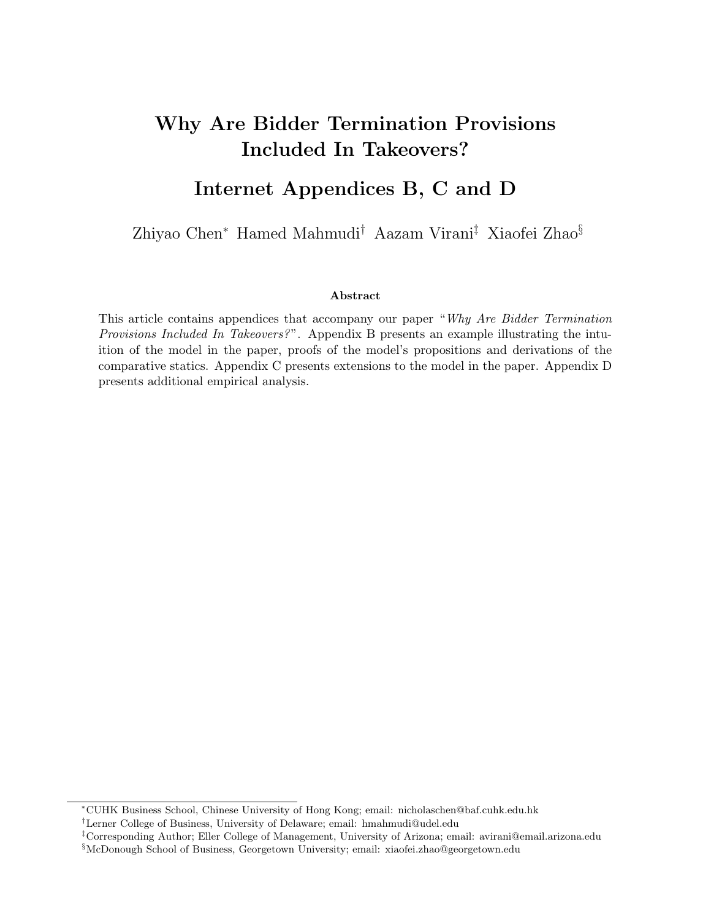# Why Are Bidder Termination Provisions Included In Takeovers?

## Internet Appendices B, C and D

Zhiyao Chen[*] Hamed Mahmudi[†] Aazam Virani[‡] Xiaofei Zhao[§]

### Abstract

This article contains appendices that accompany our paper "*Why Are Bidder Termination Provisions Included In Takeovers?*". Appendix B presents an example illustrating the intuition of the model in the paper, proofs of the model's propositions and derivations of the comparative statics. Appendix C presents extensions to the model in the paper. Appendix D presents additional empirical analysis.

---

[*]CUHK Business School, Chinese University of Hong Kong; email: nicholaschen@baf.cuhk.edu.hk

[†]Lerner College of Business, University of Delaware; email: hmahmudi@udel.edu

[‡]Corresponding Author; Eller College of Management, University of Arizona; email: avirani@email.arizona.edu

[§]McDonough School of Business, Georgetown University; email: xiaofei.zhao@georgetown.edu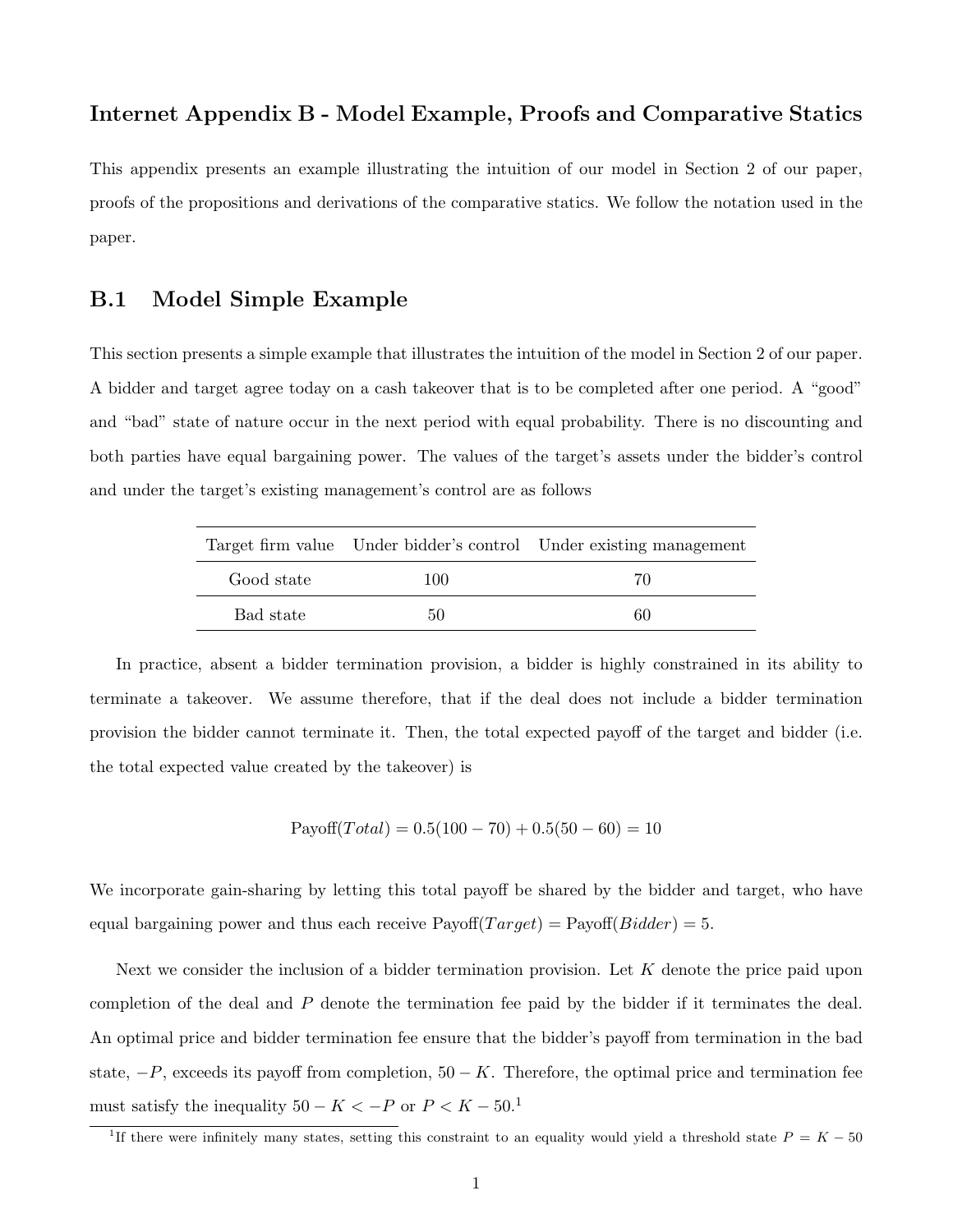## Internet Appendix B - Model Example, Proofs and Comparative Statics

This appendix presents an example illustrating the intuition of our model in Section 2 of our paper, proofs of the propositions and derivations of the comparative statics. We follow the notation used in the paper.

## B.1 Model Simple Example

This section presents a simple example that illustrates the intuition of the model in Section 2 of our paper. A bidder and target agree today on a cash takeover that is to be completed after one period. A "good" and "bad" state of nature occur in the next period with equal probability. There is no discounting and both parties have equal bargaining power. The values of the target's assets under the bidder's control and under the target's existing management's control are as follows

| Target firm value | Under bidder's control | Under existing management |
|---|---|---|
| Good state | 100 | 70 |
| Bad state | 50 | 60 |

In practice, absent a bidder termination provision, a bidder is highly constrained in its ability to terminate a takeover. We assume therefore, that if the deal does not include a bidder termination provision the bidder cannot terminate it. Then, the total expected payoff of the target and bidder (i.e. the total expected value created by the takeover) is

$$\text{Payoff}(Total) = 0.5(100 - 70) + 0.5(50 - 60) = 10$$

We incorporate gain-sharing by letting this total payoff be shared by the bidder and target, who have equal bargaining power and thus each receive $\text{Payoff}(Target) = \text{Payoff}(Bidder) = 5$.

Next we consider the inclusion of a bidder termination provision. Let $K$ denote the price paid upon completion of the deal and $P$ denote the termination fee paid by the bidder if it terminates the deal. An optimal price and bidder termination fee ensure that the bidder's payoff from termination in the bad state, $-P$, exceeds its payoff from completion, $50 - K$. Therefore, the optimal price and termination fee must satisfy the inequality $50 - K < -P$ or $P < K - 50$.[1]

[1] If there were infinitely many states, setting this constraint to an equality would yield a threshold state $P = K - 50$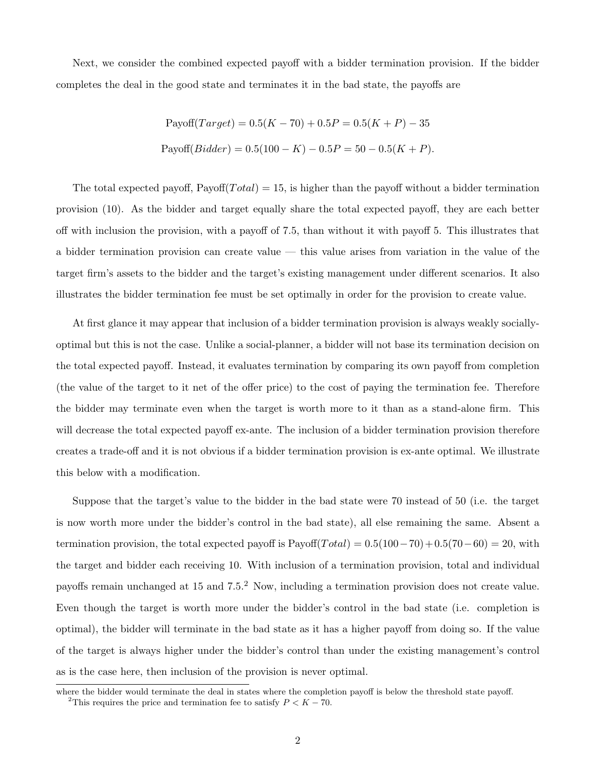Next, we consider the combined expected payoff with a bidder termination provision. If the bidder completes the deal in the good state and terminates it in the bad state, the payoffs are

$$\text{Payoff}(Target) = 0.5(K - 70) + 0.5P = 0.5(K + P) - 35$$

$$\text{Payoff}(Bidder) = 0.5(100 - K) - 0.5P = 50 - 0.5(K + P).$$

The total expected payoff, $\text{Payoff}(Total) = 15$, is higher than the payoff without a bidder termination provision (10). As the bidder and target equally share the total expected payoff, they are each better off with inclusion the provision, with a payoff of 7.5, than without it with payoff 5. This illustrates that a bidder termination provision can create value — this value arises from variation in the value of the target firm's assets to the bidder and the target's existing management under different scenarios. It also illustrates the bidder termination fee must be set optimally in order for the provision to create value.

At first glance it may appear that inclusion of a bidder termination provision is always weakly socially-optimal but this is not the case. Unlike a social-planner, a bidder will not base its termination decision on the total expected payoff. Instead, it evaluates termination by comparing its own payoff from completion (the value of the target to it net of the offer price) to the cost of paying the termination fee. Therefore the bidder may terminate even when the target is worth more to it than as a stand-alone firm. This will decrease the total expected payoff ex-ante. The inclusion of a bidder termination provision therefore creates a trade-off and it is not obvious if a bidder termination provision is ex-ante optimal. We illustrate this below with a modification.

Suppose that the target's value to the bidder in the bad state were 70 instead of 50 (i.e. the target is now worth more under the bidder's control in the bad state), all else remaining the same. Absent a termination provision, the total expected payoff is $\text{Payoff}(Total) = 0.5(100 - 70) + 0.5(70 - 60) = 20$, with the target and bidder each receiving 10. With inclusion of a termination provision, total and individual payoffs remain unchanged at 15 and 7.5.[2] Now, including a termination provision does not create value. Even though the target is worth more under the bidder's control in the bad state (i.e. completion is optimal), the bidder will terminate in the bad state as it has a higher payoff from doing so. If the value of the target is always higher under the bidder's control than under the existing management's control as is the case here, then inclusion of the provision is never optimal.

---

where the bidder would terminate the deal in states where the completion payoff is below the threshold state payoff.

[2] This requires the price and termination fee to satisfy $P < K - 70$.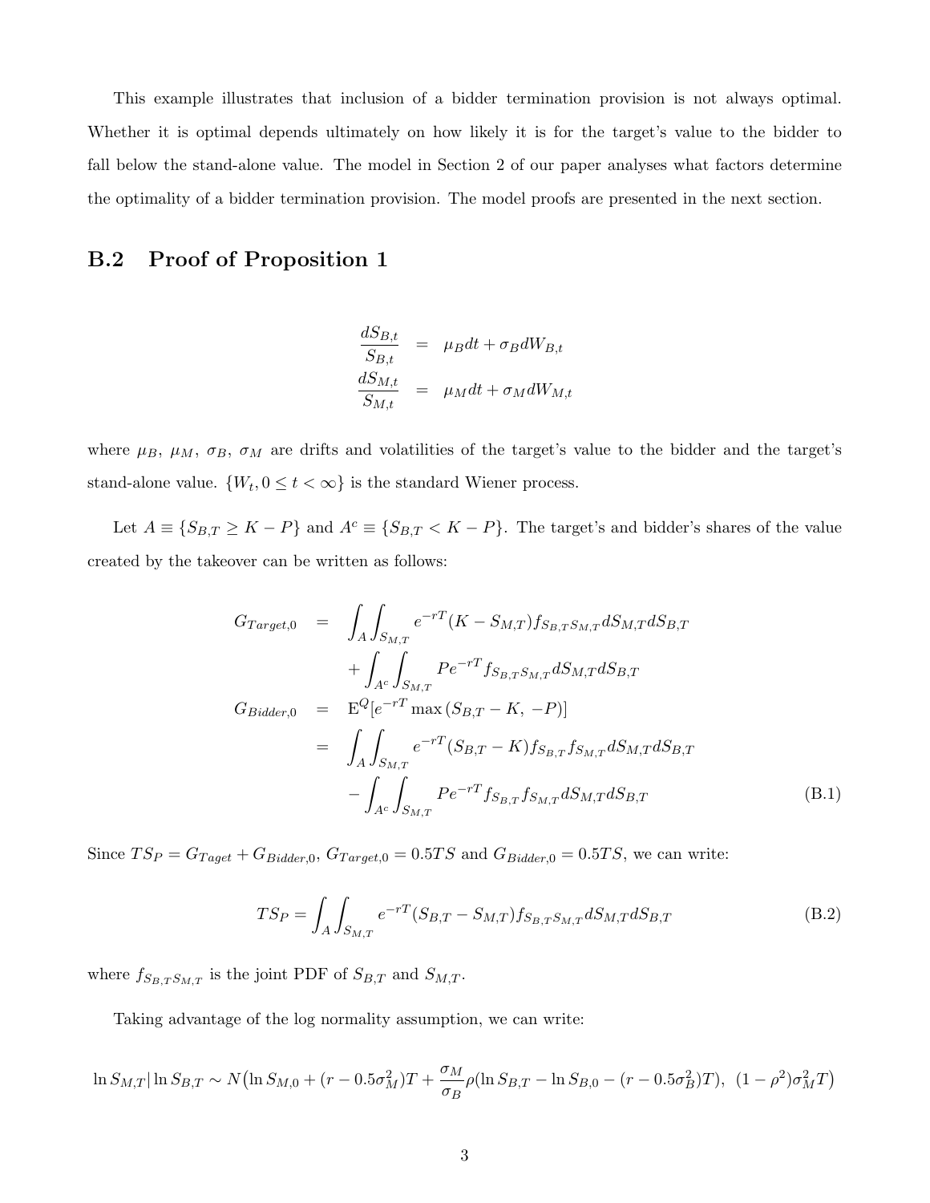This example illustrates that inclusion of a bidder termination provision is not always optimal. Whether it is optimal depends ultimately on how likely it is for the target's value to the bidder to fall below the stand-alone value. The model in Section 2 of our paper analyses what factors determine the optimality of a bidder termination provision. The model proofs are presented in the next section.

## B.2 Proof of Proposition 1

$$
\begin{aligned}
\frac{dS_{B,t}}{S_{B,t}} &= \mu_B dt + \sigma_B dW_{B,t} \\
\frac{dS_{M,t}}{S_{M,t}} &= \mu_M dt + \sigma_M dW_{M,t}
\end{aligned}
$$

where $\mu_B$, $\mu_M$, $\sigma_B$, $\sigma_M$ are drifts and volatilities of the target's value to the bidder and the target's stand-alone value. $\{W_t, 0 \leq t < \infty\}$ is the standard Wiener process.

Let $A \equiv \{S_{B,T} \geq K - P\}$ and $A^c \equiv \{S_{B,T} < K - P\}$. The target's and bidder's shares of the value created by the takeover can be written as follows:

$$
\begin{aligned}
G_{Target,0} &= \int_A \int_{S_{M,T}} e^{-rT}(K - S_{M,T}) f_{S_{B,T}S_{M,T}} dS_{M,T} dS_{B,T} \\
&\quad + \int_{A^c} \int_{S_{M,T}} P e^{-rT} f_{S_{B,T}S_{M,T}} dS_{M,T} dS_{B,T} \\
G_{Bidder,0} &= \mathrm{E}^Q[e^{-rT} \max{(S_{B,T} - K, \, -P)}] \\
&= \int_A \int_{S_{M,T}} e^{-rT}(S_{B,T} - K) f_{S_{B,T}} f_{S_{M,T}} dS_{M,T} dS_{B,T} \\
&\quad - \int_{A^c} \int_{S_{M,T}} P e^{-rT} f_{S_{B,T}} f_{S_{M,T}} dS_{M,T} dS_{B,T} \qquad \text{(B.1)}
\end{aligned}
$$

Since $TS_P = G_{Taget} + G_{Bidder,0}$, $G_{Target,0} = 0.5TS$ and $G_{Bidder,0} = 0.5TS$, we can write:

$$
TS_P = \int_A \int_{S_{M,T}} e^{-rT}(S_{B,T} - S_{M,T}) f_{S_{B,T}S_{M,T}} dS_{M,T} dS_{B,T} \qquad \text{(B.2)}
$$

where $f_{S_{B,T}S_{M,T}}$ is the joint PDF of $S_{B,T}$ and $S_{M,T}$.

Taking advantage of the log normality assumption, we can write:

$$
\ln S_{M,T} | \ln S_{B,T} \sim N\big(\ln S_{M,0} + (r - 0.5\sigma_M^2)T + \frac{\sigma_M}{\sigma_B}\rho(\ln S_{B,T} - \ln S_{B,0} - (r - 0.5\sigma_B^2)T), \; (1 - \rho^2)\sigma_M^2 T\big)
$$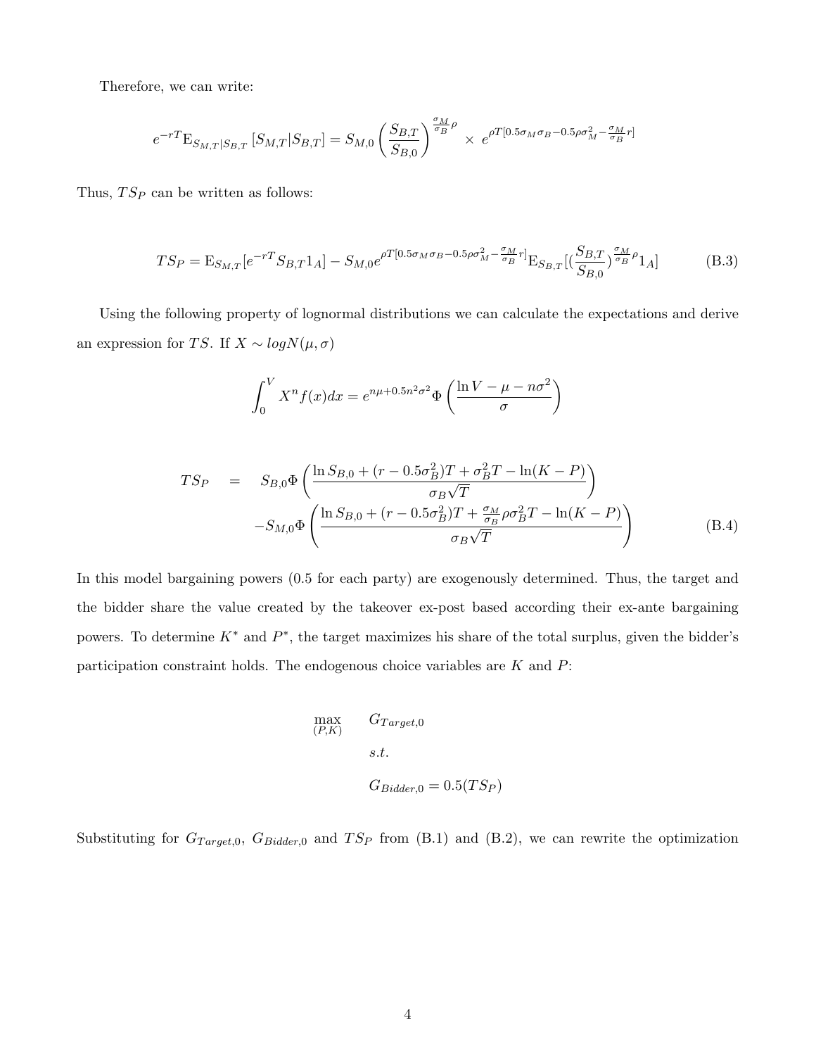Therefore, we can write:

$$e^{-rT}\mathrm{E}_{S_{M,T}|S_{B,T}}\left[S_{M,T}|S_{B,T}\right] = S_{M,0}\left(\frac{S_{B,T}}{S_{B,0}}\right)^{\frac{\sigma_M}{\sigma_B}\rho} \times e^{\rho T[0.5\sigma_M\sigma_B - 0.5\rho\sigma_M^2 - \frac{\sigma_M}{\sigma_B}r]}$$

Thus, $TS_P$ can be written as follows:

$$TS_P = \mathrm{E}_{S_{M,T}}[e^{-rT}S_{B,T}1_A] - S_{M,0}e^{\rho T[0.5\sigma_M\sigma_B - 0.5\rho\sigma_M^2 - \frac{\sigma_M}{\sigma_B}r]}\mathrm{E}_{S_{B,T}}[(\frac{S_{B,T}}{S_{B,0}})^{\frac{\sigma_M}{\sigma_B}\rho}1_A] \tag{B.3}$$

Using the following property of lognormal distributions we can calculate the expectations and derive an expression for $TS$. If $X \sim logN(\mu, \sigma)$

$$\int_0^V X^n f(x)dx = e^{n\mu + 0.5n^2\sigma^2}\Phi\left(\frac{\ln V - \mu - n\sigma^2}{\sigma}\right)$$

$$\begin{aligned} TS_P \quad = \quad & S_{B,0}\Phi\left(\frac{\ln S_{B,0} + (r - 0.5\sigma_B^2)T + \sigma_B^2 T - \ln(K-P)}{\sigma_B\sqrt{T}}\right) \\ & - S_{M,0}\Phi\left(\frac{\ln S_{B,0} + (r - 0.5\sigma_B^2)T + \frac{\sigma_M}{\sigma_B}\rho\sigma_B^2 T - \ln(K-P)}{\sigma_B\sqrt{T}}\right) \end{aligned} \tag{B.4}$$

In this model bargaining powers (0.5 for each party) are exogenously determined. Thus, the target and the bidder share the value created by the takeover ex-post based according their ex-ante bargaining powers. To determine $K^*$ and $P^*$, the target maximizes his share of the total surplus, given the bidder's participation constraint holds. The endogenous choice variables are $K$ and $P$:

$$\begin{aligned} \max_{(P,K)} \quad & G_{Target,0} \\ & s.t. \\ & G_{Bidder,0} = 0.5(TS_P) \end{aligned}$$

Substituting for $G_{Target,0}$, $G_{Bidder,0}$ and $TS_P$ from (B.1) and (B.2), we can rewrite the optimization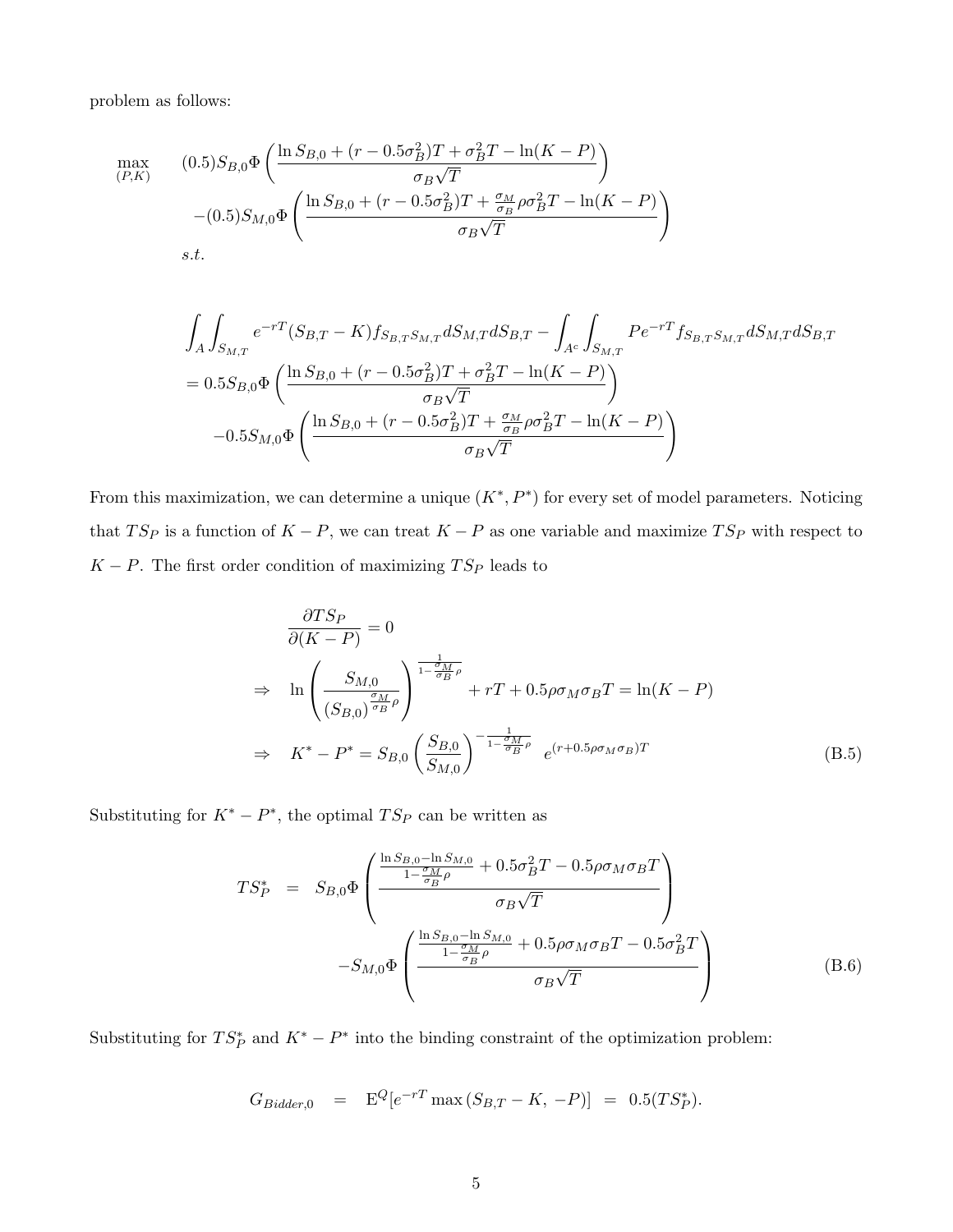problem as follows:

$$
\begin{aligned}
\max_{(P,K)} \quad & (0.5)S_{B,0}\Phi\left(\frac{\ln S_{B,0} + (r - 0.5\sigma_B^2)T + \sigma_B^2 T - \ln(K-P)}{\sigma_B\sqrt{T}}\right) \\
& -(0.5)S_{M,0}\Phi\left(\frac{\ln S_{B,0} + (r - 0.5\sigma_B^2)T + \frac{\sigma_M}{\sigma_B}\rho\sigma_B^2 T - \ln(K-P)}{\sigma_B\sqrt{T}}\right) \\
& s.t.
\end{aligned}
$$

$$
\begin{aligned}
& \int_A\int_{S_{M,T}} e^{-rT}(S_{B,T} - K) f_{S_{B,T}S_{M,T}} dS_{M,T} dS_{B,T} - \int_{A^c}\int_{S_{M,T}} Pe^{-rT} f_{S_{B,T}S_{M,T}} dS_{M,T} dS_{B,T} \\
&= 0.5S_{B,0}\Phi\left(\frac{\ln S_{B,0} + (r - 0.5\sigma_B^2)T + \sigma_B^2 T - \ln(K-P)}{\sigma_B\sqrt{T}}\right) \\
&\quad -0.5S_{M,0}\Phi\left(\frac{\ln S_{B,0} + (r - 0.5\sigma_B^2)T + \frac{\sigma_M}{\sigma_B}\rho\sigma_B^2 T - \ln(K-P)}{\sigma_B\sqrt{T}}\right)
\end{aligned}
$$

From this maximization, we can determine a unique $(K^*, P^*)$ for every set of model parameters. Noticing that $TS_P$ is a function of $K - P$, we can treat $K - P$ as one variable and maximize $TS_P$ with respect to $K - P$. The first order condition of maximizing $TS_P$ leads to

$$
\begin{aligned}
& \frac{\partial TS_P}{\partial(K-P)} = 0 \\
\Rightarrow \quad & \ln\left(\frac{S_{M,0}}{(S_{B,0})^{\frac{\sigma_M}{\sigma_B}\rho}}\right)^{\frac{1}{1-\frac{\sigma_M}{\sigma_B}\rho}} + rT + 0.5\rho\sigma_M\sigma_B T = \ln(K-P) \\
\Rightarrow \quad & K^* - P^* = S_{B,0}\left(\frac{S_{B,0}}{S_{M,0}}\right)^{-\frac{1}{1-\frac{\sigma_M}{\sigma_B}\rho}} e^{(r+0.5\rho\sigma_M\sigma_B)T} \qquad \text{(B.5)}
\end{aligned}
$$

Substituting for $K^* - P^*$, the optimal $TS_P$ can be written as

$$
\begin{aligned}
TS_P^* \;=\; & S_{B,0}\Phi\left(\frac{\frac{\ln S_{B,0} - \ln S_{M,0}}{1-\frac{\sigma_M}{\sigma_B}\rho} + 0.5\sigma_B^2 T - 0.5\rho\sigma_M\sigma_B T}{\sigma_B\sqrt{T}}\right) \\
& -S_{M,0}\Phi\left(\frac{\frac{\ln S_{B,0} - \ln S_{M,0}}{1-\frac{\sigma_M}{\sigma_B}\rho} + 0.5\rho\sigma_M\sigma_B T - 0.5\sigma_B^2 T}{\sigma_B\sqrt{T}}\right) \qquad \text{(B.6)}
\end{aligned}
$$

Substituting for $TS_P^*$ and $K^* - P^*$ into the binding constraint of the optimization problem:

$$
G_{Bidder,0} \;=\; \mathrm{E}^Q[e^{-rT}\max(S_{B,T} - K,\, -P)] \;=\; 0.5(TS_P^*).
$$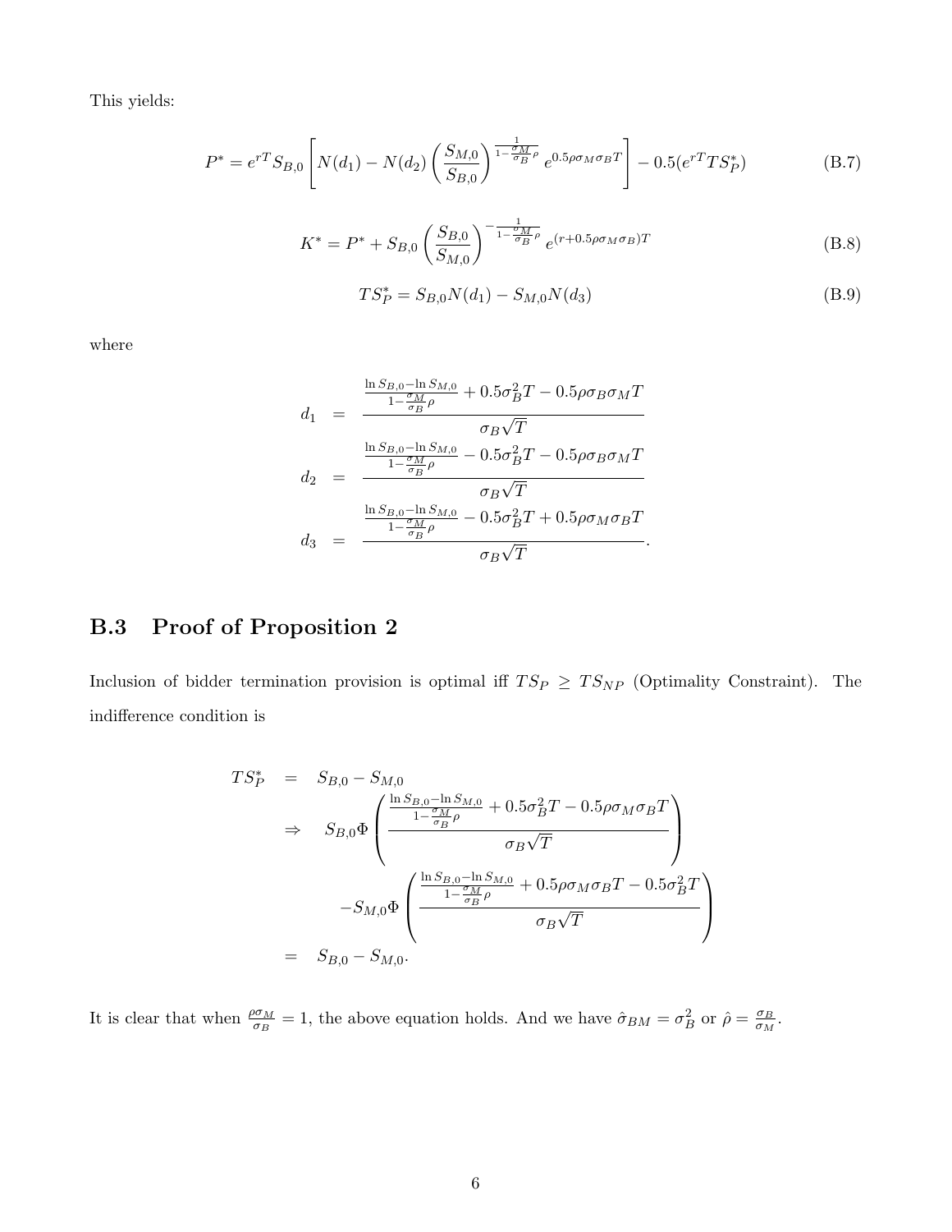This yields:

$$P^* = e^{rT} S_{B,0} \left[ N(d_1) - N(d_2) \left( \frac{S_{M,0}}{S_{B,0}} \right)^{\frac{1}{1-\frac{\sigma_M}{\sigma_B}\rho}} e^{0.5\rho\sigma_M\sigma_B T} \right] - 0.5(e^{rT} TS_P^*) \tag{B.7}$$

$$K^* = P^* + S_{B,0} \left( \frac{S_{B,0}}{S_{M,0}} \right)^{-\frac{1}{1-\frac{\sigma_M}{\sigma_B}\rho}} e^{(r+0.5\rho\sigma_M\sigma_B)T} \tag{B.8}$$

$$TS_P^* = S_{B,0} N(d_1) - S_{M,0} N(d_3) \tag{B.9}$$

where

$$\begin{aligned}
d_1 &= \frac{\frac{\ln S_{B,0} - \ln S_{M,0}}{1-\frac{\sigma_M}{\sigma_B}\rho} + 0.5\sigma_B^2 T - 0.5\rho\sigma_B\sigma_M T}{\sigma_B\sqrt{T}} \\
d_2 &= \frac{\frac{\ln S_{B,0} - \ln S_{M,0}}{1-\frac{\sigma_M}{\sigma_B}\rho} - 0.5\sigma_B^2 T - 0.5\rho\sigma_B\sigma_M T}{\sigma_B\sqrt{T}} \\
d_3 &= \frac{\frac{\ln S_{B,0} - \ln S_{M,0}}{1-\frac{\sigma_M}{\sigma_B}\rho} - 0.5\sigma_B^2 T + 0.5\rho\sigma_M\sigma_B T}{\sigma_B\sqrt{T}}.
\end{aligned}$$

## B.3 Proof of Proposition 2

Inclusion of bidder termination provision is optimal iff $TS_P \geq TS_{NP}$ (Optimality Constraint). The indifference condition is

$$\begin{aligned}
TS_P^* &= S_{B,0} - S_{M,0} \\
&\Rightarrow \quad S_{B,0}\Phi\left( \frac{\frac{\ln S_{B,0} - \ln S_{M,0}}{1-\frac{\sigma_M}{\sigma_B}\rho} + 0.5\sigma_B^2 T - 0.5\rho\sigma_M\sigma_B T}{\sigma_B\sqrt{T}} \right) \\
&\qquad -S_{M,0}\Phi\left( \frac{\frac{\ln S_{B,0} - \ln S_{M,0}}{1-\frac{\sigma_M}{\sigma_B}\rho} + 0.5\rho\sigma_M\sigma_B T - 0.5\sigma_B^2 T}{\sigma_B\sqrt{T}} \right) \\
&= S_{B,0} - S_{M,0}.
\end{aligned}$$

It is clear that when $\frac{\rho\sigma_M}{\sigma_B} = 1$, the above equation holds. And we have $\hat{\sigma}_{BM} = \sigma_B^2$ or $\hat{\rho} = \frac{\sigma_B}{\sigma_M}$.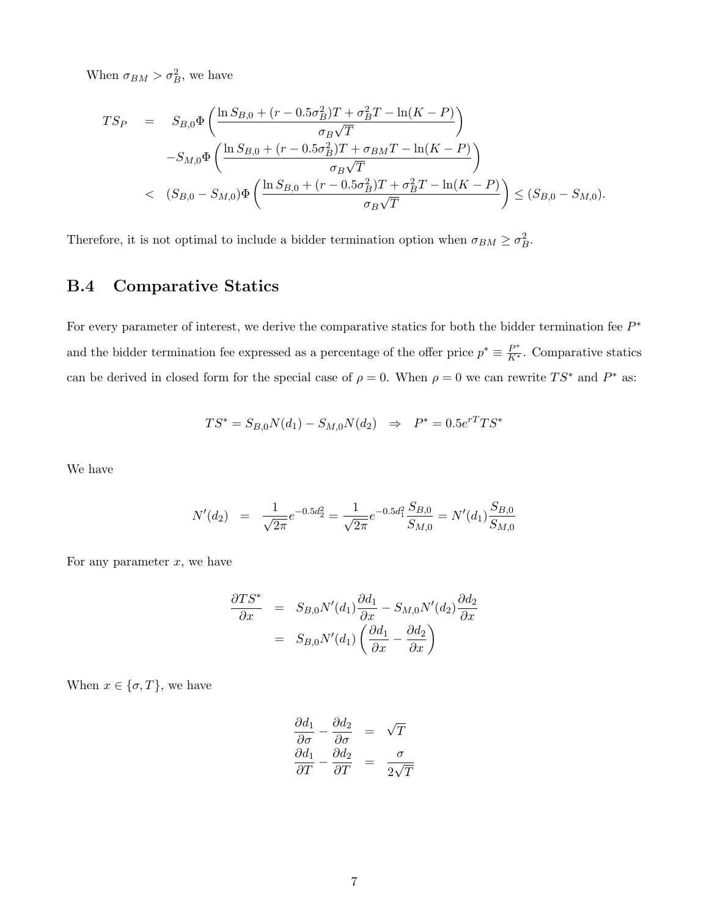When $\sigma_{BM} > \sigma_B^2$, we have

$$
\begin{aligned}
TS_P &= S_{B,0}\Phi\left(\frac{\ln S_{B,0} + (r - 0.5\sigma_B^2)T + \sigma_B^2 T - \ln(K-P)}{\sigma_B\sqrt{T}}\right) \\
&\quad - S_{M,0}\Phi\left(\frac{\ln S_{B,0} + (r - 0.5\sigma_B^2)T + \sigma_{BM} T - \ln(K-P)}{\sigma_B\sqrt{T}}\right) \\
&< (S_{B,0} - S_{M,0})\Phi\left(\frac{\ln S_{B,0} + (r - 0.5\sigma_B^2)T + \sigma_B^2 T - \ln(K-P)}{\sigma_B\sqrt{T}}\right) \leq (S_{B,0} - S_{M,0}).
\end{aligned}
$$

Therefore, it is not optimal to include a bidder termination option when $\sigma_{BM} \geq \sigma_B^2$.

## B.4 Comparative Statics

For every parameter of interest, we derive the comparative statics for both the bidder termination fee $P^*$ and the bidder termination fee expressed as a percentage of the offer price $p^* \equiv \frac{P^*}{K^*}$. Comparative statics can be derived in closed form for the special case of $\rho = 0$. When $\rho = 0$ we can rewrite $TS^*$ and $P^*$ as:

$$
TS^* = S_{B,0}N(d_1) - S_{M,0}N(d_2) \quad \Rightarrow \quad P^* = 0.5e^{rT}TS^*
$$

We have

$$
N'(d_2) = \frac{1}{\sqrt{2\pi}}e^{-0.5d_2^2} = \frac{1}{\sqrt{2\pi}}e^{-0.5d_1^2}\frac{S_{B,0}}{S_{M,0}} = N'(d_1)\frac{S_{B,0}}{S_{M,0}}
$$

For any parameter $x$, we have

$$
\begin{aligned}
\frac{\partial TS^*}{\partial x} &= S_{B,0}N'(d_1)\frac{\partial d_1}{\partial x} - S_{M,0}N'(d_2)\frac{\partial d_2}{\partial x} \\
&= S_{B,0}N'(d_1)\left(\frac{\partial d_1}{\partial x} - \frac{\partial d_2}{\partial x}\right)
\end{aligned}
$$

When $x \in \{\sigma, T\}$, we have

$$
\begin{aligned}
\frac{\partial d_1}{\partial \sigma} - \frac{\partial d_2}{\partial \sigma} &= \sqrt{T} \\
\frac{\partial d_1}{\partial T} - \frac{\partial d_2}{\partial T} &= \frac{\sigma}{2\sqrt{T}}
\end{aligned}
$$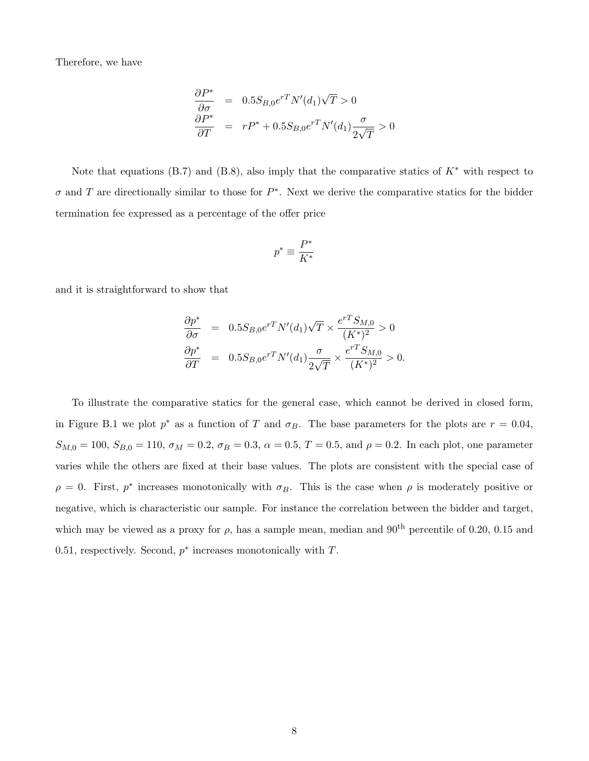Therefore, we have

$$
\begin{aligned}
\frac{\partial P^*}{\partial \sigma} &= 0.5 S_{B,0} e^{rT} N'(d_1)\sqrt{T} > 0 \\
\frac{\partial P^*}{\partial T} &= rP^* + 0.5 S_{B,0} e^{rT} N'(d_1)\frac{\sigma}{2\sqrt{T}} > 0
\end{aligned}
$$

Note that equations (B.7) and (B.8), also imply that the comparative statics of $K^*$ with respect to $\sigma$ and $T$ are directionally similar to those for $P^*$. Next we derive the comparative statics for the bidder termination fee expressed as a percentage of the offer price

$$
p^* \equiv \frac{P^*}{K^*}
$$

and it is straightforward to show that

$$
\begin{aligned}
\frac{\partial p^*}{\partial \sigma} &= 0.5 S_{B,0} e^{rT} N'(d_1)\sqrt{T} \times \frac{e^{rT} S_{M,0}}{(K^*)^2} > 0 \\
\frac{\partial p^*}{\partial T} &= 0.5 S_{B,0} e^{rT} N'(d_1)\frac{\sigma}{2\sqrt{T}} \times \frac{e^{rT} S_{M,0}}{(K^*)^2} > 0.
\end{aligned}
$$

To illustrate the comparative statics for the general case, which cannot be derived in closed form, in Figure B.1 we plot $p^*$ as a function of $T$ and $\sigma_B$. The base parameters for the plots are $r = 0.04$, $S_{M,0} = 100$, $S_{B,0} = 110$, $\sigma_M = 0.2$, $\sigma_B = 0.3$, $\alpha = 0.5$, $T = 0.5$, and $\rho = 0.2$. In each plot, one parameter varies while the others are fixed at their base values. The plots are consistent with the special case of $\rho = 0$. First, $p^*$ increases monotonically with $\sigma_B$. This is the case when $\rho$ is moderately positive or negative, which is characteristic our sample. For instance the correlation between the bidder and target, which may be viewed as a proxy for $\rho$, has a sample mean, median and $90^{\text{th}}$ percentile of 0.20, 0.15 and 0.51, respectively. Second, $p^*$ increases monotonically with $T$.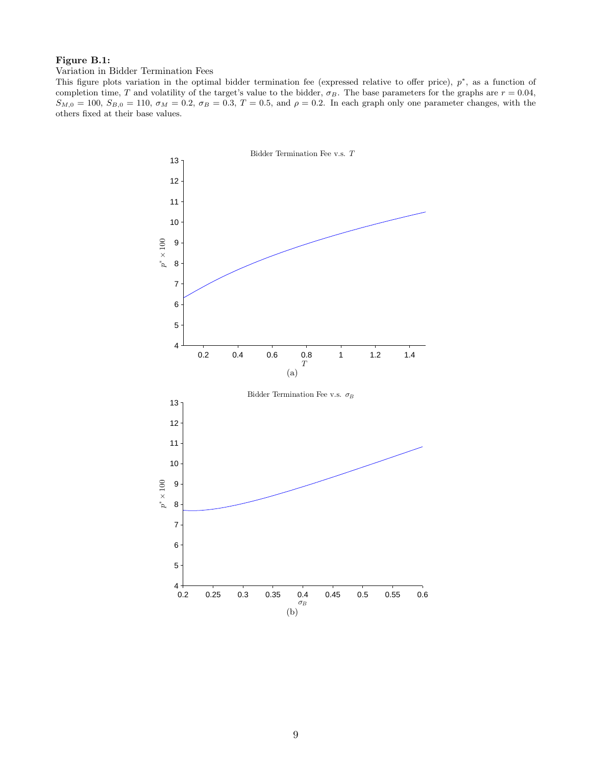**Figure B.1:**

Variation in Bidder Termination Fees

This figure plots variation in the optimal bidder termination fee (expressed relative to offer price), $p^*$, as a function of completion time, $T$ and volatility of the target's value to the bidder, $\sigma_B$. The base parameters for the graphs are $r = 0.04$, $S_{M,0} = 100$, $S_{B,0} = 110$, $\sigma_M = 0.2$, $\sigma_B = 0.3$, $T = 0.5$, and $\rho = 0.2$. In each graph only one parameter changes, with the others fixed at their base values.

(a)

(b)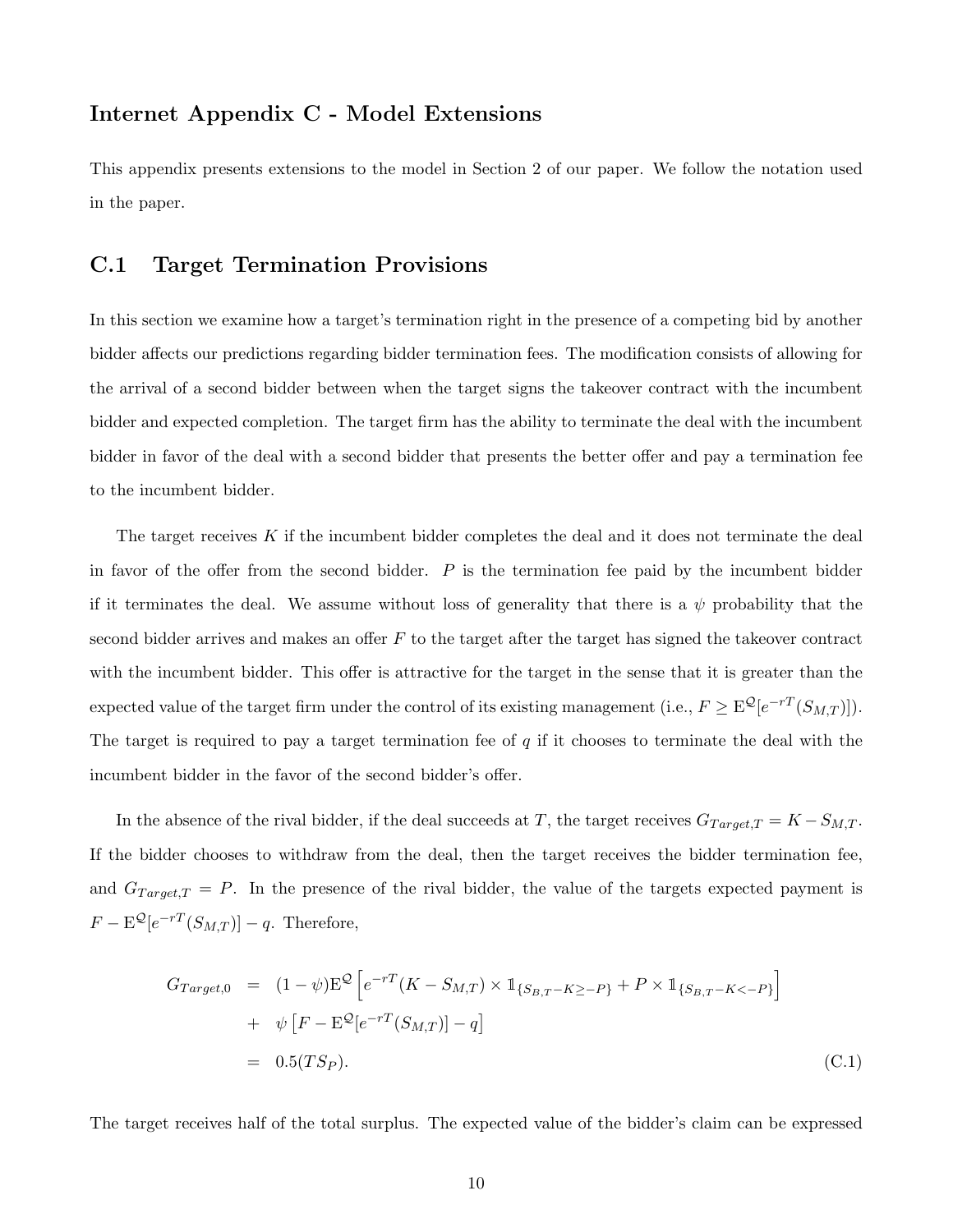## Internet Appendix C - Model Extensions

This appendix presents extensions to the model in Section 2 of our paper. We follow the notation used in the paper.

## C.1 Target Termination Provisions

In this section we examine how a target's termination right in the presence of a competing bid by another bidder affects our predictions regarding bidder termination fees. The modification consists of allowing for the arrival of a second bidder between when the target signs the takeover contract with the incumbent bidder and expected completion. The target firm has the ability to terminate the deal with the incumbent bidder in favor of the deal with a second bidder that presents the better offer and pay a termination fee to the incumbent bidder.

The target receives $K$ if the incumbent bidder completes the deal and it does not terminate the deal in favor of the offer from the second bidder. $P$ is the termination fee paid by the incumbent bidder if it terminates the deal. We assume without loss of generality that there is a $\psi$ probability that the second bidder arrives and makes an offer $F$ to the target after the target has signed the takeover contract with the incumbent bidder. This offer is attractive for the target in the sense that it is greater than the expected value of the target firm under the control of its existing management (i.e., $F \geq \mathrm{E}^{\mathcal{Q}}[e^{-rT}(S_{M,T})]$). The target is required to pay a target termination fee of $q$ if it chooses to terminate the deal with the incumbent bidder in the favor of the second bidder's offer.

In the absence of the rival bidder, if the deal succeeds at $T$, the target receives $G_{Target,T} = K - S_{M,T}$. If the bidder chooses to withdraw from the deal, then the target receives the bidder termination fee, and $G_{Target,T} = P$. In the presence of the rival bidder, the value of the targets expected payment is $F - \mathrm{E}^{\mathcal{Q}}[e^{-rT}(S_{M,T})] - q$. Therefore,

$$
\begin{aligned}
G_{Target,0} &= (1-\psi)\mathrm{E}^{\mathcal{Q}}\left[e^{-rT}(K - S_{M,T}) \times \mathbb{1}_{\{S_{B,T}-K \geq -P\}} + P \times \mathbb{1}_{\{S_{B,T}-K < -P\}}\right] \\
&+ \psi\left[F - \mathrm{E}^{\mathcal{Q}}[e^{-rT}(S_{M,T})] - q\right] \\
&= 0.5(TS_P). \qquad \text{(C.1)}
\end{aligned}
$$

The target receives half of the total surplus. The expected value of the bidder's claim can be expressed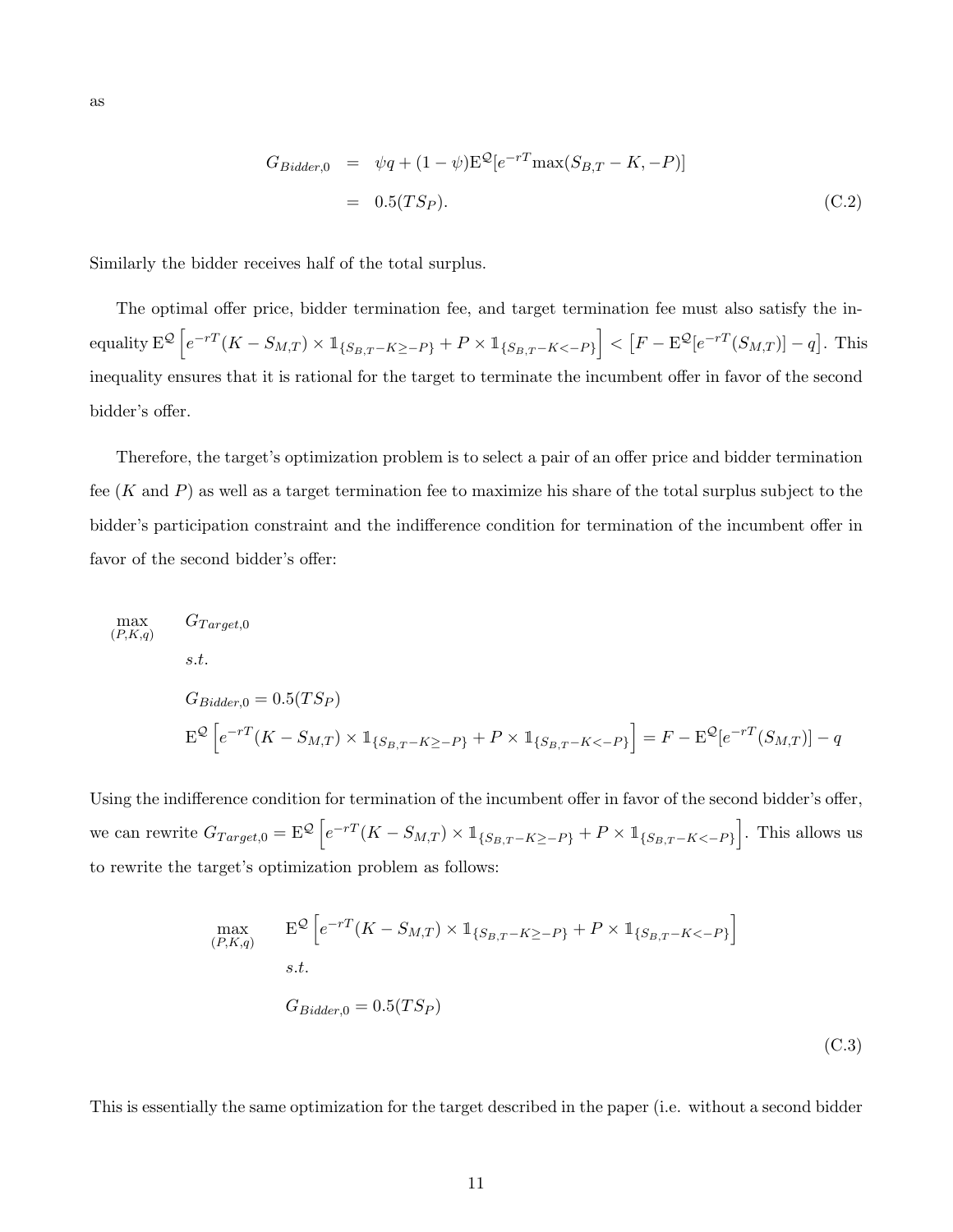as

$$
\begin{aligned}
G_{Bidder,0} &= \psi q + (1-\psi)\mathrm{E}^{\mathcal{Q}}[e^{-rT}\max(S_{B,T}-K,-P)] \\
&= 0.5(TS_P). \qquad \text{(C.2)}
\end{aligned}
$$

Similarly the bidder receives half of the total surplus.

The optimal offer price, bidder termination fee, and target termination fee must also satisfy the inequality $\mathrm{E}^{\mathcal{Q}}\left[e^{-rT}(K-S_{M,T})\times \mathbb{1}_{\{S_{B,T}-K\geq -P\}} + P\times \mathbb{1}_{\{S_{B,T}-K<-P\}}\right] < \left[F - \mathrm{E}^{\mathcal{Q}}[e^{-rT}(S_{M,T})] - q\right]$. This inequality ensures that it is rational for the target to terminate the incumbent offer in favor of the second bidder's offer.

Therefore, the target's optimization problem is to select a pair of an offer price and bidder termination fee ($K$ and $P$) as well as a target termination fee to maximize his share of the total surplus subject to the bidder's participation constraint and the indifference condition for termination of the incumbent offer in favor of the second bidder's offer:

$$
\begin{aligned}
\max_{(P,K,q)} \quad & G_{Target,0} \\
s.t. \quad & \\
& G_{Bidder,0} = 0.5(TS_P) \\
& \mathrm{E}^{\mathcal{Q}}\left[e^{-rT}(K-S_{M,T})\times \mathbb{1}_{\{S_{B,T}-K\geq -P\}} + P\times \mathbb{1}_{\{S_{B,T}-K<-P\}}\right] = F - \mathrm{E}^{\mathcal{Q}}[e^{-rT}(S_{M,T})] - q
\end{aligned}
$$

Using the indifference condition for termination of the incumbent offer in favor of the second bidder's offer, we can rewrite $G_{Target,0} = \mathrm{E}^{\mathcal{Q}}\left[e^{-rT}(K-S_{M,T})\times \mathbb{1}_{\{S_{B,T}-K\geq -P\}} + P\times \mathbb{1}_{\{S_{B,T}-K<-P\}}\right]$. This allows us to rewrite the target's optimization problem as follows:

$$
\begin{aligned}
\max_{(P,K,q)} \quad & \mathrm{E}^{\mathcal{Q}}\left[e^{-rT}(K-S_{M,T})\times \mathbb{1}_{\{S_{B,T}-K\geq -P\}} + P\times \mathbb{1}_{\{S_{B,T}-K<-P\}}\right] \\
s.t. \quad & \\
& G_{Bidder,0} = 0.5(TS_P)
\end{aligned} \qquad \text{(C.3)}
$$

This is essentially the same optimization for the target described in the paper (i.e. without a second bidder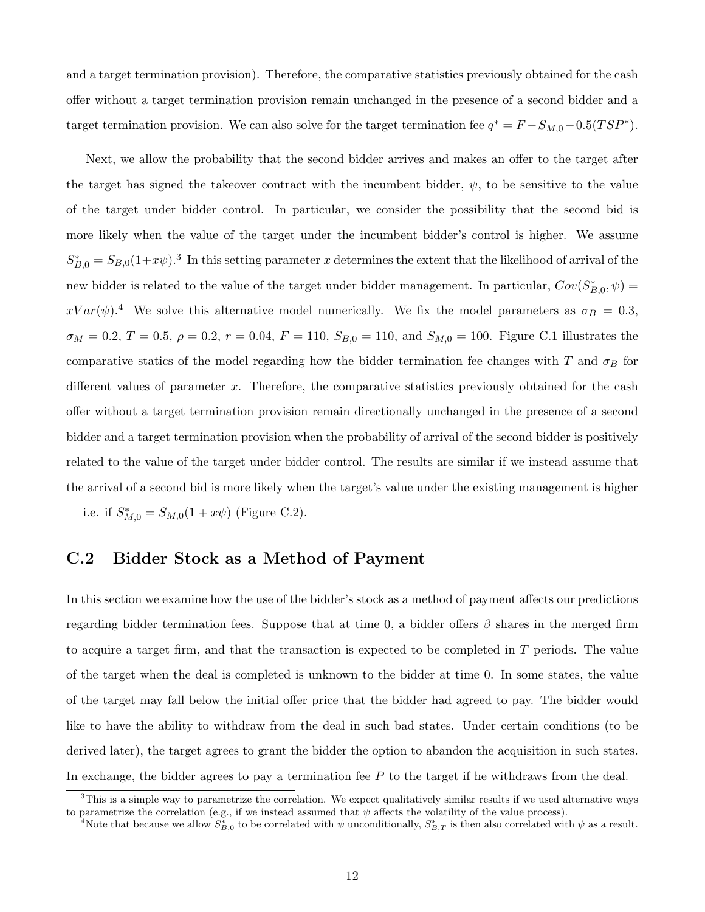and a target termination provision). Therefore, the comparative statistics previously obtained for the cash offer without a target termination provision remain unchanged in the presence of a second bidder and a target termination provision. We can also solve for the target termination fee $q^* = F - S_{M,0} - 0.5(TSP^*)$.

Next, we allow the probability that the second bidder arrives and makes an offer to the target after the target has signed the takeover contract with the incumbent bidder, $\psi$, to be sensitive to the value of the target under bidder control. In particular, we consider the possibility that the second bid is more likely when the value of the target under the incumbent bidder's control is higher. We assume $S^*_{B,0} = S_{B,0}(1+x\psi)$.[3] In this setting parameter $x$ determines the extent that the likelihood of arrival of the new bidder is related to the value of the target under bidder management. In particular, $Cov(S^*_{B,0}, \psi) = xVar(\psi)$.[4] We solve this alternative model numerically. We fix the model parameters as $\sigma_B = 0.3$, $\sigma_M = 0.2$, $T = 0.5$, $\rho = 0.2$, $r = 0.04$, $F = 110$, $S_{B,0} = 110$, and $S_{M,0} = 100$. Figure C.1 illustrates the comparative statics of the model regarding how the bidder termination fee changes with $T$ and $\sigma_B$ for different values of parameter $x$. Therefore, the comparative statistics previously obtained for the cash offer without a target termination provision remain directionally unchanged in the presence of a second bidder and a target termination provision when the probability of arrival of the second bidder is positively related to the value of the target under bidder control. The results are similar if we instead assume that the arrival of a second bid is more likely when the target's value under the existing management is higher — i.e. if $S^*_{M,0} = S_{M,0}(1 + x\psi)$ (Figure C.2).

## C.2 Bidder Stock as a Method of Payment

In this section we examine how the use of the bidder's stock as a method of payment affects our predictions regarding bidder termination fees. Suppose that at time 0, a bidder offers $\beta$ shares in the merged firm to acquire a target firm, and that the transaction is expected to be completed in $T$ periods. The value of the target when the deal is completed is unknown to the bidder at time 0. In some states, the value of the target may fall below the initial offer price that the bidder had agreed to pay. The bidder would like to have the ability to withdraw from the deal in such bad states. Under certain conditions (to be derived later), the target agrees to grant the bidder the option to abandon the acquisition in such states. In exchange, the bidder agrees to pay a termination fee $P$ to the target if he withdraws from the deal.

[3] This is a simple way to parametrize the correlation. We expect qualitatively similar results if we used alternative ways to parametrize the correlation (e.g., if we instead assumed that $\psi$ affects the volatility of the value process).

[4] Note that because we allow $S^*_{B,0}$ to be correlated with $\psi$ unconditionally, $S^*_{B,T}$ is then also correlated with $\psi$ as a result.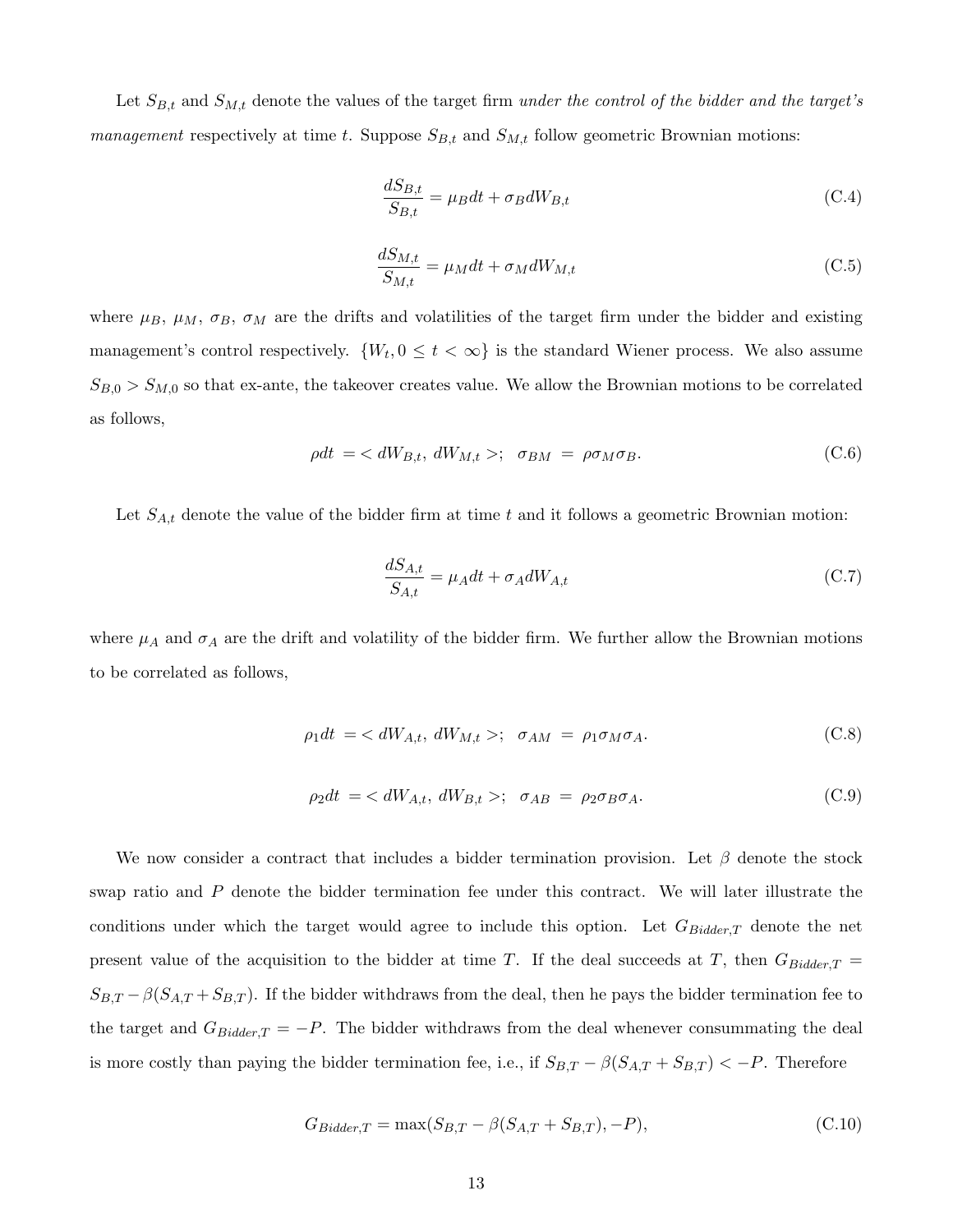Let $S_{B,t}$ and $S_{M,t}$ denote the values of the target firm *under the control of the bidder and the target's management* respectively at time $t$. Suppose $S_{B,t}$ and $S_{M,t}$ follow geometric Brownian motions:

$$\frac{dS_{B,t}}{S_{B,t}} = \mu_B dt + \sigma_B dW_{B,t} \tag{C.4}$$

$$\frac{dS_{M,t}}{S_{M,t}} = \mu_M dt + \sigma_M dW_{M,t} \tag{C.5}$$

where $\mu_B$, $\mu_M$, $\sigma_B$, $\sigma_M$ are the drifts and volatilities of the target firm under the bidder and existing management's control respectively. $\{W_t, 0 \leq t < \infty\}$ is the standard Wiener process. We also assume $S_{B,0} > S_{M,0}$ so that ex-ante, the takeover creates value. We allow the Brownian motions to be correlated as follows,

$$\rho dt \ = < dW_{B,t}, \ dW_{M,t} >; \quad \sigma_{BM} \ = \ \rho \sigma_M \sigma_B. \tag{C.6}$$

Let $S_{A,t}$ denote the value of the bidder firm at time $t$ and it follows a geometric Brownian motion:

$$\frac{dS_{A,t}}{S_{A,t}} = \mu_A dt + \sigma_A dW_{A,t} \tag{C.7}$$

where $\mu_A$ and $\sigma_A$ are the drift and volatility of the bidder firm. We further allow the Brownian motions to be correlated as follows,

$$\rho_1 dt \ = < dW_{A,t}, \ dW_{M,t} >; \quad \sigma_{AM} \ = \ \rho_1 \sigma_M \sigma_A. \tag{C.8}$$

$$\rho_2 dt \ = < dW_{A,t}, \ dW_{B,t} >; \quad \sigma_{AB} \ = \ \rho_2 \sigma_B \sigma_A. \tag{C.9}$$

We now consider a contract that includes a bidder termination provision. Let $\beta$ denote the stock swap ratio and $P$ denote the bidder termination fee under this contract. We will later illustrate the conditions under which the target would agree to include this option. Let $G_{Bidder,T}$ denote the net present value of the acquisition to the bidder at time $T$. If the deal succeeds at $T$, then $G_{Bidder,T} = S_{B,T} - \beta(S_{A,T} + S_{B,T})$. If the bidder withdraws from the deal, then he pays the bidder termination fee to the target and $G_{Bidder,T} = -P$. The bidder withdraws from the deal whenever consummating the deal is more costly than paying the bidder termination fee, i.e., if $S_{B,T} - \beta(S_{A,T} + S_{B,T}) < -P$. Therefore

$$G_{Bidder,T} = \max(S_{B,T} - \beta(S_{A,T} + S_{B,T}), -P), \tag{C.10}$$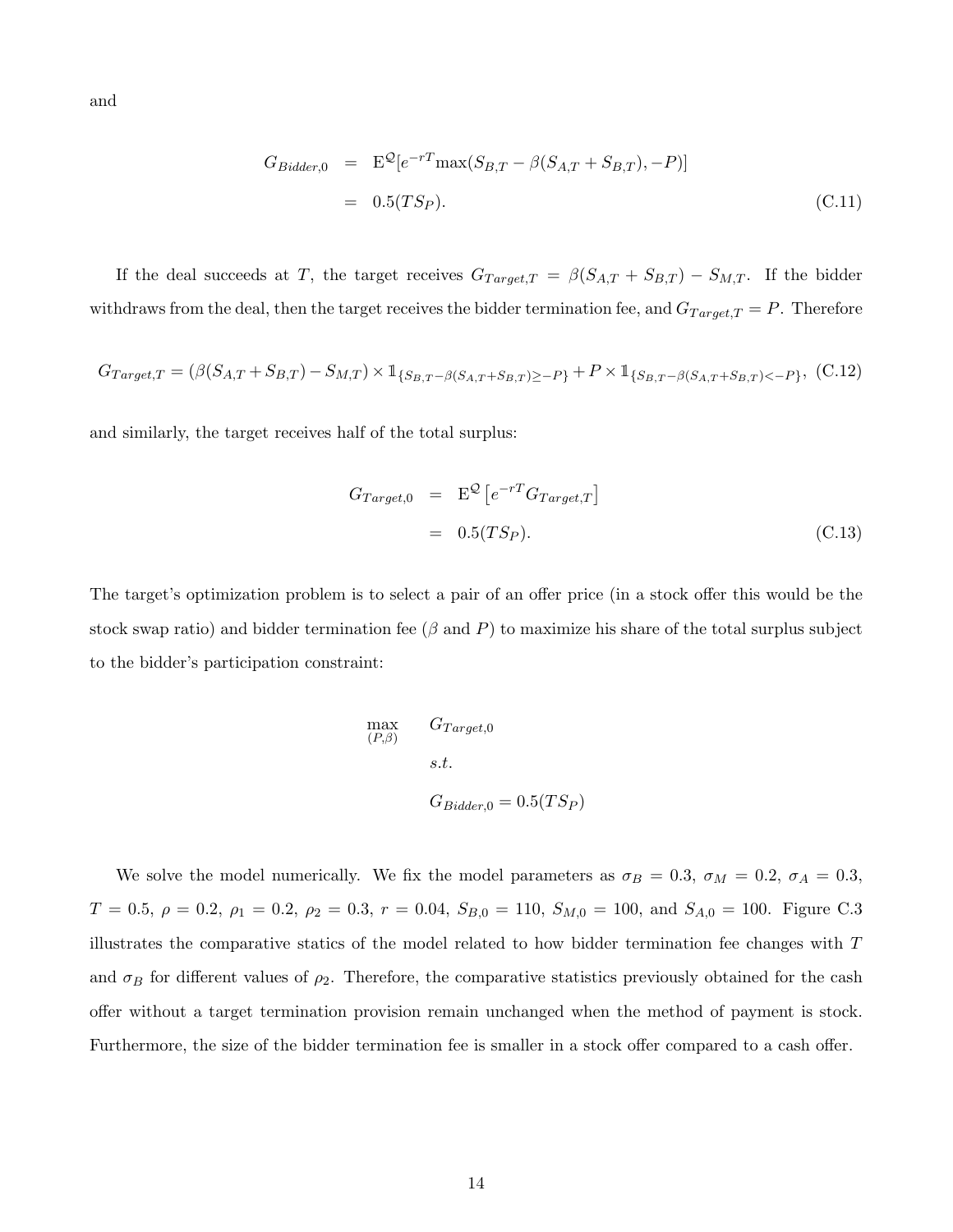and

$$
\begin{aligned}
G_{Bidder,0} &= \mathrm{E}^{\mathcal{Q}}[e^{-rT}\max(S_{B,T} - \beta(S_{A,T} + S_{B,T}), -P)] \\
&= 0.5(TS_P). \qquad \text{(C.11)}
\end{aligned}
$$

If the deal succeeds at $T$, the target receives $G_{Target,T} = \beta(S_{A,T} + S_{B,T}) - S_{M,T}$. If the bidder withdraws from the deal, then the target receives the bidder termination fee, and $G_{Target,T} = P$. Therefore

$$
G_{Target,T} = (\beta(S_{A,T} + S_{B,T}) - S_{M,T}) \times \mathbb{1}_{\{S_{B,T} - \beta(S_{A,T}+S_{B,T}) \geq -P\}} + P \times \mathbb{1}_{\{S_{B,T} - \beta(S_{A,T}+S_{B,T}) < -P\}}, \quad \text{(C.12)}
$$

and similarly, the target receives half of the total surplus:

$$
\begin{aligned}
G_{Target,0} &= \mathrm{E}^{\mathcal{Q}}\left[e^{-rT} G_{Target,T}\right] \\
&= 0.5(TS_P). \qquad \text{(C.13)}
\end{aligned}
$$

The target's optimization problem is to select a pair of an offer price (in a stock offer this would be the stock swap ratio) and bidder termination fee ($\beta$ and $P$) to maximize his share of the total surplus subject to the bidder's participation constraint:

$$
\begin{aligned}
\max_{(P,\beta)} \quad & G_{Target,0} \\
s.t. \quad & \\
& G_{Bidder,0} = 0.5(TS_P)
\end{aligned}
$$

We solve the model numerically. We fix the model parameters as $\sigma_B = 0.3$, $\sigma_M = 0.2$, $\sigma_A = 0.3$, $T = 0.5$, $\rho = 0.2$, $\rho_1 = 0.2$, $\rho_2 = 0.3$, $r = 0.04$, $S_{B,0} = 110$, $S_{M,0} = 100$, and $S_{A,0} = 100$. Figure C.3 illustrates the comparative statics of the model related to how bidder termination fee changes with $T$ and $\sigma_B$ for different values of $\rho_2$. Therefore, the comparative statistics previously obtained for the cash offer without a target termination provision remain unchanged when the method of payment is stock. Furthermore, the size of the bidder termination fee is smaller in a stock offer compared to a cash offer.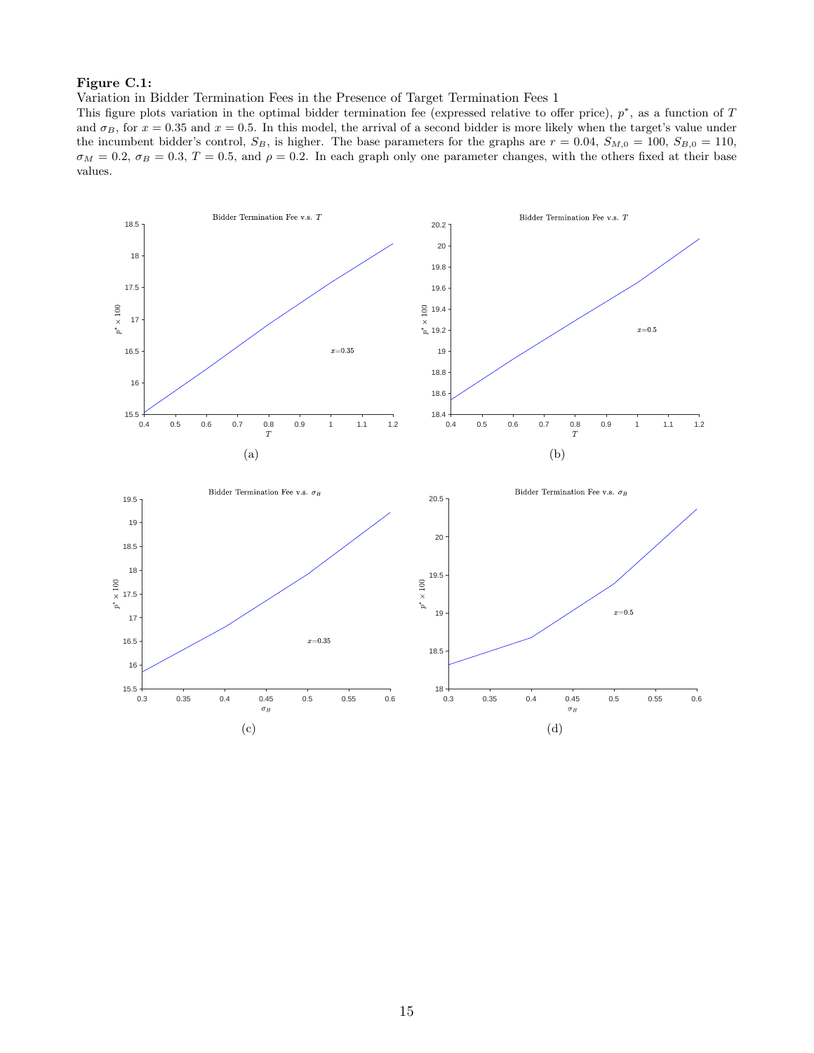**Figure C.1:**

Variation in Bidder Termination Fees in the Presence of Target Termination Fees 1

This figure plots variation in the optimal bidder termination fee (expressed relative to offer price), $p^*$, as a function of $T$ and $\sigma_B$, for $x = 0.35$ and $x = 0.5$. In this model, the arrival of a second bidder is more likely when the target's value under the incumbent bidder's control, $S_B$, is higher. The base parameters for the graphs are $r = 0.04$, $S_{M,0} = 100$, $S_{B,0} = 110$, $\sigma_M = 0.2$, $\sigma_B = 0.3$, $T = 0.5$, and $\rho = 0.2$. In each graph only one parameter changes, with the others fixed at their base values.

Bidder Termination Fee v.s. $T$ ($x$=0.35)

(a)

Bidder Termination Fee v.s. $T$ ($x$=0.5)

(b)

Bidder Termination Fee v.s. $\sigma_B$ ($x$=0.35)

(c)

Bidder Termination Fee v.s. $\sigma_B$ ($x$=0.5)

(d)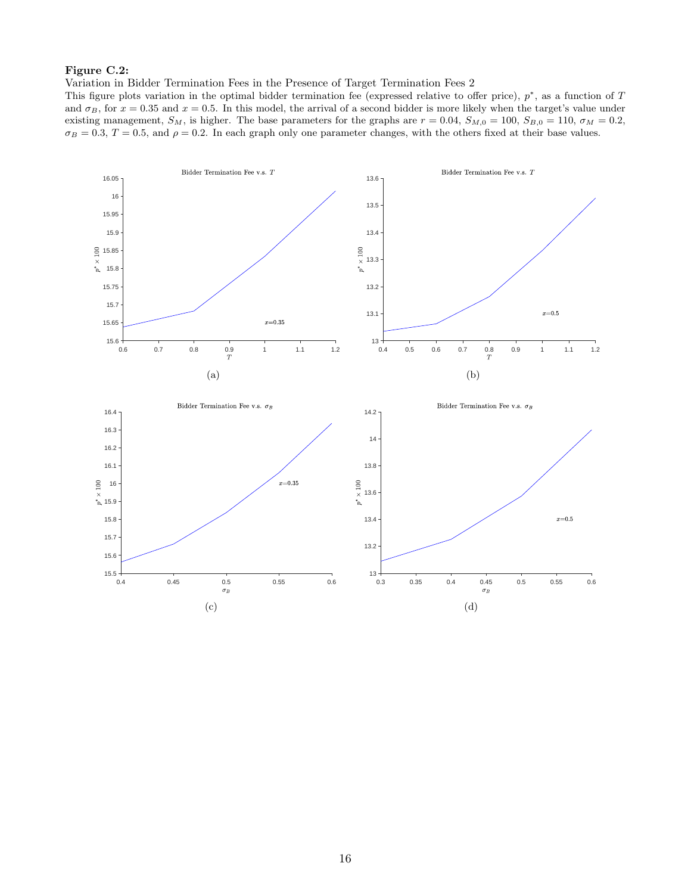**Figure C.2:**

Variation in Bidder Termination Fees in the Presence of Target Termination Fees 2

This figure plots variation in the optimal bidder termination fee (expressed relative to offer price), $p^*$, as a function of $T$ and $\sigma_B$, for $x = 0.35$ and $x = 0.5$. In this model, the arrival of a second bidder is more likely when the target's value under existing management, $S_M$, is higher. The base parameters for the graphs are $r = 0.04$, $S_{M,0} = 100$, $S_{B,0} = 110$, $\sigma_M = 0.2$, $\sigma_B = 0.3$, $T = 0.5$, and $\rho = 0.2$. In each graph only one parameter changes, with the others fixed at their base values.

Bidder Termination Fee v.s. $T$ ($x$=0.35)

(a)

Bidder Termination Fee v.s. $T$ ($x$=0.5)

(b)

Bidder Termination Fee v.s. $\sigma_B$ ($x$=0.35)

(c)

Bidder Termination Fee v.s. $\sigma_B$ ($x$=0.5)

(d)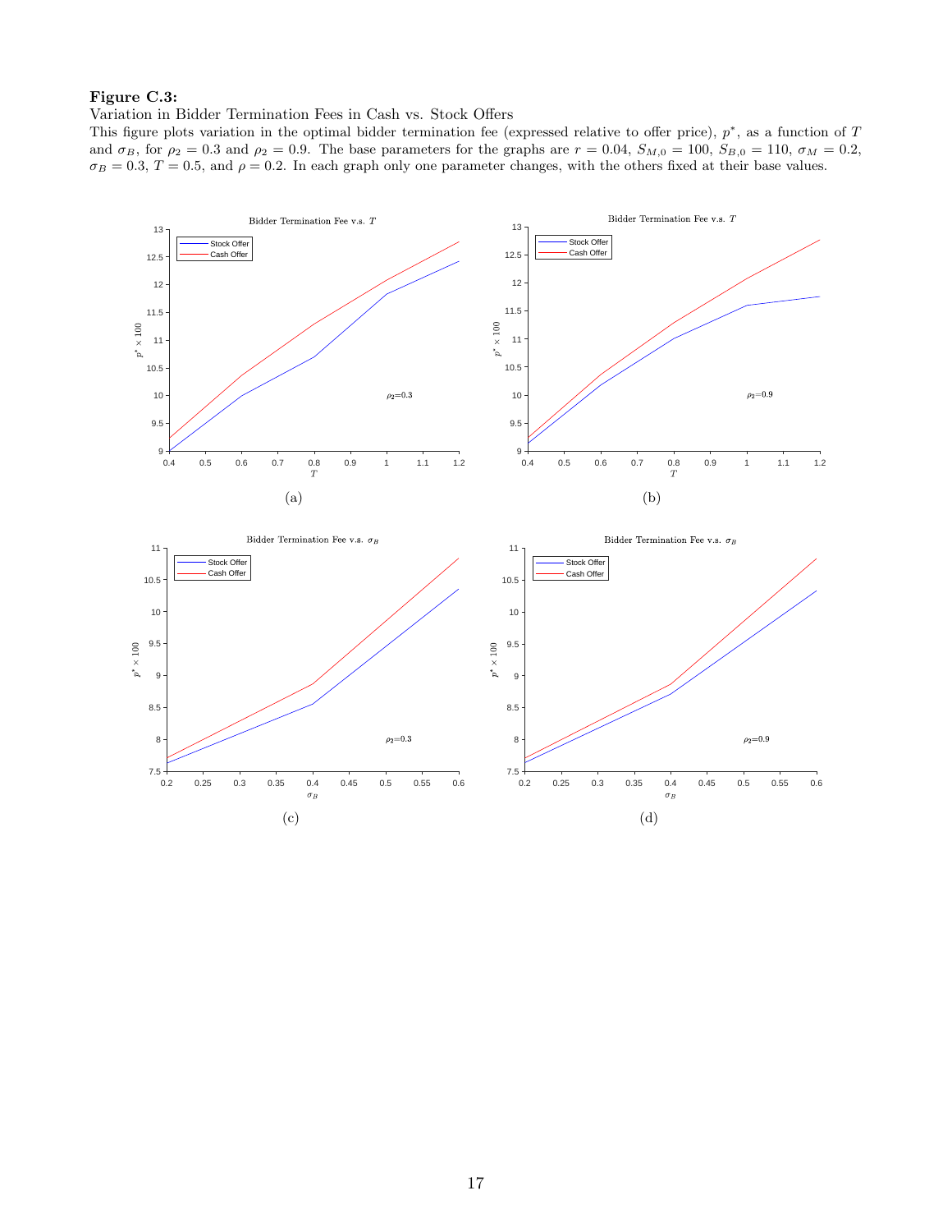**Figure C.3:**

Variation in Bidder Termination Fees in Cash vs. Stock Offers

This figure plots variation in the optimal bidder termination fee (expressed relative to offer price), $p^*$, as a function of $T$ and $\sigma_B$, for $\rho_2 = 0.3$ and $\rho_2 = 0.9$. The base parameters for the graphs are $r = 0.04$, $S_{M,0} = 100$, $S_{B,0} = 110$, $\sigma_M = 0.2$, $\sigma_B = 0.3$, $T = 0.5$, and $\rho = 0.2$. In each graph only one parameter changes, with the others fixed at their base values.

(a)

(b)

(c)

(d)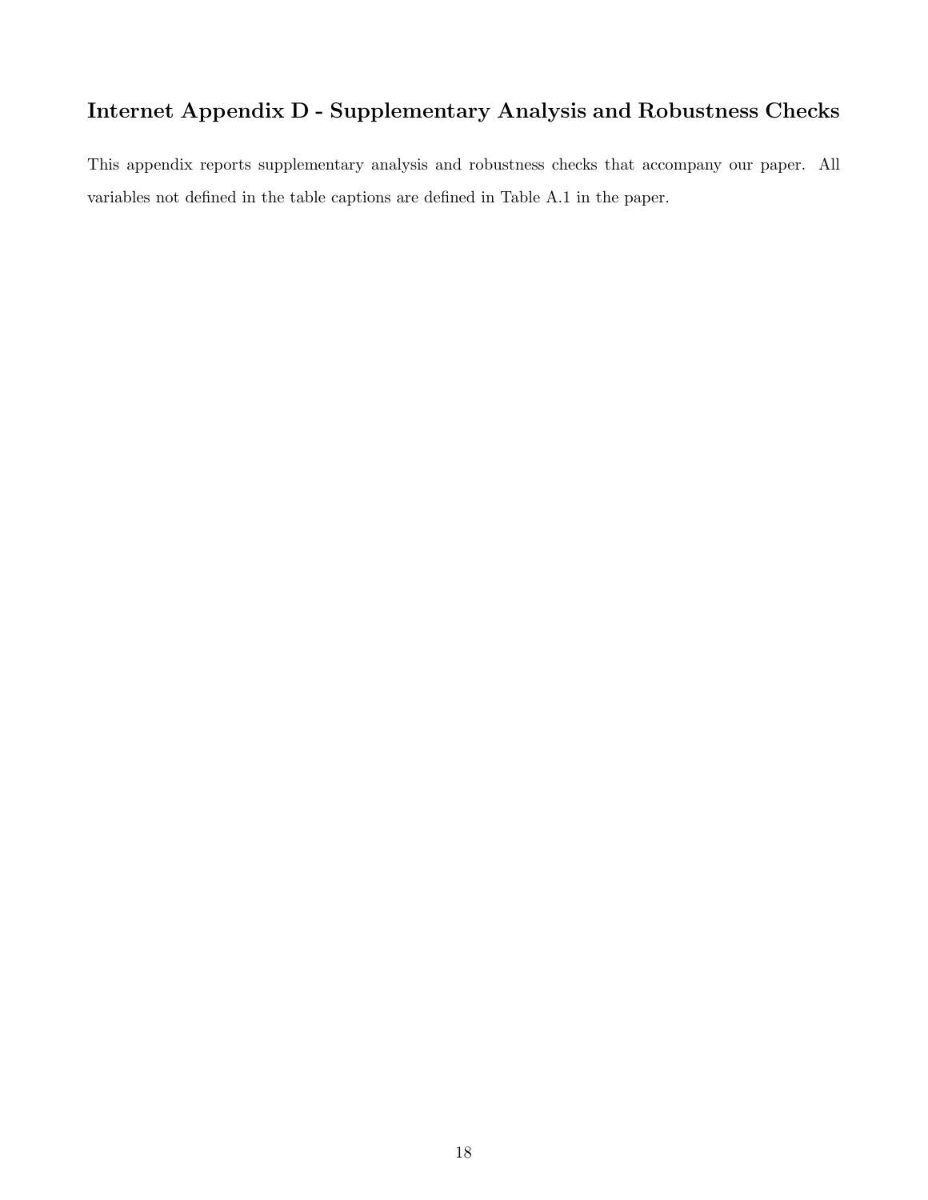# Internet Appendix D - Supplementary Analysis and Robustness Checks

This appendix reports supplementary analysis and robustness checks that accompany our paper. All variables not defined in the table captions are defined in Table A.1 in the paper.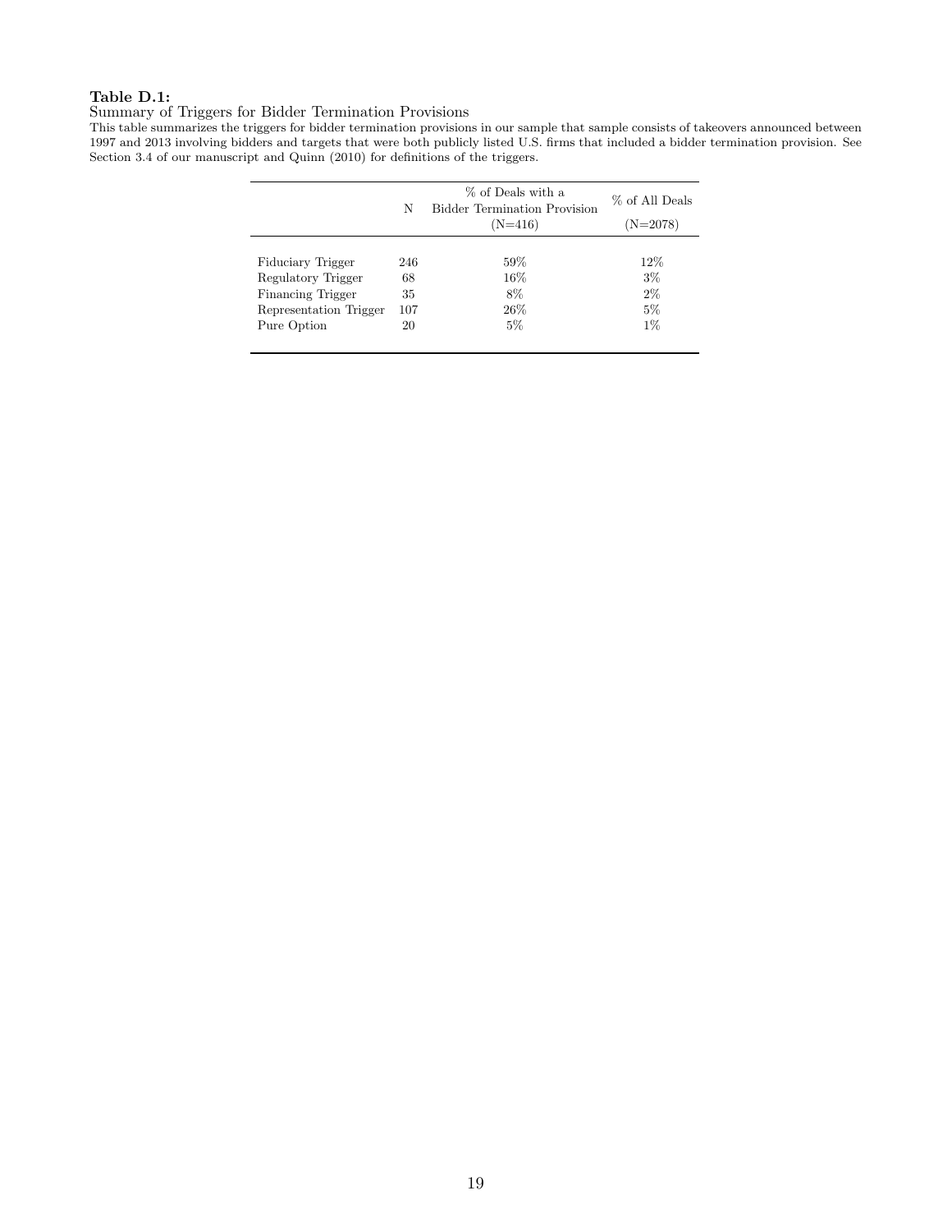**Table D.1:**

Summary of Triggers for Bidder Termination Provisions

This table summarizes the triggers for bidder termination provisions in our sample that sample consists of takeovers announced between 1997 and 2013 involving bidders and targets that were both publicly listed U.S. firms that included a bidder termination provision. See Section 3.4 of our manuscript and Quinn (2010) for definitions of the triggers.

| | N | % of Deals with a Bidder Termination Provision (N=416) | % of All Deals (N=2078) |
|---|---|---|---|
| Fiduciary Trigger | 246 | 59% | 12% |
| Regulatory Trigger | 68 | 16% | 3% |
| Financing Trigger | 35 | 8% | 2% |
| Representation Trigger | 107 | 26% | 5% |
| Pure Option | 20 | 5% | 1% |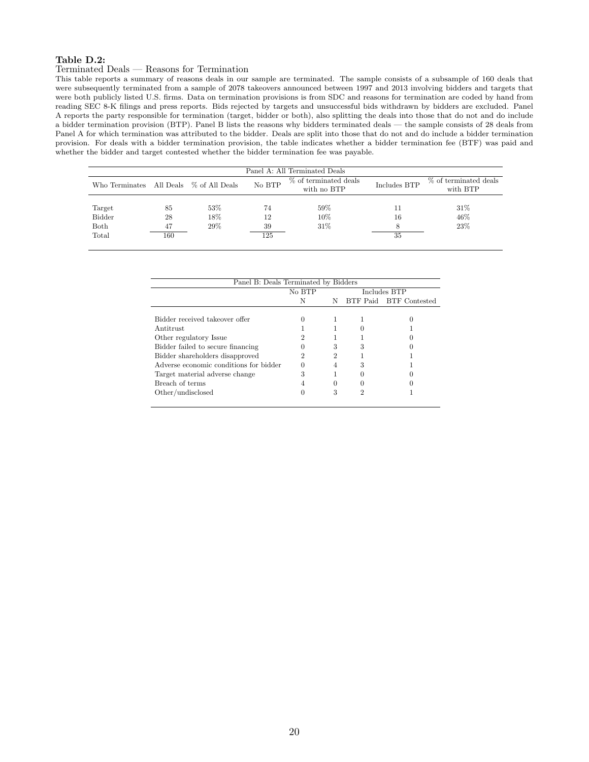**Table D.2:**

Terminated Deals — Reasons for Termination

This table reports a summary of reasons deals in our sample are terminated. The sample consists of a subsample of 160 deals that were subsequently terminated from a sample of 2078 takeovers announced between 1997 and 2013 involving bidders and targets that were both publicly listed U.S. firms. Data on termination provisions is from SDC and reasons for termination are coded by hand from reading SEC 8-K filings and press reports. Bids rejected by targets and unsuccessful bids withdrawn by bidders are excluded. Panel A reports the party responsible for termination (target, bidder or both), also splitting the deals into those that do not and do include a bidder termination provision (BTP). Panel B lists the reasons why bidders terminated deals — the sample consists of 28 deals from Panel A for which termination was attributed to the bidder. Deals are split into those that do not and do include a bidder termination provision. For deals with a bidder termination provision, the table indicates whether a bidder termination fee (BTF) was paid and whether the bidder and target contested whether the bidder termination fee was payable.

Panel A: All Terminated Deals

| Who Terminates | All Deals | % of All Deals | No BTP | % of terminated deals with no BTP | Includes BTP | % of terminated deals with BTP |
|---|---|---|---|---|---|---|
| Target | 85 | 53% | 74 | 59% | 11 | 31% |
| Bidder | 28 | 18% | 12 | 10% | 16 | 46% |
| Both | 47 | 29% | 39 | 31% | 8 | 23% |
| Total | 160 | | 125 | | 35 | |

Panel B: Deals Terminated by Bidders

| | No BTP | Includes BTP | | |
|---|---|---|---|---|
| | N | N | BTF Paid | BTF Contested |
| Bidder received takeover offer | 0 | 1 | 1 | 0 |
| Antitrust | 1 | 1 | 0 | 1 |
| Other regulatory Issue | 2 | 1 | 1 | 0 |
| Bidder failed to secure financing | 0 | 3 | 3 | 0 |
| Bidder shareholders disapproved | 2 | 2 | 1 | 1 |
| Adverse economic conditions for bidder | 0 | 4 | 3 | 1 |
| Target material adverse change | 3 | 1 | 0 | 0 |
| Breach of terms | 4 | 0 | 0 | 0 |
| Other/undisclosed | 0 | 3 | 2 | 1 |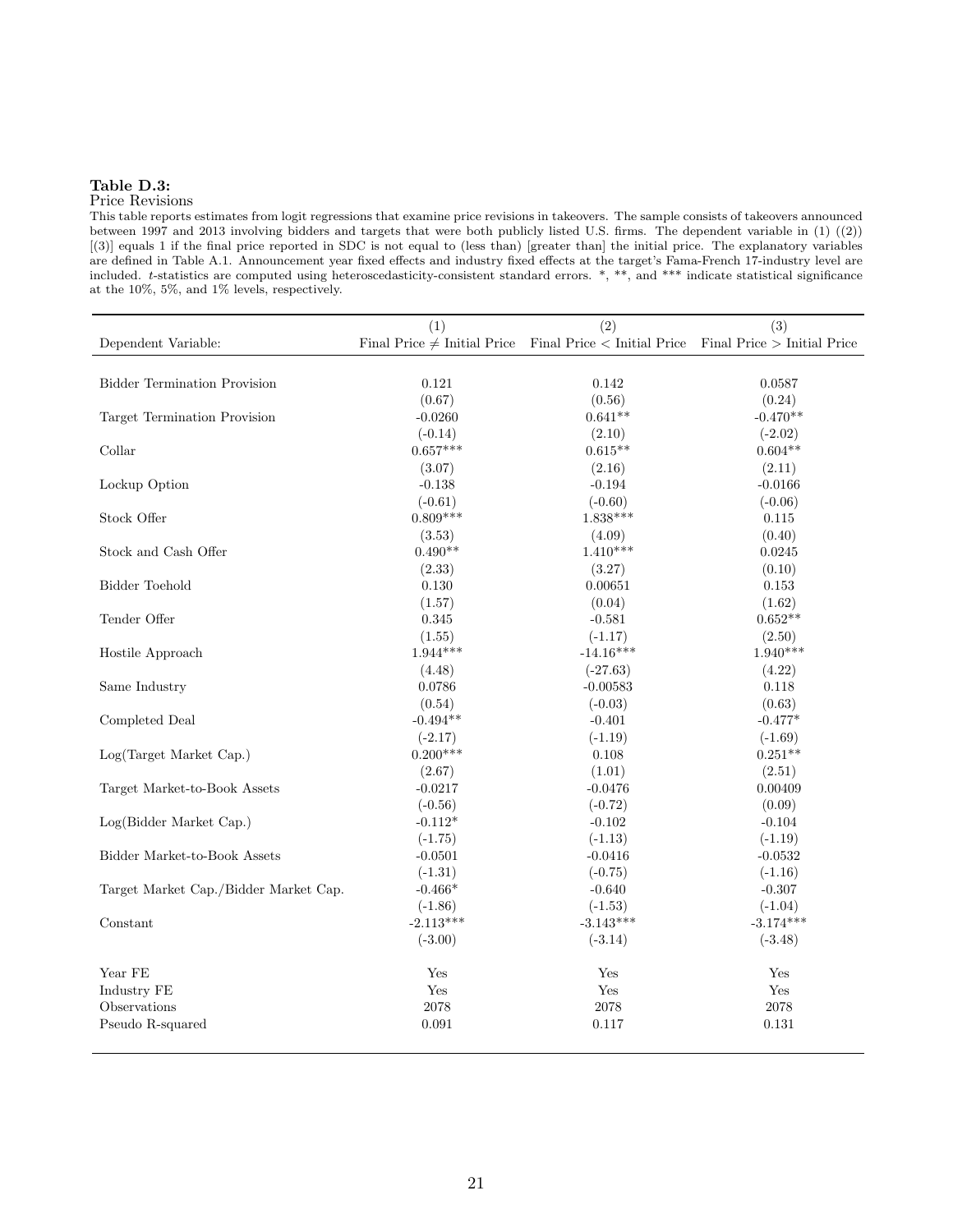**Table D.3:**
Price Revisions

This table reports estimates from logit regressions that examine price revisions in takeovers. The sample consists of takeovers announced between 1997 and 2013 involving bidders and targets that were both publicly listed U.S. firms. The dependent variable in (1) ((2)) [(3)] equals 1 if the final price reported in SDC is not equal to (less than) [greater than] the initial price. The explanatory variables are defined in Table A.1. Announcement year fixed effects and industry fixed effects at the target's Fama-French 17-industry level are included. $t$-statistics are computed using heteroscedasticity-consistent standard errors. *, **, and *** indicate statistical significance at the 10%, 5%, and 1% levels, respectively.

| | (1) | (2) | (3) |
|---|---|---|---|
| Dependent Variable: | Final Price $\neq$ Initial Price | Final Price $<$ Initial Price | Final Price $>$ Initial Price |
| Bidder Termination Provision | 0.121 | 0.142 | 0.0587 |
| | (0.67) | (0.56) | (0.24) |
| Target Termination Provision | -0.0260 | 0.641** | -0.470** |
| | (-0.14) | (2.10) | (-2.02) |
| Collar | 0.657*** | 0.615** | 0.604** |
| | (3.07) | (2.16) | (2.11) |
| Lockup Option | -0.138 | -0.194 | -0.0166 |
| | (-0.61) | (-0.60) | (-0.06) |
| Stock Offer | 0.809*** | 1.838*** | 0.115 |
| | (3.53) | (4.09) | (0.40) |
| Stock and Cash Offer | 0.490** | 1.410*** | 0.0245 |
| | (2.33) | (3.27) | (0.10) |
| Bidder Toehold | 0.130 | 0.00651 | 0.153 |
| | (1.57) | (0.04) | (1.62) |
| Tender Offer | 0.345 | -0.581 | 0.652** |
| | (1.55) | (-1.17) | (2.50) |
| Hostile Approach | 1.944*** | -14.16*** | 1.940*** |
| | (4.48) | (-27.63) | (4.22) |
| Same Industry | 0.0786 | -0.00583 | 0.118 |
| | (0.54) | (-0.03) | (0.63) |
| Completed Deal | -0.494** | -0.401 | -0.477* |
| | (-2.17) | (-1.19) | (-1.69) |
| Log(Target Market Cap.) | 0.200*** | 0.108 | 0.251** |
| | (2.67) | (1.01) | (2.51) |
| Target Market-to-Book Assets | -0.0217 | -0.0476 | 0.00409 |
| | (-0.56) | (-0.72) | (0.09) |
| Log(Bidder Market Cap.) | -0.112* | -0.102 | -0.104 |
| | (-1.75) | (-1.13) | (-1.19) |
| Bidder Market-to-Book Assets | -0.0501 | -0.0416 | -0.0532 |
| | (-1.31) | (-0.75) | (-1.16) |
| Target Market Cap./Bidder Market Cap. | -0.466* | -0.640 | -0.307 |
| | (-1.86) | (-1.53) | (-1.04) |
| Constant | -2.113*** | -3.143*** | -3.174*** |
| | (-3.00) | (-3.14) | (-3.48) |
| Year FE | Yes | Yes | Yes |
| Industry FE | Yes | Yes | Yes |
| Observations | 2078 | 2078 | 2078 |
| Pseudo R-squared | 0.091 | 0.117 | 0.131 |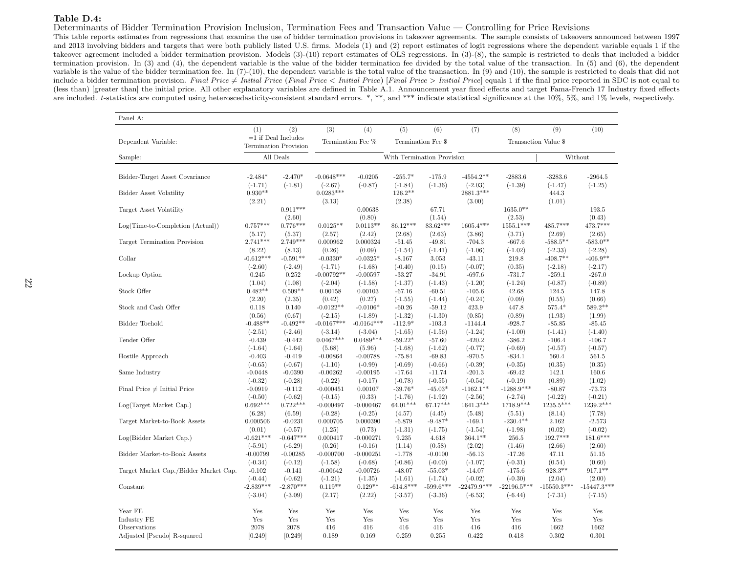**Table D.4:**

Determinants of Bidder Termination Provision Inclusion, Termination Fees and Transaction Value — Controlling for Price Revisions

This table reports estimates from regressions that examine the use of bidder termination provisions in takeover agreements. The sample consists of takeovers announced between 1997 and 2013 involving bidders and targets that were both publicly listed U.S. firms. Models (1) and (2) report estimates of logit regressions where the dependent variable equals 1 if the takeover agreement included a bidder termination provision. Models (3)-(10) report estimates of OLS regressions. In (3)-(8), the sample is restricted to deals that included a bidder termination provision. In (3) and (4), the dependent variable is the value of the bidder termination fee divided by the total value of the transaction. In (5) and (6), the dependent variable is the value of the bidder termination fee. In (7)-(10), the dependent variable is the total value of the transaction. In (9) and (10), the sample is restricted to deals that did not include a bidder termination provision. *Final Price ≠ Initial Price* (*Final Price < Initial Price*) [*Final Price > Initial Price*] equals 1 if the final price reported in SDC is not equal to (less than) [greater than] the initial price. All other explanatory variables are defined in Table A.1. Announcement year fixed effects and target Fama-French 17 Industry fixed effects are included. $t$-statistics are computed using heteroscedasticity-consistent standard errors. *, **, and *** indicate statistical significance at the 10%, 5%, and 1% levels, respectively.

Panel A:

| | (1) | (2) | (3) | (4) | (5) | (6) | (7) | (8) | (9) | (10) |
|---|---|---|---|---|---|---|---|---|---|---|
| Dependent Variable: | =1 if Deal Includes Termination Provision | | Termination Fee % | | Termination Fee $ | | Transaction Value $ | | | |
| Sample: | All Deals | | With Termination Provision | | | | | | Without | |
| Bidder-Target Asset Covariance | -2.484* | -2.470* | -0.0648*** | -0.0205 | -255.7* | -175.9 | -4554.2** | -2883.6 | -3283.6 | -2964.5 |
| | (-1.71) | (-1.81) | (-2.67) | (-0.87) | (-1.84) | (-1.36) | (-2.03) | (-1.39) | (-1.47) | (-1.25) |
| Bidder Asset Volatility | 0.930** | | 0.0283*** | | 126.2** | | 2881.3*** | | 444.3 | |
| | (2.21) | | (3.13) | | (2.38) | | (3.00) | | (1.01) | |
| Target Asset Volatility | | 0.911*** | | 0.00638 | | 67.71 | | 1635.0** | | 193.5 |
| | | (2.60) | | (0.80) | | (1.54) | | (2.53) | | (0.43) |
| Log(Time-to-Completion (Actual)) | 0.757*** | 0.776*** | 0.0125** | 0.0113** | 86.12*** | 83.62*** | 1605.4*** | 1555.1*** | 485.7*** | 473.7*** |
| | (5.17) | (5.37) | (2.57) | (2.42) | (2.68) | (2.63) | (3.86) | (3.71) | (2.69) | (2.65) |
| Target Termination Provision | 2.741*** | 2.749*** | 0.000962 | 0.000324 | -51.45 | -49.81 | -704.3 | -667.6 | -588.5** | -583.0** |
| | (8.22) | (8.13) | (0.26) | (0.09) | (-1.54) | (-1.41) | (-1.06) | (-1.02) | (-2.33) | (-2.28) |
| Collar | -0.612*** | -0.591** | -0.0330* | -0.0325* | -8.167 | 3.053 | -43.11 | 219.8 | -408.7** | -406.9** |
| | (-2.60) | (-2.49) | (-1.71) | (-1.68) | (-0.40) | (0.15) | (-0.07) | (0.35) | (-2.18) | (-2.17) |
| Lockup Option | 0.245 | 0.252 | -0.00792** | -0.00597 | -33.27 | -34.91 | -697.6 | -731.7 | -259.1 | -267.0 |
| | (1.04) | (1.08) | (-2.04) | (-1.58) | (-1.37) | (-1.43) | (-1.20) | (-1.24) | (-0.87) | (-0.89) |
| Stock Offer | 0.482** | 0.509** | 0.00158 | 0.00103 | -67.16 | -60.51 | -105.6 | 42.68 | 124.5 | 147.8 |
| | (2.20) | (2.35) | (0.42) | (0.27) | (-1.55) | (-1.44) | (-0.24) | (0.09) | (0.55) | (0.66) |
| Stock and Cash Offer | 0.118 | 0.140 | -0.0122** | -0.0106* | -60.26 | -59.12 | 423.9 | 447.8 | 575.4* | 589.2** |
| | (0.56) | (0.67) | (-2.15) | (-1.89) | (-1.32) | (-1.30) | (0.85) | (0.89) | (1.93) | (1.99) |
| Bidder Toehold | -0.488** | -0.492** | -0.0167*** | -0.0164*** | -112.9* | -103.3 | -1144.4 | -928.7 | -85.85 | -85.45 |
| | (-2.51) | (-2.46) | (-3.14) | (-3.04) | (-1.65) | (-1.56) | (-1.24) | (-1.00) | (-1.41) | (-1.40) |
| Tender Offer | -0.439 | -0.442 | 0.0467*** | 0.0489*** | -59.22* | -57.60 | -420.2 | -386.2 | -106.4 | -106.7 |
| | (-1.64) | (-1.64) | (5.68) | (5.96) | (-1.68) | (-1.62) | (-0.77) | (-0.69) | (-0.57) | (-0.57) |
| Hostile Approach | -0.403 | -0.419 | -0.00864 | -0.00788 | -75.84 | -69.83 | -970.5 | -834.1 | 560.4 | 561.5 |
| | (-0.65) | (-0.67) | (-1.10) | (-0.99) | (-0.69) | (-0.66) | (-0.39) | (-0.35) | (0.35) | (0.35) |
| Same Industry | -0.0448 | -0.0390 | -0.00262 | -0.00195 | -17.64 | -11.74 | -201.3 | -69.42 | 142.1 | 160.6 |
| | (-0.32) | (-0.28) | (-0.22) | (-0.17) | (-0.78) | (-0.55) | (-0.54) | (-0.19) | (0.89) | (1.02) |
| Final Price ≠ Initial Price | -0.0919 | -0.112 | -0.000451 | 0.00107 | -39.76* | -45.03* | -1162.1** | -1288.9*** | -80.87 | -73.73 |
| | (-0.50) | (-0.62) | (-0.15) | (0.33) | (-1.76) | (-1.92) | (-2.56) | (-2.74) | (-0.22) | (-0.21) |
| Log(Target Market Cap.) | 0.692*** | 0.722*** | -0.000497 | -0.000467 | 64.01*** | 67.17*** | 1641.3*** | 1718.9*** | 1235.5*** | 1239.2*** |
| | (6.28) | (6.59) | (-0.28) | (-0.25) | (4.57) | (4.45) | (5.48) | (5.51) | (8.14) | (7.78) |
| Target Market-to-Book Assets | 0.000506 | -0.0231 | 0.000705 | 0.000390 | -6.879 | -9.487* | -169.1 | -230.4** | 2.162 | -2.573 |
| | (0.01) | (-0.57) | (1.25) | (0.73) | (-1.31) | (-1.75) | (-1.54) | (-1.98) | (0.02) | (-0.02) |
| Log(Bidder Market Cap.) | -0.621*** | -0.647*** | 0.000417 | -0.000271 | 9.235 | 4.618 | 364.1** | 256.5 | 192.7*** | 181.6*** |
| | (-5.91) | (-6.29) | (0.26) | (-0.16) | (1.14) | (0.58) | (2.02) | (1.46) | (2.66) | (2.60) |
| Bidder Market-to-Book Assets | -0.00799 | -0.00285 | -0.000700 | -0.000251 | -1.778 | -0.0100 | -56.13 | -17.26 | 47.11 | 51.15 |
| | (-0.34) | (-0.12) | (-1.58) | (-0.68) | (-0.86) | (-0.00) | (-1.07) | (-0.31) | (0.54) | (0.60) |
| Target Market Cap./Bidder Market Cap. | -0.102 | -0.141 | -0.00642 | -0.00726 | -48.07 | -55.03* | -14.07 | -175.6 | 928.3** | 917.1** |
| | (-0.44) | (-0.62) | (-1.21) | (-1.35) | (-1.61) | (-1.74) | (-0.02) | (-0.30) | (2.04) | (2.00) |
| Constant | -2.839*** | -2.870*** | 0.119** | 0.129** | -614.8*** | -599.6*** | -22479.9*** | -22196.5*** | -15550.3*** | -15447.3*** |
| | (-3.04) | (-3.09) | (2.17) | (2.22) | (-3.57) | (-3.36) | (-6.53) | (-6.44) | (-7.31) | (-7.15) |
| Year FE | Yes | Yes | Yes | Yes | Yes | Yes | Yes | Yes | Yes | Yes |
| Industry FE | Yes | Yes | Yes | Yes | Yes | Yes | Yes | Yes | Yes | Yes |
| Observations | 2078 | 2078 | 416 | 416 | 416 | 416 | 416 | 416 | 1662 | 1662 |
| Adjusted [Pseudo] R-squared | [0.249] | [0.249] | 0.189 | 0.169 | 0.259 | 0.255 | 0.422 | 0.418 | 0.302 | 0.301 |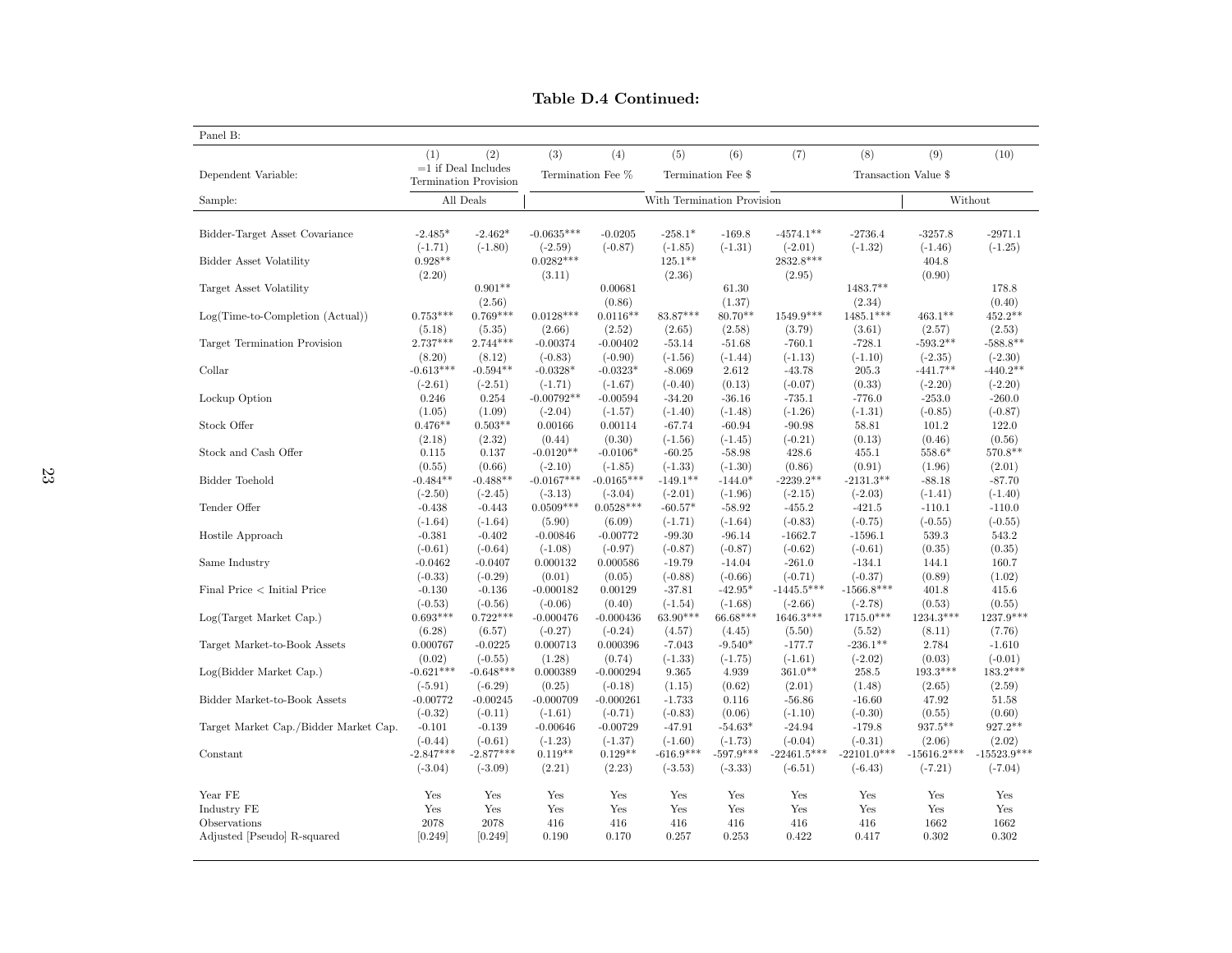**Table D.4 Continued:**

| Panel B: | | | | | | | | | | |
|---|---|---|---|---|---|---|---|---|---|---|
| | (1) | (2) | (3) | (4) | (5) | (6) | (7) | (8) | (9) | (10) |
| Dependent Variable: | =1 if Deal Includes Termination Provision | | Termination Fee % | | Termination Fee $ | | Transaction Value $ | | | |
| Sample: | All Deals | | With Termination Provision | | | | | | Without | |
| Bidder-Target Asset Covariance | -2.485* | -2.462* | -0.0635*** | -0.0205 | -258.1* | -169.8 | -4574.1** | -2736.4 | -3257.8 | -2971.1 |
| | (-1.71) | (-1.80) | (-2.59) | (-0.87) | (-1.85) | (-1.31) | (-2.01) | (-1.32) | (-1.46) | (-1.25) |
| Bidder Asset Volatility | 0.928** | | 0.0282*** | | 125.1** | | 2832.8*** | | 404.8 | |
| | (2.20) | | (3.11) | | (2.36) | | (2.95) | | (0.90) | |
| Target Asset Volatility | | 0.901** | | 0.00681 | | 61.30 | | 1483.7** | | 178.8 |
| | | (2.56) | | (0.86) | | (1.37) | | (2.34) | | (0.40) |
| Log(Time-to-Completion (Actual)) | 0.753*** | 0.769*** | 0.0128*** | 0.0116** | 83.87*** | 80.70** | 1549.9*** | 1485.1*** | 463.1** | 452.2** |
| | (5.18) | (5.35) | (2.66) | (2.52) | (2.65) | (2.58) | (3.79) | (3.61) | (2.57) | (2.53) |
| Target Termination Provision | 2.737*** | 2.744*** | -0.00374 | -0.00402 | -53.14 | -51.68 | -760.1 | -728.1 | -593.2** | -588.8** |
| | (8.20) | (8.12) | (-0.83) | (-0.90) | (-1.56) | (-1.44) | (-1.13) | (-1.10) | (-2.35) | (-2.30) |
| Collar | -0.613*** | -0.594** | -0.0328* | -0.0323* | -8.069 | 2.612 | -43.78 | 205.3 | -441.7** | -440.2** |
| | (-2.61) | (-2.51) | (-1.71) | (-1.67) | (-0.40) | (0.13) | (-0.07) | (0.33) | (-2.20) | (-2.20) |
| Lockup Option | 0.246 | 0.254 | -0.00792** | -0.00594 | -34.20 | -36.16 | -735.1 | -776.0 | -253.0 | -260.0 |
| | (1.05) | (1.09) | (-2.04) | (-1.57) | (-1.40) | (-1.48) | (-1.26) | (-1.31) | (-0.85) | (-0.87) |
| Stock Offer | 0.476** | 0.503** | 0.00166 | 0.00114 | -67.74 | -60.94 | -90.98 | 58.81 | 101.2 | 122.0 |
| | (2.18) | (2.32) | (0.44) | (0.30) | (-1.56) | (-1.45) | (-0.21) | (0.13) | (0.46) | (0.56) |
| Stock and Cash Offer | 0.115 | 0.137 | -0.0120** | -0.0106* | -60.25 | -58.98 | 428.6 | 455.1 | 558.6* | 570.8** |
| | (0.55) | (0.66) | (-2.10) | (-1.85) | (-1.33) | (-1.30) | (0.86) | (0.91) | (1.96) | (2.01) |
| Bidder Toehold | -0.484** | -0.488** | -0.0167*** | -0.0165*** | -149.1** | -144.0* | -2239.2** | -2131.3** | -88.18 | -87.70 |
| | (-2.50) | (-2.45) | (-3.13) | (-3.04) | (-2.01) | (-1.96) | (-2.15) | (-2.03) | (-1.41) | (-1.40) |
| Tender Offer | -0.438 | -0.443 | 0.0509*** | 0.0528*** | -60.57* | -58.92 | -455.2 | -421.5 | -110.1 | -110.0 |
| | (-1.64) | (-1.64) | (5.90) | (6.09) | (-1.71) | (-1.64) | (-0.83) | (-0.75) | (-0.55) | (-0.55) |
| Hostile Approach | -0.381 | -0.402 | -0.00846 | -0.00772 | -99.30 | -96.14 | -1662.7 | -1596.1 | 539.3 | 543.2 |
| | (-0.61) | (-0.64) | (-1.08) | (-0.97) | (-0.87) | (-0.87) | (-0.62) | (-0.61) | (0.35) | (0.35) |
| Same Industry | -0.0462 | -0.0407 | 0.000132 | 0.000586 | -19.79 | -14.04 | -261.0 | -134.1 | 144.1 | 160.7 |
| | (-0.33) | (-0.29) | (0.01) | (0.05) | (-0.88) | (-0.66) | (-0.71) | (-0.37) | (0.89) | (1.02) |
| Final Price < Initial Price | -0.130 | -0.136 | -0.000182 | 0.00129 | -37.81 | -42.95* | -1445.5*** | -1566.8*** | 401.8 | 415.6 |
| | (-0.53) | (-0.56) | (-0.06) | (0.40) | (-1.54) | (-1.68) | (-2.66) | (-2.78) | (0.53) | (0.55) |
| Log(Target Market Cap.) | 0.693*** | 0.722*** | -0.000476 | -0.000436 | 63.90*** | 66.68*** | 1646.3*** | 1715.0*** | 1234.3*** | 1237.9*** |
| | (6.28) | (6.57) | (-0.27) | (-0.24) | (4.57) | (4.45) | (5.50) | (5.52) | (8.11) | (7.76) |
| Target Market-to-Book Assets | 0.000767 | -0.0225 | 0.000713 | 0.000396 | -7.043 | -9.540* | -177.7 | -236.1** | 2.784 | -1.610 |
| | (0.02) | (-0.55) | (1.28) | (0.74) | (-1.33) | (-1.75) | (-1.61) | (-2.02) | (0.03) | (-0.01) |
| Log(Bidder Market Cap.) | -0.621*** | -0.648*** | 0.000389 | -0.000294 | 9.365 | 4.939 | 361.0** | 258.5 | 193.3*** | 183.2*** |
| | (-5.91) | (-6.29) | (0.25) | (-0.18) | (1.15) | (0.62) | (2.01) | (1.48) | (2.65) | (2.59) |
| Bidder Market-to-Book Assets | -0.00772 | -0.00245 | -0.000709 | -0.000261 | -1.733 | 0.116 | -56.86 | -16.60 | 47.92 | 51.58 |
| | (-0.32) | (-0.11) | (-1.61) | (-0.71) | (-0.83) | (0.06) | (-1.10) | (-0.30) | (0.55) | (0.60) |
| Target Market Cap./Bidder Market Cap. | -0.101 | -0.139 | -0.00646 | -0.00729 | -47.91 | -54.63* | -24.94 | -179.8 | 937.5** | 927.2** |
| | (-0.44) | (-0.61) | (-1.23) | (-1.37) | (-1.60) | (-1.73) | (-0.04) | (-0.31) | (2.06) | (2.02) |
| Constant | -2.847*** | -2.877*** | 0.119** | 0.129** | -616.9*** | -597.9*** | -22461.5*** | -22101.0*** | -15616.2*** | -15523.9*** |
| | (-3.04) | (-3.09) | (2.21) | (2.23) | (-3.53) | (-3.33) | (-6.51) | (-6.43) | (-7.21) | (-7.04) |
| Year FE | Yes | Yes | Yes | Yes | Yes | Yes | Yes | Yes | Yes | Yes |
| Industry FE | Yes | Yes | Yes | Yes | Yes | Yes | Yes | Yes | Yes | Yes |
| Observations | 2078 | 2078 | 416 | 416 | 416 | 416 | 416 | 416 | 1662 | 1662 |
| Adjusted [Pseudo] R-squared | [0.249] | [0.249] | 0.190 | 0.170 | 0.257 | 0.253 | 0.422 | 0.417 | 0.302 | 0.302 |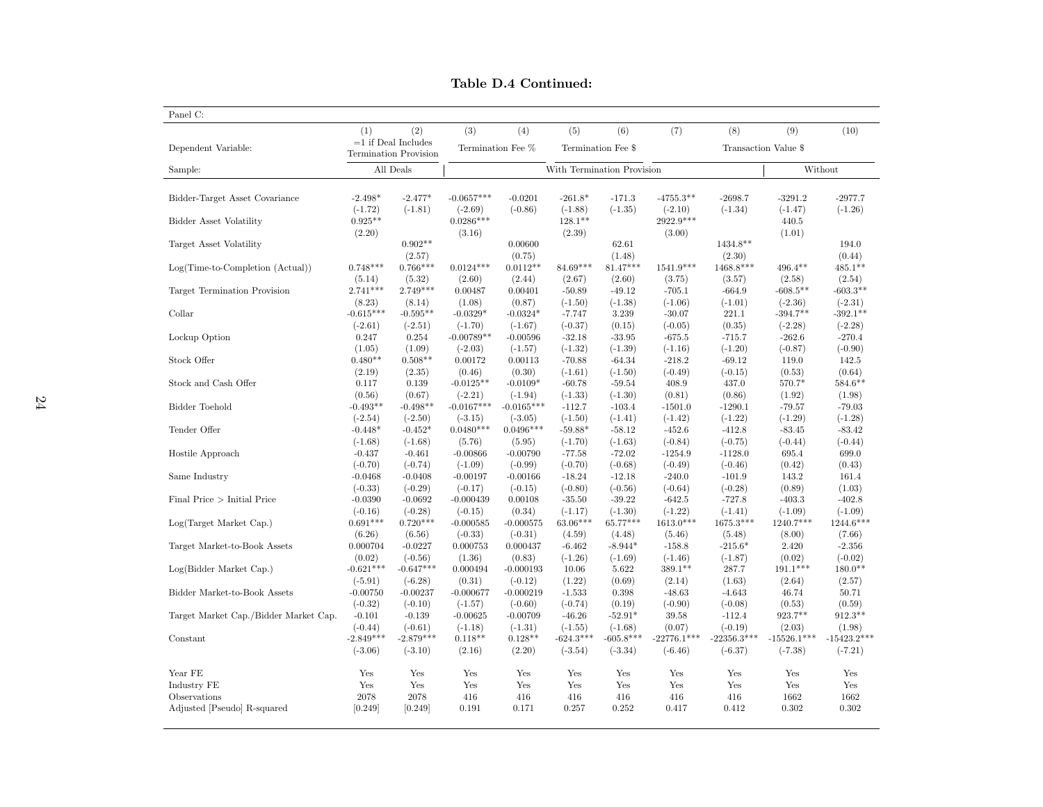**Table D.4 Continued:**

| Panel C: | | | | | | | | | | |
|---|---|---|---|---|---|---|---|---|---|---|
| | (1) | (2) | (3) | (4) | (5) | (6) | (7) | (8) | (9) | (10) |
| Dependent Variable: | =1 if Deal Includes Termination Provision | | Termination Fee % | | Termination Fee $ | | Transaction Value $ | | | |
| Sample: | All Deals | | With Termination Provision | | | | | | Without | |
| Bidder-Target Asset Covariance | -2.498* | -2.477* | -0.0657*** | -0.0201 | -261.8* | -171.3 | -4755.3** | -2698.7 | -3291.2 | -2977.7 |
| | (-1.72) | (-1.81) | (-2.69) | (-0.86) | (-1.88) | (-1.35) | (-2.10) | (-1.34) | (-1.47) | (-1.26) |
| Bidder Asset Volatility | 0.925** | | 0.0286*** | | 128.1** | | 2922.9*** | | 440.5 | |
| | (2.20) | | (3.16) | | (2.39) | | (3.00) | | (1.01) | |
| Target Asset Volatility | | 0.902** | | 0.00600 | | 62.61 | | 1434.8** | | 194.0 |
| | | (2.57) | | (0.75) | | (1.48) | | (2.30) | | (0.44) |
| Log(Time-to-Completion (Actual)) | 0.748*** | 0.766*** | 0.0124*** | 0.0112** | 84.69*** | 81.47*** | 1541.9*** | 1468.8*** | 496.4** | 485.1** |
| | (5.14) | (5.32) | (2.60) | (2.44) | (2.67) | (2.60) | (3.75) | (3.57) | (2.58) | (2.54) |
| Target Termination Provision | 2.741*** | 2.749*** | 0.00487 | 0.00401 | -50.89 | -49.12 | -705.1 | -664.9 | -608.5** | -603.3** |
| | (8.23) | (8.14) | (1.08) | (0.87) | (-1.50) | (-1.38) | (-1.06) | (-1.01) | (-2.36) | (-2.31) |
| Collar | -0.615*** | -0.595** | -0.0329* | -0.0324* | -7.747 | 3.239 | -30.07 | 221.1 | -394.7** | -392.1** |
| | (-2.61) | (-2.51) | (-1.70) | (-1.67) | (-0.37) | (0.15) | (-0.05) | (0.35) | (-2.28) | (-2.28) |
| Lockup Option | 0.247 | 0.254 | -0.00789** | -0.00596 | -32.18 | -33.95 | -675.5 | -715.7 | -262.6 | -270.4 |
| | (1.05) | (1.09) | (-2.03) | (-1.57) | (-1.32) | (-1.39) | (-1.16) | (-1.20) | (-0.87) | (-0.90) |
| Stock Offer | 0.480** | 0.508** | 0.00172 | 0.00113 | -70.88 | -64.34 | -218.2 | -69.12 | 119.0 | 142.5 |
| | (2.19) | (2.35) | (0.46) | (0.30) | (-1.61) | (-1.50) | (-0.49) | (-0.15) | (0.53) | (0.64) |
| Stock and Cash Offer | 0.117 | 0.139 | -0.0125** | -0.0109* | -60.78 | -59.54 | 408.9 | 437.0 | 570.7* | 584.6** |
| | (0.56) | (0.67) | (-2.21) | (-1.94) | (-1.33) | (-1.30) | (0.81) | (0.86) | (1.92) | (1.98) |
| Bidder Toehold | -0.493** | -0.498** | -0.0167*** | -0.0165*** | -112.7 | -103.4 | -1501.0 | -1290.1 | -79.57 | -79.03 |
| | (-2.54) | (-2.50) | (-3.15) | (-3.05) | (-1.50) | (-1.41) | (-1.42) | (-1.22) | (-1.29) | (-1.28) |
| Tender Offer | -0.448* | -0.452* | 0.0480*** | 0.0496*** | -59.88* | -58.12 | -452.6 | -412.8 | -83.45 | -83.42 |
| | (-1.68) | (-1.68) | (5.76) | (5.95) | (-1.70) | (-1.63) | (-0.84) | (-0.75) | (-0.44) | (-0.44) |
| Hostile Approach | -0.437 | -0.461 | -0.00866 | -0.00790 | -77.58 | -72.02 | -1254.9 | -1128.0 | 695.4 | 699.0 |
| | (-0.70) | (-0.74) | (-1.09) | (-0.99) | (-0.70) | (-0.68) | (-0.49) | (-0.46) | (0.42) | (0.43) |
| Same Industry | -0.0468 | -0.0408 | -0.00197 | -0.00166 | -18.24 | -12.18 | -240.0 | -101.9 | 143.2 | 161.4 |
| | (-0.33) | (-0.29) | (-0.17) | (-0.15) | (-0.80) | (-0.56) | (-0.64) | (-0.28) | (0.89) | (1.03) |
| Final Price > Initial Price | -0.0390 | -0.0692 | -0.000439 | 0.00108 | -35.50 | -39.22 | -642.5 | -727.8 | -403.3 | -402.8 |
| | (-0.16) | (-0.28) | (-0.15) | (0.34) | (-1.17) | (-1.30) | (-1.22) | (-1.41) | (-1.09) | (-1.09) |
| Log(Target Market Cap.) | 0.691*** | 0.720*** | -0.000585 | -0.000575 | 63.06*** | 65.77*** | 1613.0*** | 1675.3*** | 1240.7*** | 1244.6*** |
| | (6.26) | (6.56) | (-0.33) | (-0.31) | (4.59) | (4.48) | (5.46) | (5.48) | (8.00) | (7.66) |
| Target Market-to-Book Assets | 0.000704 | -0.0227 | 0.000753 | 0.000437 | -6.462 | -8.944* | -158.8 | -215.6* | 2.420 | -2.356 |
| | (0.02) | (-0.56) | (1.36) | (0.83) | (-1.26) | (-1.69) | (-1.46) | (-1.87) | (0.02) | (-0.02) |
| Log(Bidder Market Cap.) | -0.621*** | -0.647*** | 0.000494 | -0.000193 | 10.06 | 5.622 | 389.1** | 287.7 | 191.1*** | 180.0** |
| | (-5.91) | (-6.28) | (0.31) | (-0.12) | (1.22) | (0.69) | (2.14) | (1.63) | (2.64) | (2.57) |
| Bidder Market-to-Book Assets | -0.00750 | -0.00237 | -0.000677 | -0.000219 | -1.533 | 0.398 | -48.63 | -4.643 | 46.74 | 50.71 |
| | (-0.32) | (-0.10) | (-1.57) | (-0.60) | (-0.74) | (0.19) | (-0.90) | (-0.08) | (0.53) | (0.59) |
| Target Market Cap./Bidder Market Cap. | -0.101 | -0.139 | -0.00625 | -0.00709 | -46.26 | -52.91* | 39.58 | -112.4 | 923.7** | 912.3** |
| | (-0.44) | (-0.61) | (-1.18) | (-1.31) | (-1.55) | (-1.68) | (0.07) | (-0.19) | (2.03) | (1.98) |
| Constant | -2.849*** | -2.879*** | 0.118** | 0.128** | -624.3*** | -605.8*** | -22776.1*** | -22356.3*** | -15526.1*** | -15423.2*** |
| | (-3.06) | (-3.10) | (2.16) | (2.20) | (-3.54) | (-3.34) | (-6.46) | (-6.37) | (-7.38) | (-7.21) |
| Year FE | Yes | Yes | Yes | Yes | Yes | Yes | Yes | Yes | Yes | Yes |
| Industry FE | Yes | Yes | Yes | Yes | Yes | Yes | Yes | Yes | Yes | Yes |
| Observations | 2078 | 2078 | 416 | 416 | 416 | 416 | 416 | 416 | 1662 | 1662 |
| Adjusted [Pseudo] R-squared | [0.249] | [0.249] | 0.191 | 0.171 | 0.257 | 0.252 | 0.417 | 0.412 | 0.302 | 0.302 |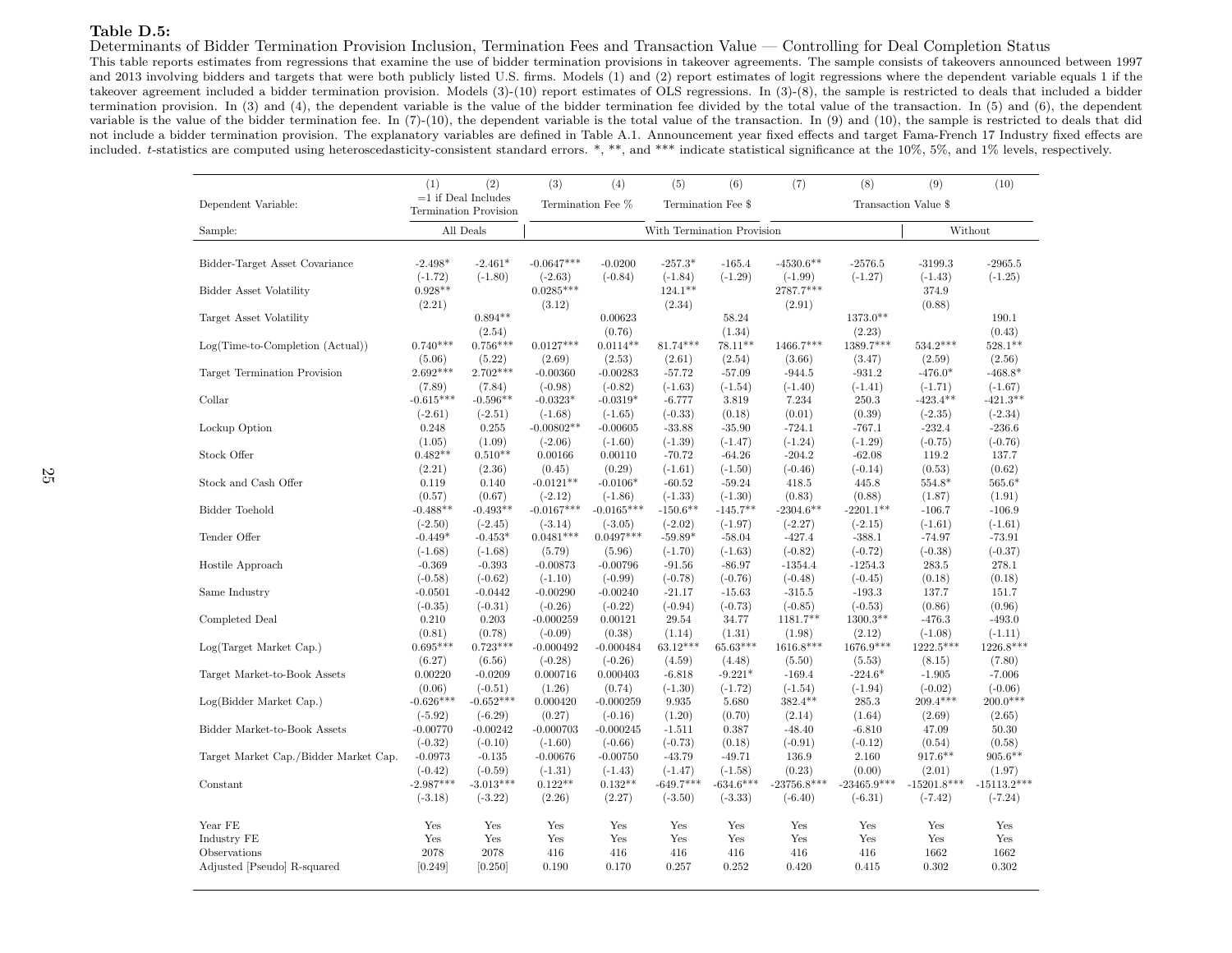**Table D.5:**

Determinants of Bidder Termination Provision Inclusion, Termination Fees and Transaction Value — Controlling for Deal Completion Status

This table reports estimates from regressions that examine the use of bidder termination provisions in takeover agreements. The sample consists of takeovers announced between 1997 and 2013 involving bidders and targets that were both publicly listed U.S. firms. Models (1) and (2) report estimates of logit regressions where the dependent variable equals 1 if the takeover agreement included a bidder termination provision. Models (3)-(10) report estimates of OLS regressions. In (3)-(8), the sample is restricted to deals that included a bidder termination provision. In (3) and (4), the dependent variable is the value of the bidder termination fee divided by the total value of the transaction. In (5) and (6), the dependent variable is the value of the bidder termination fee. In (7)-(10), the dependent variable is the total value of the transaction. In (9) and (10), the sample is restricted to deals that did not include a bidder termination provision. The explanatory variables are defined in Table A.1. Announcement year fixed effects and target Fama-French 17 Industry fixed effects are included. $t$-statistics are computed using heteroscedasticity-consistent standard errors. *, **, and *** indicate statistical significance at the 10%, 5%, and 1% levels, respectively.

| | (1) | (2) | (3) | (4) | (5) | (6) | (7) | (8) | (9) | (10) |
|---|---|---|---|---|---|---|---|---|---|---|
| Dependent Variable: | =1 if Deal Includes Termination Provision | | Termination Fee % | | Termination Fee $ | | Transaction Value $ | | | |
| Sample: | All Deals | | With Termination Provision | | | | | | Without | |
| Bidder-Target Asset Covariance | -2.498* | -2.461* | -0.0647*** | -0.0200 | -257.3* | -165.4 | -4530.6** | -2576.5 | -3199.3 | -2965.5 |
| | (-1.72) | (-1.80) | (-2.63) | (-0.84) | (-1.84) | (-1.29) | (-1.99) | (-1.27) | (-1.43) | (-1.25) |
| Bidder Asset Volatility | 0.928** | | 0.0285*** | | 124.1** | | 2787.7*** | | 374.9 | |
| | (2.21) | | (3.12) | | (2.34) | | (2.91) | | (0.88) | |
| Target Asset Volatility | | 0.894** | | 0.00623 | | 58.24 | | 1373.0** | | 190.1 |
| | | (2.54) | | (0.76) | | (1.34) | | (2.23) | | (0.43) |
| Log(Time-to-Completion (Actual)) | 0.740*** | 0.756*** | 0.0127*** | 0.0114** | 81.74*** | 78.11** | 1466.7*** | 1389.7*** | 534.2*** | 528.1** |
| | (5.06) | (5.22) | (2.69) | (2.53) | (2.61) | (2.54) | (3.66) | (3.47) | (2.59) | (2.56) |
| Target Termination Provision | 2.692*** | 2.702*** | -0.00360 | -0.00283 | -57.72 | -57.09 | -944.5 | -931.2 | -476.0* | -468.8* |
| | (7.89) | (7.84) | (-0.98) | (-0.82) | (-1.63) | (-1.54) | (-1.40) | (-1.41) | (-1.71) | (-1.67) |
| Collar | -0.615*** | -0.596** | -0.0323* | -0.0319* | -6.777 | 3.819 | 7.234 | 250.3 | -423.4** | -421.3** |
| | (-2.61) | (-2.51) | (-1.68) | (-1.65) | (-0.33) | (0.18) | (0.01) | (0.39) | (-2.35) | (-2.34) |
| Lockup Option | 0.248 | 0.255 | -0.00802** | -0.00605 | -33.88 | -35.90 | -724.1 | -767.1 | -232.4 | -236.6 |
| | (1.05) | (1.09) | (-2.06) | (-1.60) | (-1.39) | (-1.47) | (-1.24) | (-1.29) | (-0.75) | (-0.76) |
| Stock Offer | 0.482** | 0.510** | 0.00166 | 0.00110 | -70.72 | -64.26 | -204.2 | -62.08 | 119.2 | 137.7 |
| | (2.21) | (2.36) | (0.45) | (0.29) | (-1.61) | (-1.50) | (-0.46) | (-0.14) | (0.53) | (0.62) |
| Stock and Cash Offer | 0.119 | 0.140 | -0.0121** | -0.0106* | -60.52 | -59.24 | 418.5 | 445.8 | 554.8* | 565.6* |
| | (0.57) | (0.67) | (-2.12) | (-1.86) | (-1.33) | (-1.30) | (0.83) | (0.88) | (1.87) | (1.91) |
| Bidder Toehold | -0.488** | -0.493** | -0.0167*** | -0.0165*** | -150.6** | -145.7** | -2304.6** | -2201.1** | -106.7 | -106.9 |
| | (-2.50) | (-2.45) | (-3.14) | (-3.05) | (-2.02) | (-1.97) | (-2.27) | (-2.15) | (-1.61) | (-1.61) |
| Tender Offer | -0.449* | -0.453* | 0.0481*** | 0.0497*** | -59.89* | -58.04 | -427.4 | -388.1 | -74.97 | -73.91 |
| | (-1.68) | (-1.68) | (5.79) | (5.96) | (-1.70) | (-1.63) | (-0.82) | (-0.72) | (-0.38) | (-0.37) |
| Hostile Approach | -0.369 | -0.393 | -0.00873 | -0.00796 | -91.56 | -86.97 | -1354.4 | -1254.3 | 283.5 | 278.1 |
| | (-0.58) | (-0.62) | (-1.10) | (-0.99) | (-0.78) | (-0.76) | (-0.48) | (-0.45) | (0.18) | (0.18) |
| Same Industry | -0.0501 | -0.0442 | -0.00290 | -0.00240 | -21.17 | -15.63 | -315.5 | -193.3 | 137.7 | 151.7 |
| | (-0.35) | (-0.31) | (-0.26) | (-0.22) | (-0.94) | (-0.73) | (-0.85) | (-0.53) | (0.86) | (0.96) |
| Completed Deal | 0.210 | 0.203 | -0.000259 | 0.00121 | 29.54 | 34.77 | 1181.7** | 1300.3** | -476.3 | -493.0 |
| | (0.81) | (0.78) | (-0.09) | (0.38) | (1.14) | (1.31) | (1.98) | (2.12) | (-1.08) | (-1.11) |
| Log(Target Market Cap.) | 0.695*** | 0.723*** | -0.000492 | -0.000484 | 63.12*** | 65.63*** | 1616.8*** | 1676.9*** | 1222.5*** | 1226.8*** |
| | (6.27) | (6.56) | (-0.28) | (-0.26) | (4.59) | (4.48) | (5.50) | (5.53) | (8.15) | (7.80) |
| Target Market-to-Book Assets | 0.00220 | -0.0209 | 0.000716 | 0.000403 | -6.818 | -9.221* | -169.4 | -224.6* | -1.905 | -7.006 |
| | (0.06) | (-0.51) | (1.26) | (0.74) | (-1.30) | (-1.72) | (-1.54) | (-1.94) | (-0.02) | (-0.06) |
| Log(Bidder Market Cap.) | -0.626*** | -0.652*** | 0.000420 | -0.000259 | 9.935 | 5.680 | 382.4** | 285.3 | 209.4*** | 200.0*** |
| | (-5.92) | (-6.29) | (0.27) | (-0.16) | (1.20) | (0.70) | (2.14) | (1.64) | (2.69) | (2.65) |
| Bidder Market-to-Book Assets | -0.00770 | -0.00242 | -0.000703 | -0.000245 | -1.511 | 0.387 | -48.40 | -6.810 | 47.09 | 50.30 |
| | (-0.32) | (-0.10) | (-1.60) | (-0.66) | (-0.73) | (0.18) | (-0.91) | (-0.12) | (0.54) | (0.58) |
| Target Market Cap./Bidder Market Cap. | -0.0973 | -0.135 | -0.00676 | -0.00750 | -43.79 | -49.71 | 136.9 | 2.160 | 917.6** | 905.6** |
| | (-0.42) | (-0.59) | (-1.31) | (-1.43) | (-1.47) | (-1.58) | (0.23) | (0.00) | (2.01) | (1.97) |
| Constant | -2.987*** | -3.013*** | 0.122** | 0.132** | -649.7*** | -634.6*** | -23756.8*** | -23465.9*** | -15201.8*** | -15113.2*** |
| | (-3.18) | (-3.22) | (2.26) | (2.27) | (-3.50) | (-3.33) | (-6.40) | (-6.31) | (-7.42) | (-7.24) |
| Year FE | Yes | Yes | Yes | Yes | Yes | Yes | Yes | Yes | Yes | Yes |
| Industry FE | Yes | Yes | Yes | Yes | Yes | Yes | Yes | Yes | Yes | Yes |
| Observations | 2078 | 2078 | 416 | 416 | 416 | 416 | 416 | 416 | 1662 | 1662 |
| Adjusted [Pseudo] R-squared | [0.249] | [0.250] | 0.190 | 0.170 | 0.257 | 0.252 | 0.420 | 0.415 | 0.302 | 0.302 |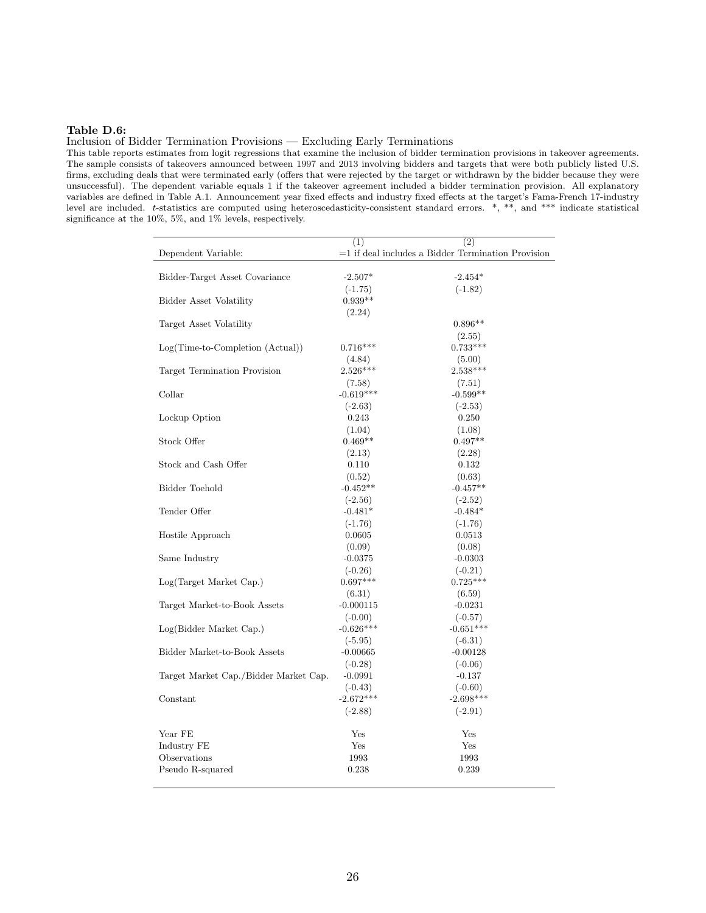**Table D.6:**

Inclusion of Bidder Termination Provisions — Excluding Early Terminations

This table reports estimates from logit regressions that examine the inclusion of bidder termination provisions in takeover agreements. The sample consists of takeovers announced between 1997 and 2013 involving bidders and targets that were both publicly listed U.S. firms, excluding deals that were terminated early (offers that were rejected by the target or withdrawn by the bidder because they were unsuccessful). The dependent variable equals 1 if the takeover agreement included a bidder termination provision. All explanatory variables are defined in Table A.1. Announcement year fixed effects and industry fixed effects at the target's Fama-French 17-industry level are included. *t*-statistics are computed using heteroscedasticity-consistent standard errors. *, **, and *** indicate statistical significance at the 10%, 5%, and 1% levels, respectively.

| | (1) | (2) |
|---|---|---|
| Dependent Variable: | =1 if deal includes a Bidder Termination Provision | |
| Bidder-Target Asset Covariance | -2.507* | -2.454* |
| | (-1.75) | (-1.82) |
| Bidder Asset Volatility | 0.939** | |
| | (2.24) | |
| Target Asset Volatility | | 0.896** |
| | | (2.55) |
| Log(Time-to-Completion (Actual)) | 0.716*** | 0.733*** |
| | (4.84) | (5.00) |
| Target Termination Provision | 2.526*** | 2.538*** |
| | (7.58) | (7.51) |
| Collar | -0.619*** | -0.599** |
| | (-2.63) | (-2.53) |
| Lockup Option | 0.243 | 0.250 |
| | (1.04) | (1.08) |
| Stock Offer | 0.469** | 0.497** |
| | (2.13) | (2.28) |
| Stock and Cash Offer | 0.110 | 0.132 |
| | (0.52) | (0.63) |
| Bidder Toehold | -0.452** | -0.457** |
| | (-2.56) | (-2.52) |
| Tender Offer | -0.481* | -0.484* |
| | (-1.76) | (-1.76) |
| Hostile Approach | 0.0605 | 0.0513 |
| | (0.09) | (0.08) |
| Same Industry | -0.0375 | -0.0303 |
| | (-0.26) | (-0.21) |
| Log(Target Market Cap.) | 0.697*** | 0.725*** |
| | (6.31) | (6.59) |
| Target Market-to-Book Assets | -0.000115 | -0.0231 |
| | (-0.00) | (-0.57) |
| Log(Bidder Market Cap.) | -0.626*** | -0.651*** |
| | (-5.95) | (-6.31) |
| Bidder Market-to-Book Assets | -0.00665 | -0.00128 |
| | (-0.28) | (-0.06) |
| Target Market Cap./Bidder Market Cap. | -0.0991 | -0.137 |
| | (-0.43) | (-0.60) |
| Constant | -2.672*** | -2.698*** |
| | (-2.88) | (-2.91) |
| Year FE | Yes | Yes |
| Industry FE | Yes | Yes |
| Observations | 1993 | 1993 |
| Pseudo R-squared | 0.238 | 0.239 |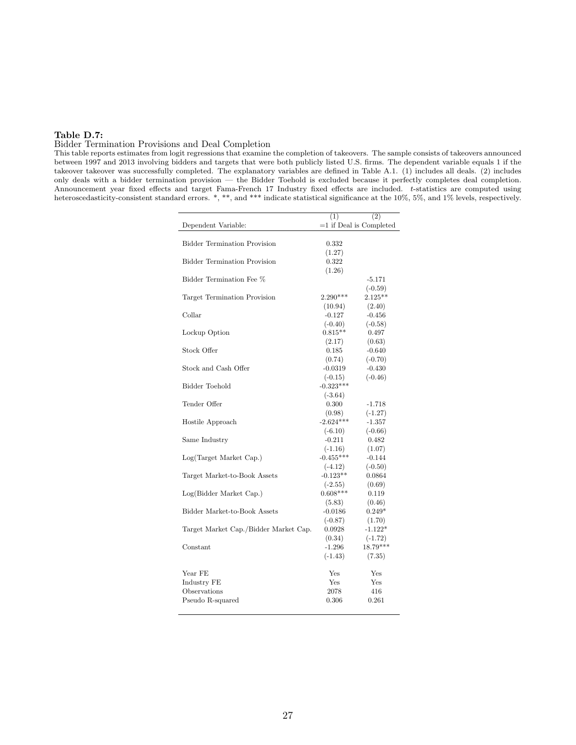**Table D.7:**

Bidder Termination Provisions and Deal Completion

This table reports estimates from logit regressions that examine the completion of takeovers. The sample consists of takeovers announced between 1997 and 2013 involving bidders and targets that were both publicly listed U.S. firms. The dependent variable equals 1 if the takeover takeover was successfully completed. The explanatory variables are defined in Table A.1. (1) includes all deals. (2) includes only deals with a bidder termination provision — the Bidder Toehold is excluded because it perfectly completes deal completion. Announcement year fixed effects and target Fama-French 17 Industry fixed effects are included. $t$-statistics are computed using heteroscedasticity-consistent standard errors. *, **, and *** indicate statistical significance at the 10%, 5%, and 1% levels, respectively.

| | (1) | (2) |
|---|---|---|
| Dependent Variable: | =1 if Deal is Completed | |
| Bidder Termination Provision | 0.332 | |
| | (1.27) | |
| Bidder Termination Provision | 0.322 | |
| | (1.26) | |
| Bidder Termination Fee % | | -5.171 |
| | | (-0.59) |
| Target Termination Provision | 2.290*** | 2.125** |
| | (10.94) | (2.40) |
| Collar | -0.127 | -0.456 |
| | (-0.40) | (-0.58) |
| Lockup Option | 0.815** | 0.497 |
| | (2.17) | (0.63) |
| Stock Offer | 0.185 | -0.640 |
| | (0.74) | (-0.70) |
| Stock and Cash Offer | -0.0319 | -0.430 |
| | (-0.15) | (-0.46) |
| Bidder Toehold | -0.323*** | |
| | (-3.64) | |
| Tender Offer | 0.300 | -1.718 |
| | (0.98) | (-1.27) |
| Hostile Approach | -2.624*** | -1.357 |
| | (-6.10) | (-0.66) |
| Same Industry | -0.211 | 0.482 |
| | (-1.16) | (1.07) |
| Log(Target Market Cap.) | -0.455*** | -0.144 |
| | (-4.12) | (-0.50) |
| Target Market-to-Book Assets | -0.123** | 0.0864 |
| | (-2.55) | (0.69) |
| Log(Bidder Market Cap.) | 0.608*** | 0.119 |
| | (5.83) | (0.46) |
| Bidder Market-to-Book Assets | -0.0186 | 0.249* |
| | (-0.87) | (1.70) |
| Target Market Cap./Bidder Market Cap. | 0.0928 | -1.122* |
| | (0.34) | (-1.72) |
| Constant | -1.296 | 18.79*** |
| | (-1.43) | (7.35) |
| Year FE | Yes | Yes |
| Industry FE | Yes | Yes |
| Observations | 2078 | 416 |
| Pseudo R-squared | 0.306 | 0.261 |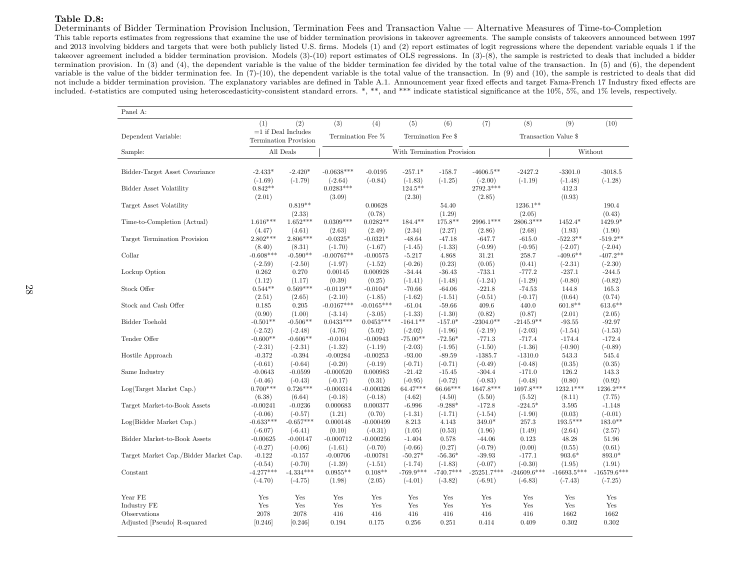**Table D.8:**

Determinants of Bidder Termination Provision Inclusion, Termination Fees and Transaction Value — Alternative Measures of Time-to-Completion

This table reports estimates from regressions that examine the use of bidder termination provisions in takeover agreements. The sample consists of takeovers announced between 1997 and 2013 involving bidders and targets that were both publicly listed U.S. firms. Models (1) and (2) report estimates of logit regressions where the dependent variable equals 1 if the takeover agreement included a bidder termination provision. Models (3)-(10) report estimates of OLS regressions. In (3)-(8), the sample is restricted to deals that included a bidder termination provision. In (3) and (4), the dependent variable is the value of the bidder termination fee divided by the total value of the transaction. In (5) and (6), the dependent variable is the value of the bidder termination fee. In (7)-(10), the dependent variable is the total value of the transaction. In (9) and (10), the sample is restricted to deals that did not include a bidder termination provision. The explanatory variables are defined in Table A.1. Announcement year fixed effects and target Fama-French 17 Industry fixed effects are included. $t$-statistics are computed using heteroscedasticity-consistent standard errors. *, **, and *** indicate statistical significance at the 10%, 5%, and 1% levels, respectively.

Panel A:

| | (1) | (2) | (3) | (4) | (5) | (6) | (7) | (8) | (9) | (10) |
|---|---|---|---|---|---|---|---|---|---|---|
| Dependent Variable: | =1 if Deal Includes Termination Provision | | Termination Fee % | | Termination Fee $ | | Transaction Value $ | | | |
| Sample: | All Deals | | With Termination Provision | | | | | | Without | |
| Bidder-Target Asset Covariance | -2.433* | -2.420* | -0.0638*** | -0.0195 | -257.1* | -158.7 | -4606.5** | -2427.2 | -3301.0 | -3018.5 |
| | (-1.69) | (-1.79) | (-2.64) | (-0.84) | (-1.83) | (-1.25) | (-2.00) | (-1.19) | (-1.48) | (-1.28) |
| Bidder Asset Volatility | 0.842** | | 0.0283*** | | 124.5** | | 2792.3*** | | 412.3 | |
| | (2.01) | | (3.09) | | (2.30) | | (2.85) | | (0.93) | |
| Target Asset Volatility | | 0.819** | | 0.00628 | | 54.40 | | 1236.1** | | 190.4 |
| | | (2.33) | | (0.78) | | (1.29) | | (2.05) | | (0.43) |
| Time-to-Completion (Actual) | 1.616*** | 1.652*** | 0.0309*** | 0.0282** | 184.4** | 175.8** | 2996.1*** | 2806.3*** | 1452.4* | 1429.9* |
| | (4.47) | (4.61) | (2.63) | (2.49) | (2.34) | (2.27) | (2.86) | (2.68) | (1.93) | (1.90) |
| Target Termination Provision | 2.802*** | 2.806*** | -0.0325* | -0.0321* | -48.64 | -47.18 | -647.7 | -615.0 | -522.3** | -519.2** |
| | (8.40) | (8.31) | (-1.70) | (-1.67) | (-1.45) | (-1.33) | (-0.99) | (-0.95) | (-2.07) | (-2.04) |
| Collar | -0.608*** | -0.590** | -0.00767** | -0.00575 | -5.217 | 4.868 | 31.21 | 258.7 | -409.6** | -407.2** |
| | (-2.59) | (-2.50) | (-1.97) | (-1.52) | (-0.26) | (0.23) | (0.05) | (0.41) | (-2.31) | (-2.30) |
| Lockup Option | 0.262 | 0.270 | 0.00145 | 0.000928 | -34.44 | -36.43 | -733.1 | -777.2 | -237.1 | -244.5 |
| | (1.12) | (1.17) | (0.39) | (0.25) | (-1.41) | (-1.48) | (-1.24) | (-1.29) | (-0.80) | (-0.82) |
| Stock Offer | 0.544** | 0.569*** | -0.0119** | -0.0104* | -70.66 | -64.06 | -221.8 | -74.53 | 144.8 | 165.3 |
| | (2.51) | (2.65) | (-2.10) | (-1.85) | (-1.62) | (-1.51) | (-0.51) | (-0.17) | (0.64) | (0.74) |
| Stock and Cash Offer | 0.185 | 0.205 | -0.0167*** | -0.0165*** | -61.04 | -59.66 | 409.6 | 440.0 | 601.8** | 613.6** |
| | (0.90) | (1.00) | (-3.14) | (-3.05) | (-1.33) | (-1.30) | (0.82) | (0.87) | (2.01) | (2.05) |
| Bidder Toehold | -0.501** | -0.506** | 0.0433*** | 0.0453*** | -164.1** | -157.0* | -2304.0** | -2145.9** | -93.55 | -92.97 |
| | (-2.52) | (-2.48) | (4.76) | (5.02) | (-2.02) | (-1.96) | (-2.19) | (-2.03) | (-1.54) | (-1.53) |
| Tender Offer | -0.600** | -0.606** | -0.0104 | -0.00943 | -75.00** | -72.56* | -771.3 | -717.4 | -174.4 | -172.4 |
| | (-2.31) | (-2.31) | (-1.32) | (-1.19) | (-2.03) | (-1.95) | (-1.50) | (-1.36) | (-0.90) | (-0.89) |
| Hostile Approach | -0.372 | -0.394 | -0.00284 | -0.00253 | -93.00 | -89.59 | -1385.7 | -1310.0 | 543.3 | 545.4 |
| | (-0.61) | (-0.64) | (-0.20) | (-0.19) | (-0.71) | (-0.71) | (-0.49) | (-0.48) | (0.35) | (0.35) |
| Same Industry | -0.0643 | -0.0599 | -0.000520 | 0.000983 | -21.42 | -15.45 | -304.4 | -171.0 | 126.2 | 143.3 |
| | (-0.46) | (-0.43) | (-0.17) | (0.31) | (-0.95) | (-0.72) | (-0.83) | (-0.48) | (0.80) | (0.92) |
| Log(Target Market Cap.) | 0.700*** | 0.726*** | -0.000314 | -0.000326 | 64.47*** | 66.66*** | 1647.8*** | 1697.8*** | 1232.1*** | 1236.2*** |
| | (6.38) | (6.64) | (-0.18) | (-0.18) | (4.62) | (4.50) | (5.50) | (5.52) | (8.11) | (7.75) |
| Target Market-to-Book Assets | -0.00241 | -0.0236 | 0.000683 | 0.000377 | -6.996 | -9.288* | -172.8 | -224.5* | 3.595 | -1.148 |
| | (-0.06) | (-0.57) | (1.21) | (0.70) | (-1.31) | (-1.71) | (-1.54) | (-1.90) | (0.03) | (-0.01) |
| Log(Bidder Market Cap.) | -0.633*** | -0.657*** | 0.000148 | -0.000499 | 8.213 | 4.143 | 349.0* | 257.3 | 193.5*** | 183.0** |
| | (-6.07) | (-6.41) | (0.10) | (-0.31) | (1.05) | (0.53) | (1.96) | (1.49) | (2.64) | (2.57) |
| Bidder Market-to-Book Assets | -0.00625 | -0.00147 | -0.000712 | -0.000256 | -1.404 | 0.578 | -44.06 | 0.123 | 48.28 | 51.96 |
| | (-0.27) | (-0.06) | (-1.61) | (-0.70) | (-0.66) | (0.27) | (-0.79) | (0.00) | (0.55) | (0.61) |
| Target Market Cap./Bidder Market Cap. | -0.122 | -0.157 | -0.00706 | -0.00781 | -50.27* | -56.36* | -39.93 | -177.1 | 903.6* | 893.0* |
| | (-0.54) | (-0.70) | (-1.39) | (-1.51) | (-1.74) | (-1.83) | (-0.07) | (-0.30) | (1.95) | (1.91) |
| Constant | -4.277*** | -4.334*** | 0.0955** | 0.108** | -769.9*** | -740.7*** | -25251.7*** | -24609.6*** | -16693.5*** | -16579.6*** |
| | (-4.70) | (-4.75) | (1.98) | (2.05) | (-4.01) | (-3.82) | (-6.91) | (-6.83) | (-7.43) | (-7.25) |
| Year FE | Yes | Yes | Yes | Yes | Yes | Yes | Yes | Yes | Yes | Yes |
| Industry FE | Yes | Yes | Yes | Yes | Yes | Yes | Yes | Yes | Yes | Yes |
| Observations | 2078 | 2078 | 416 | 416 | 416 | 416 | 416 | 416 | 1662 | 1662 |
| Adjusted [Pseudo] R-squared | [0.246] | [0.246] | 0.194 | 0.175 | 0.256 | 0.251 | 0.414 | 0.409 | 0.302 | 0.302 |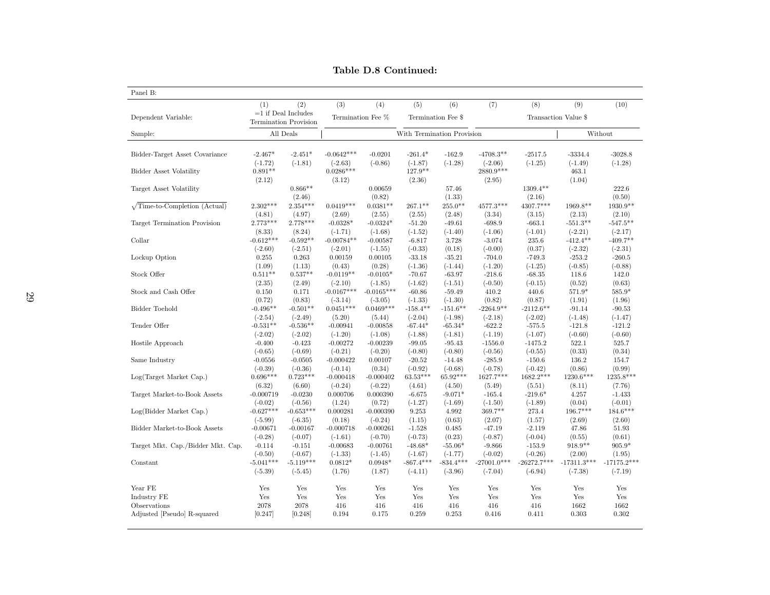## Table D.8 Continued:

| Panel B: | | | | | | | | | | |
|---|---|---|---|---|---|---|---|---|---|---|
| | (1) | (2) | (3) | (4) | (5) | (6) | (7) | (8) | (9) | (10) |
| Dependent Variable: | =1 if Deal Includes Termination Provision | | Termination Fee % | | Termination Fee $ | | Transaction Value $ | | | |
| Sample: | All Deals | | With Termination Provision | | | | | | Without | |
| Bidder-Target Asset Covariance | -2.467* | -2.451* | -0.0642*** | -0.0201 | -261.4* | -162.9 | -4708.3** | -2517.5 | -3334.4 | -3028.8 |
| | (-1.72) | (-1.81) | (-2.63) | (-0.86) | (-1.87) | (-1.28) | (-2.06) | (-1.25) | (-1.49) | (-1.28) |
| Bidder Asset Volatility | 0.891** | | 0.0286*** | | 127.9** | | 2880.9*** | | 463.1 | |
| | (2.12) | | (3.12) | | (2.36) | | (2.95) | | (1.04) | |
| Target Asset Volatility | | 0.866** | | 0.00659 | | 57.46 | | 1309.4** | | 222.6 |
| | | (2.46) | | (0.82) | | (1.33) | | (2.16) | | (0.50) |
| $\sqrt{\text{Time-to-Completion (Actual)}}$ | 2.302*** | 2.354*** | 0.0419*** | 0.0381** | 267.1** | 255.0** | 4577.3*** | 4307.7*** | 1969.8** | 1930.9** |
| | (4.81) | (4.97) | (2.69) | (2.55) | (2.55) | (2.48) | (3.34) | (3.15) | (2.13) | (2.10) |
| Target Termination Provision | 2.773*** | 2.778*** | -0.0328* | -0.0324* | -51.20 | -49.61 | -698.9 | -663.1 | -551.3** | -547.5** |
| | (8.33) | (8.24) | (-1.71) | (-1.68) | (-1.52) | (-1.40) | (-1.06) | (-1.01) | (-2.21) | (-2.17) |
| Collar | -0.612*** | -0.592** | -0.00784** | -0.00587 | -6.817 | 3.728 | -3.074 | 235.6 | -412.4** | -409.7** |
| | (-2.60) | (-2.51) | (-2.01) | (-1.55) | (-0.33) | (0.18) | (-0.00) | (0.37) | (-2.32) | (-2.31) |
| Lockup Option | 0.255 | 0.263 | 0.00159 | 0.00105 | -33.18 | -35.21 | -704.0 | -749.3 | -253.2 | -260.5 |
| | (1.09) | (1.13) | (0.43) | (0.28) | (-1.36) | (-1.44) | (-1.20) | (-1.25) | (-0.85) | (-0.88) |
| Stock Offer | 0.511** | 0.537** | -0.0119** | -0.0105* | -70.67 | -63.97 | -218.6 | -68.35 | 118.6 | 142.0 |
| | (2.35) | (2.49) | (-2.10) | (-1.85) | (-1.62) | (-1.51) | (-0.50) | (-0.15) | (0.52) | (0.63) |
| Stock and Cash Offer | 0.150 | 0.171 | -0.0167*** | -0.0165*** | -60.86 | -59.49 | 410.2 | 440.6 | 571.9* | 585.9* |
| | (0.72) | (0.83) | (-3.14) | (-3.05) | (-1.33) | (-1.30) | (0.82) | (0.87) | (1.91) | (1.96) |
| Bidder Toehold | -0.496** | -0.501** | 0.0451*** | 0.0469*** | -158.4** | -151.6** | -2264.9** | -2112.6** | -91.14 | -90.53 |
| | (-2.54) | (-2.49) | (5.20) | (5.44) | (-2.04) | (-1.98) | (-2.18) | (-2.02) | (-1.48) | (-1.47) |
| Tender Offer | -0.531** | -0.536** | -0.00941 | -0.00858 | -67.44* | -65.34* | -622.2 | -575.5 | -121.8 | -121.2 |
| | (-2.02) | (-2.02) | (-1.20) | (-1.08) | (-1.88) | (-1.81) | (-1.19) | (-1.07) | (-0.60) | (-0.60) |
| Hostile Approach | -0.400 | -0.423 | -0.00272 | -0.00239 | -99.05 | -95.43 | -1556.0 | -1475.2 | 522.1 | 525.7 |
| | (-0.65) | (-0.69) | (-0.21) | (-0.20) | (-0.80) | (-0.80) | (-0.56) | (-0.55) | (0.33) | (0.34) |
| Same Industry | -0.0556 | -0.0505 | -0.000422 | 0.00107 | -20.52 | -14.48 | -285.9 | -150.6 | 136.2 | 154.7 |
| | (-0.39) | (-0.36) | (-0.14) | (0.34) | (-0.92) | (-0.68) | (-0.78) | (-0.42) | (0.86) | (0.99) |
| Log(Target Market Cap.) | 0.696*** | 0.723*** | -0.000418 | -0.000402 | 63.53*** | 65.92*** | 1627.7*** | 1682.2*** | 1230.6*** | 1235.8*** |
| | (6.32) | (6.60) | (-0.24) | (-0.22) | (4.61) | (4.50) | (5.49) | (5.51) | (8.11) | (7.76) |
| Target Market-to-Book Assets | -0.000719 | -0.0230 | 0.000706 | 0.000390 | -6.675 | -9.071* | -165.4 | -219.6* | 4.257 | -1.433 |
| | (-0.02) | (-0.56) | (1.24) | (0.72) | (-1.27) | (-1.69) | (-1.50) | (-1.89) | (0.04) | (-0.01) |
| Log(Bidder Market Cap.) | -0.627*** | -0.653*** | 0.000281 | -0.000390 | 9.253 | 4.992 | 369.7** | 273.4 | 196.7*** | 184.6*** |
| | (-5.99) | (-6.35) | (0.18) | (-0.24) | (1.15) | (0.63) | (2.07) | (1.57) | (2.69) | (2.60) |
| Bidder Market-to-Book Assets | -0.00671 | -0.00167 | -0.000718 | -0.000261 | -1.528 | 0.485 | -47.19 | -2.119 | 47.86 | 51.93 |
| | (-0.28) | (-0.07) | (-1.61) | (-0.70) | (-0.73) | (0.23) | (-0.87) | (-0.04) | (0.55) | (0.61) |
| Target Mkt. Cap./Bidder Mkt. Cap. | -0.114 | -0.151 | -0.00683 | -0.00761 | -48.68* | -55.06* | -9.866 | -153.9 | 918.9** | 905.9* |
| | (-0.50) | (-0.67) | (-1.33) | (-1.45) | (-1.67) | (-1.77) | (-0.02) | (-0.26) | (2.00) | (1.95) |
| Constant | -5.041*** | -5.119*** | 0.0812* | 0.0948* | -867.4*** | -834.4*** | -27001.0*** | -26272.7*** | -17311.3*** | -17175.2*** |
| | (-5.39) | (-5.45) | (1.76) | (1.87) | (-4.11) | (-3.96) | (-7.04) | (-6.94) | (-7.38) | (-7.19) |
| Year FE | Yes | Yes | Yes | Yes | Yes | Yes | Yes | Yes | Yes | Yes |
| Industry FE | Yes | Yes | Yes | Yes | Yes | Yes | Yes | Yes | Yes | Yes |
| Observations | 2078 | 2078 | 416 | 416 | 416 | 416 | 416 | 416 | 1662 | 1662 |
| Adjusted [Pseudo] R-squared | [0.247] | [0.248] | 0.194 | 0.175 | 0.259 | 0.253 | 0.416 | 0.411 | 0.303 | 0.302 |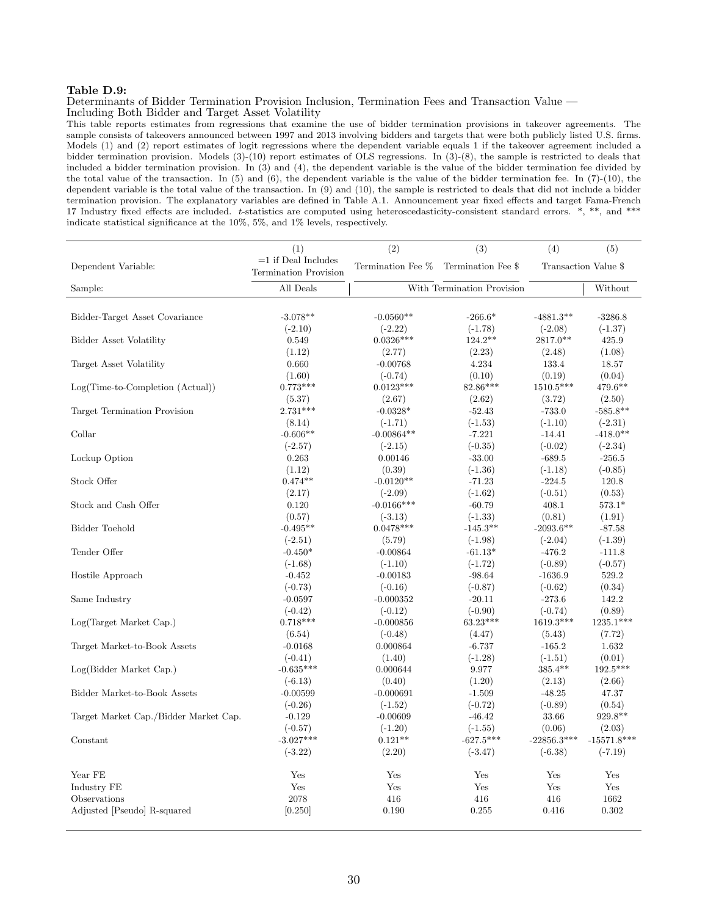**Table D.9:**

Determinants of Bidder Termination Provision Inclusion, Termination Fees and Transaction Value — Including Both Bidder and Target Asset Volatility

This table reports estimates from regressions that examine the use of bidder termination provisions in takeover agreements. The sample consists of takeovers announced between 1997 and 2013 involving bidders and targets that were both publicly listed U.S. firms. Models (1) and (2) report estimates of logit regressions where the dependent variable equals 1 if the takeover agreement included a bidder termination provision. Models (3)-(10) report estimates of OLS regressions. In (3)-(8), the sample is restricted to deals that included a bidder termination provision. In (3) and (4), the dependent variable is the value of the bidder termination fee divided by the total value of the transaction. In (5) and (6), the dependent variable is the value of the bidder termination fee. In (7)-(10), the dependent variable is the total value of the transaction. In (9) and (10), the sample is restricted to deals that did not include a bidder termination provision. The explanatory variables are defined in Table A.1. Announcement year fixed effects and target Fama-French 17 Industry fixed effects are included. *t*-statistics are computed using heteroscedasticity-consistent standard errors. *, **, and *** indicate statistical significance at the 10%, 5%, and 1% levels, respectively.

| | (1) | (2) | (3) | (4) | (5) |
|---|---|---|---|---|---|
| Dependent Variable: | =1 if Deal Includes Termination Provision | Termination Fee % | Termination Fee $ | Transaction Value $ | |
| Sample: | All Deals | With Termination Provision | | | Without |
| Bidder-Target Asset Covariance | -3.078** | -0.0560** | -266.6* | -4881.3** | -3286.8 |
| | (-2.10) | (-2.22) | (-1.78) | (-2.08) | (-1.37) |
| Bidder Asset Volatility | 0.549 | 0.0326*** | 124.2** | 2817.0** | 425.9 |
| | (1.12) | (2.77) | (2.23) | (2.48) | (1.08) |
| Target Asset Volatility | 0.660 | -0.00768 | 4.234 | 133.4 | 18.57 |
| | (1.60) | (-0.74) | (0.10) | (0.19) | (0.04) |
| Log(Time-to-Completion (Actual)) | 0.773*** | 0.0123*** | 82.86*** | 1510.5*** | 479.6** |
| | (5.37) | (2.67) | (2.62) | (3.72) | (2.50) |
| Target Termination Provision | 2.731*** | -0.0328* | -52.43 | -733.0 | -585.8** |
| | (8.14) | (-1.71) | (-1.53) | (-1.10) | (-2.31) |
| Collar | -0.606** | -0.00864** | -7.221 | -14.41 | -418.0** |
| | (-2.57) | (-2.15) | (-0.35) | (-0.02) | (-2.34) |
| Lockup Option | 0.263 | 0.00146 | -33.00 | -689.5 | -256.5 |
| | (1.12) | (0.39) | (-1.36) | (-1.18) | (-0.85) |
| Stock Offer | 0.474** | -0.0120** | -71.23 | -224.5 | 120.8 |
| | (2.17) | (-2.09) | (-1.62) | (-0.51) | (0.53) |
| Stock and Cash Offer | 0.120 | -0.0166*** | -60.79 | 408.1 | 573.1* |
| | (0.57) | (-3.13) | (-1.33) | (0.81) | (1.91) |
| Bidder Toehold | -0.495** | 0.0478*** | -145.3** | -2093.6** | -87.58 |
| | (-2.51) | (5.79) | (-1.98) | (-2.04) | (-1.39) |
| Tender Offer | -0.450* | -0.00864 | -61.13* | -476.2 | -111.8 |
| | (-1.68) | (-1.10) | (-1.72) | (-0.89) | (-0.57) |
| Hostile Approach | -0.452 | -0.00183 | -98.64 | -1636.9 | 529.2 |
| | (-0.73) | (-0.16) | (-0.87) | (-0.62) | (0.34) |
| Same Industry | -0.0597 | -0.000352 | -20.11 | -273.6 | 142.2 |
| | (-0.42) | (-0.12) | (-0.90) | (-0.74) | (0.89) |
| Log(Target Market Cap.) | 0.718*** | -0.000856 | 63.23*** | 1619.3*** | 1235.1*** |
| | (6.54) | (-0.48) | (4.47) | (5.43) | (7.72) |
| Target Market-to-Book Assets | -0.0168 | 0.000864 | -6.737 | -165.2 | 1.632 |
| | (-0.41) | (1.40) | (-1.28) | (-1.51) | (0.01) |
| Log(Bidder Market Cap.) | -0.635*** | 0.000644 | 9.977 | 385.4** | 192.5*** |
| | (-6.13) | (0.40) | (1.20) | (2.13) | (2.66) |
| Bidder Market-to-Book Assets | -0.00599 | -0.000691 | -1.509 | -48.25 | 47.37 |
| | (-0.26) | (-1.52) | (-0.72) | (-0.89) | (0.54) |
| Target Market Cap./Bidder Market Cap. | -0.129 | -0.00609 | -46.42 | 33.66 | 929.8** |
| | (-0.57) | (-1.20) | (-1.55) | (0.06) | (2.03) |
| Constant | -3.027*** | 0.121** | -627.5*** | -22856.3*** | -15571.8*** |
| | (-3.22) | (2.20) | (-3.47) | (-6.38) | (-7.19) |
| Year FE | Yes | Yes | Yes | Yes | Yes |
| Industry FE | Yes | Yes | Yes | Yes | Yes |
| Observations | 2078 | 416 | 416 | 416 | 1662 |
| Adjusted [Pseudo] R-squared | [0.250] | 0.190 | 0.255 | 0.416 | 0.302 |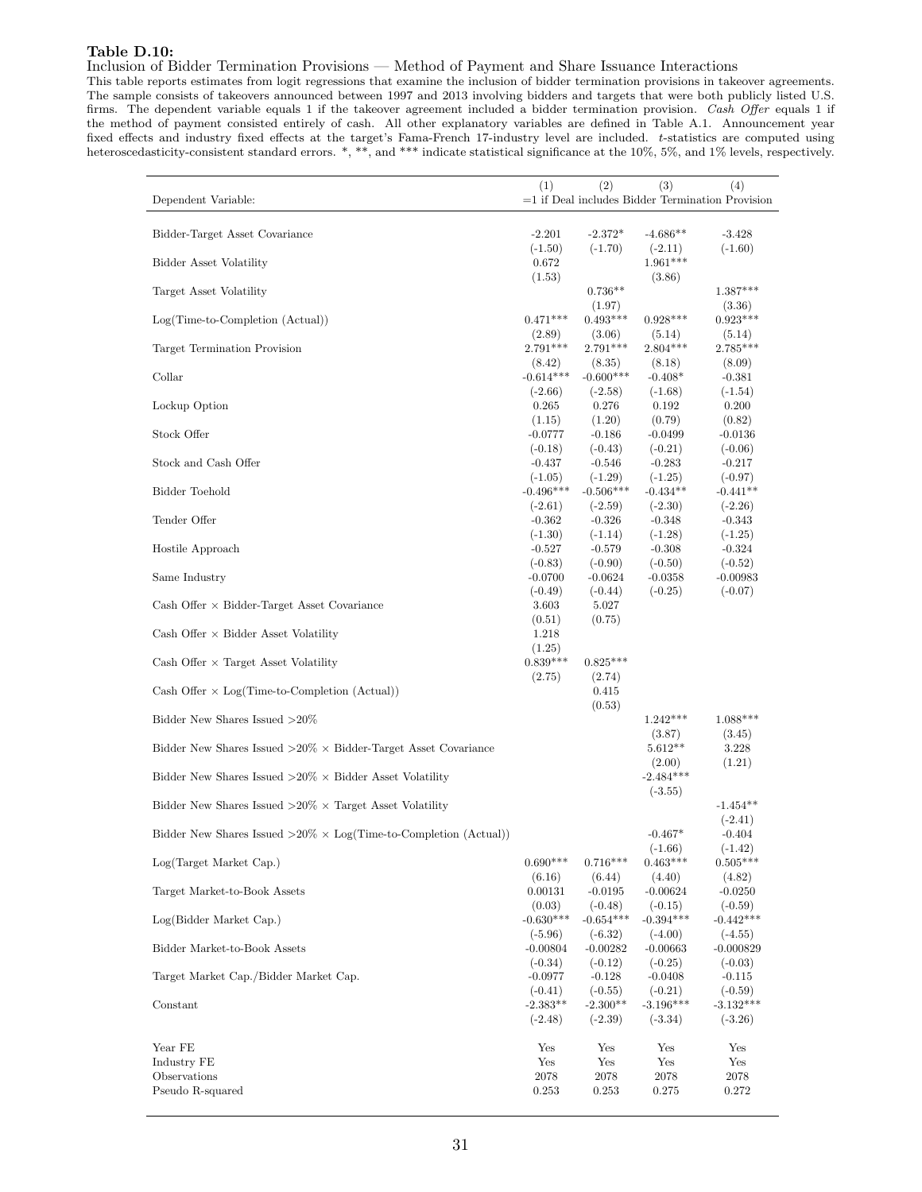**Table D.10:**

Inclusion of Bidder Termination Provisions — Method of Payment and Share Issuance Interactions

This table reports estimates from logit regressions that examine the inclusion of bidder termination provisions in takeover agreements. The sample consists of takeovers announced between 1997 and 2013 involving bidders and targets that were both publicly listed U.S. firms. The dependent variable equals 1 if the takeover agreement included a bidder termination provision. *Cash Offer* equals 1 if the method of payment consisted entirely of cash. All other explanatory variables are defined in Table A.1. Announcement year fixed effects and industry fixed effects at the target's Fama-French 17-industry level are included. *t*-statistics are computed using heteroscedasticity-consistent standard errors. *, **, and *** indicate statistical significance at the 10%, 5%, and 1% levels, respectively.

| | (1) | (2) | (3) | (4) |
|---|---|---|---|---|
| Dependent Variable: | =1 if Deal includes Bidder Termination Provision | | | |
| Bidder-Target Asset Covariance | -2.201 | -2.372* | -4.686** | -3.428 |
| | (-1.50) | (-1.70) | (-2.11) | (-1.60) |
| Bidder Asset Volatility | 0.672 | | 1.961*** | |
| | (1.53) | | (3.86) | |
| Target Asset Volatility | | 0.736** | | 1.387*** |
| | | (1.97) | | (3.36) |
| Log(Time-to-Completion (Actual)) | 0.471*** | 0.493*** | 0.928*** | 0.923*** |
| | (2.89) | (3.06) | (5.14) | (5.14) |
| Target Termination Provision | 2.791*** | 2.791*** | 2.804*** | 2.785*** |
| | (8.42) | (8.35) | (8.18) | (8.09) |
| Collar | -0.614*** | -0.600*** | -0.408* | -0.381 |
| | (-2.66) | (-2.58) | (-1.68) | (-1.54) |
| Lockup Option | 0.265 | 0.276 | 0.192 | 0.200 |
| | (1.15) | (1.20) | (0.79) | (0.82) |
| Stock Offer | -0.0777 | -0.186 | -0.0499 | -0.0136 |
| | (-0.18) | (-0.43) | (-0.21) | (-0.06) |
| Stock and Cash Offer | -0.437 | -0.546 | -0.283 | -0.217 |
| | (-1.05) | (-1.29) | (-1.25) | (-0.97) |
| Bidder Toehold | -0.496*** | -0.506*** | -0.434** | -0.441** |
| | (-2.61) | (-2.59) | (-2.30) | (-2.26) |
| Tender Offer | -0.362 | -0.326 | -0.348 | -0.343 |
| | (-1.30) | (-1.14) | (-1.28) | (-1.25) |
| Hostile Approach | -0.527 | -0.579 | -0.308 | -0.324 |
| | (-0.83) | (-0.90) | (-0.50) | (-0.52) |
| Same Industry | -0.0700 | -0.0624 | -0.0358 | -0.00983 |
| | (-0.49) | (-0.44) | (-0.25) | (-0.07) |
| Cash Offer × Bidder-Target Asset Covariance | 3.603 | 5.027 | | |
| | (0.51) | (0.75) | | |
| Cash Offer × Bidder Asset Volatility | 1.218 | | | |
| | (1.25) | | | |
| Cash Offer × Target Asset Volatility | 0.839*** | 0.825*** | | |
| | (2.75) | (2.74) | | |
| Cash Offer × Log(Time-to-Completion (Actual)) | | 0.415 | | |
| | | (0.53) | | |
| Bidder New Shares Issued >20% | | | 1.242*** | 1.088*** |
| | | | (3.87) | (3.45) |
| Bidder New Shares Issued >20% × Bidder-Target Asset Covariance | | | 5.612** | 3.228 |
| | | | (2.00) | (1.21) |
| Bidder New Shares Issued >20% × Bidder Asset Volatility | | | -2.484*** | |
| | | | (-3.55) | |
| Bidder New Shares Issued >20% × Target Asset Volatility | | | | -1.454** |
| | | | | (-2.41) |
| Bidder New Shares Issued >20% × Log(Time-to-Completion (Actual)) | | | -0.467* | -0.404 |
| | | | (-1.66) | (-1.42) |
| Log(Target Market Cap.) | 0.690*** | 0.716*** | 0.463*** | 0.505*** |
| | (6.16) | (6.44) | (4.40) | (4.82) |
| Target Market-to-Book Assets | 0.00131 | -0.0195 | -0.00624 | -0.0250 |
| | (0.03) | (-0.48) | (-0.15) | (-0.59) |
| Log(Bidder Market Cap.) | -0.630*** | -0.654*** | -0.394*** | -0.442*** |
| | (-5.96) | (-6.32) | (-4.00) | (-4.55) |
| Bidder Market-to-Book Assets | -0.00804 | -0.00282 | -0.00663 | -0.000829 |
| | (-0.34) | (-0.12) | (-0.25) | (-0.03) |
| Target Market Cap./Bidder Market Cap. | -0.0977 | -0.128 | -0.0408 | -0.115 |
| | (-0.41) | (-0.55) | (-0.21) | (-0.59) |
| Constant | -2.383** | -2.300** | -3.196*** | -3.132*** |
| | (-2.48) | (-2.39) | (-3.34) | (-3.26) |
| Year FE | Yes | Yes | Yes | Yes |
| Industry FE | Yes | Yes | Yes | Yes |
| Observations | 2078 | 2078 | 2078 | 2078 |
| Pseudo R-squared | 0.253 | 0.253 | 0.275 | 0.272 |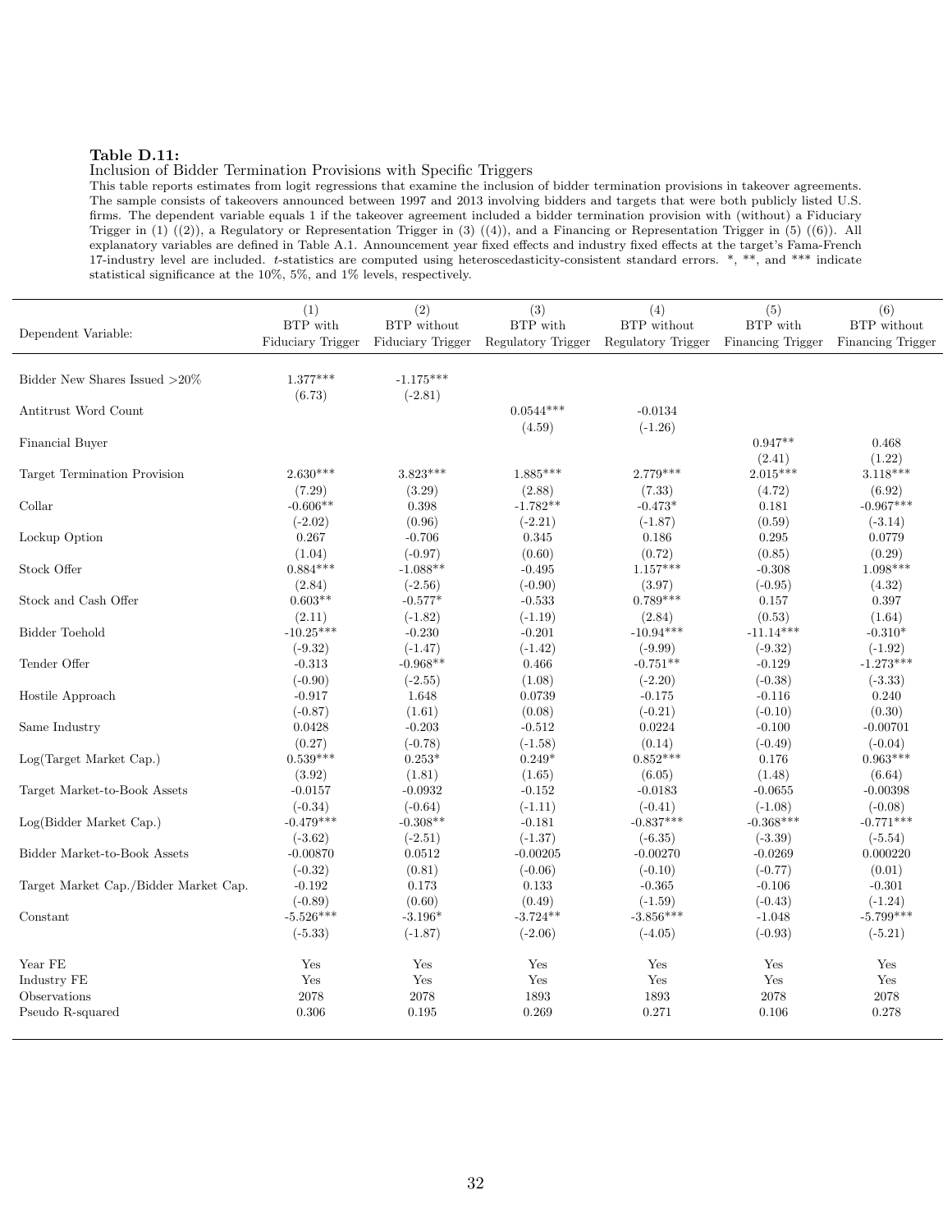**Table D.11:**

Inclusion of Bidder Termination Provisions with Specific Triggers

This table reports estimates from logit regressions that examine the inclusion of bidder termination provisions in takeover agreements. The sample consists of takeovers announced between 1997 and 2013 involving bidders and targets that were both publicly listed U.S. firms. The dependent variable equals 1 if the takeover agreement included a bidder termination provision with (without) a Fiduciary Trigger in (1) ((2)), a Regulatory or Representation Trigger in (3) ((4)), and a Financing or Representation Trigger in (5) ((6)). All explanatory variables are defined in Table A.1. Announcement year fixed effects and industry fixed effects at the target's Fama-French 17-industry level are included. *t*-statistics are computed using heteroscedasticity-consistent standard errors. *, **, and *** indicate statistical significance at the 10%, 5%, and 1% levels, respectively.

| Dependent Variable: | (1) BTP with Fiduciary Trigger | (2) BTP without Fiduciary Trigger | (3) BTP with Regulatory Trigger | (4) BTP without Regulatory Trigger | (5) BTP with Financing Trigger | (6) BTP without Financing Trigger |
|---|---|---|---|---|---|---|
| Bidder New Shares Issued >20% | 1.377*** | -1.175*** | | | | |
| | (6.73) | (-2.81) | | | | |
| Antitrust Word Count | | | 0.0544*** | -0.0134 | | |
| | | | (4.59) | (-1.26) | | |
| Financial Buyer | | | | | 0.947** | 0.468 |
| | | | | | (2.41) | (1.22) |
| Target Termination Provision | 2.630*** | 3.823*** | 1.885*** | 2.779*** | 2.015*** | 3.118*** |
| | (7.29) | (3.29) | (2.88) | (7.33) | (4.72) | (6.92) |
| Collar | -0.606** | 0.398 | -1.782** | -0.473* | 0.181 | -0.967*** |
| | (-2.02) | (0.96) | (-2.21) | (-1.87) | (0.59) | (-3.14) |
| Lockup Option | 0.267 | -0.706 | 0.345 | 0.186 | 0.295 | 0.0779 |
| | (1.04) | (-0.97) | (0.60) | (0.72) | (0.85) | (0.29) |
| Stock Offer | 0.884*** | -1.088** | -0.495 | 1.157*** | -0.308 | 1.098*** |
| | (2.84) | (-2.56) | (-0.90) | (3.97) | (-0.95) | (4.32) |
| Stock and Cash Offer | 0.603** | -0.577* | -0.533 | 0.789*** | 0.157 | 0.397 |
| | (2.11) | (-1.82) | (-1.19) | (2.84) | (0.53) | (1.64) |
| Bidder Toehold | -10.25*** | -0.230 | -0.201 | -10.94*** | -11.14*** | -0.310* |
| | (-9.32) | (-1.47) | (-1.42) | (-9.99) | (-9.32) | (-1.92) |
| Tender Offer | -0.313 | -0.968** | 0.466 | -0.751** | -0.129 | -1.273*** |
| | (-0.90) | (-2.55) | (1.08) | (-2.20) | (-0.38) | (-3.33) |
| Hostile Approach | -0.917 | 1.648 | 0.0739 | -0.175 | -0.116 | 0.240 |
| | (-0.87) | (1.61) | (0.08) | (-0.21) | (-0.10) | (0.30) |
| Same Industry | 0.0428 | -0.203 | -0.512 | 0.0224 | -0.100 | -0.00701 |
| | (0.27) | (-0.78) | (-1.58) | (0.14) | (-0.49) | (-0.04) |
| Log(Target Market Cap.) | 0.539*** | 0.253* | 0.249* | 0.852*** | 0.176 | 0.963*** |
| | (3.92) | (1.81) | (1.65) | (6.05) | (1.48) | (6.64) |
| Target Market-to-Book Assets | -0.0157 | -0.0932 | -0.152 | -0.0183 | -0.0655 | -0.00398 |
| | (-0.34) | (-0.64) | (-1.11) | (-0.41) | (-1.08) | (-0.08) |
| Log(Bidder Market Cap.) | -0.479*** | -0.308** | -0.181 | -0.837*** | -0.368*** | -0.771*** |
| | (-3.62) | (-2.51) | (-1.37) | (-6.35) | (-3.39) | (-5.54) |
| Bidder Market-to-Book Assets | -0.00870 | 0.0512 | -0.00205 | -0.00270 | -0.0269 | 0.000220 |
| | (-0.32) | (0.81) | (-0.06) | (-0.10) | (-0.77) | (0.01) |
| Target Market Cap./Bidder Market Cap. | -0.192 | 0.173 | 0.133 | -0.365 | -0.106 | -0.301 |
| | (-0.89) | (0.60) | (0.49) | (-1.59) | (-0.43) | (-1.24) |
| Constant | -5.526*** | -3.196* | -3.724** | -3.856*** | -1.048 | -5.799*** |
| | (-5.33) | (-1.87) | (-2.06) | (-4.05) | (-0.93) | (-5.21) |
| Year FE | Yes | Yes | Yes | Yes | Yes | Yes |
| Industry FE | Yes | Yes | Yes | Yes | Yes | Yes |
| Observations | 2078 | 2078 | 1893 | 1893 | 2078 | 2078 |
| Pseudo R-squared | 0.306 | 0.195 | 0.269 | 0.271 | 0.106 | 0.278 |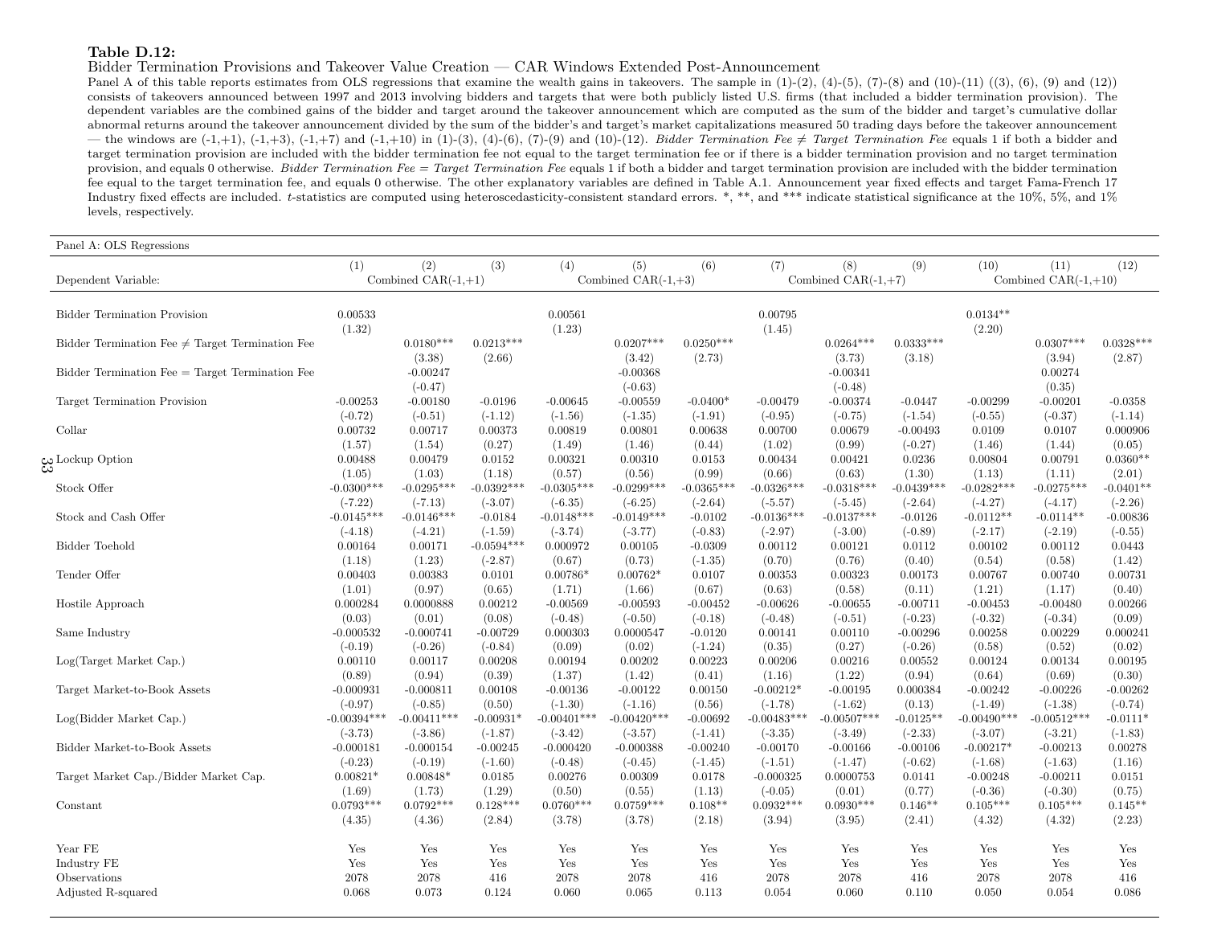**Table D.12:**

Bidder Termination Provisions and Takeover Value Creation — CAR Windows Extended Post-Announcement

Panel A of this table reports estimates from OLS regressions that examine the wealth gains in takeovers. The sample in (1)-(2), (4)-(5), (7)-(8) and (10)-(11) ((3), (6), (9) and (12)) consists of takeovers announced between 1997 and 2013 involving bidders and targets that were both publicly listed U.S. firms (that included a bidder termination provision). The dependent variables are the combined gains of the bidder and target around the takeover announcement which are computed as the sum of the bidder and target's cumulative dollar abnormal returns around the takeover announcement divided by the sum of the bidder's and target's market capitalizations measured 50 trading days before the takeover announcement — the windows are (-1,+1), (-1,+3), (-1,+7) and (-1,+10) in (1)-(3), (4)-(6), (7)-(9) and (10)-(12). *Bidder Termination Fee ≠ Target Termination Fee* equals 1 if both a bidder and target termination provision are included with the bidder termination fee not equal to the target termination fee or if there is a bidder termination provision and no target termination provision, and equals 0 otherwise. *Bidder Termination Fee = Target Termination Fee* equals 1 if both a bidder and target termination provision are included with the bidder termination fee equal to the target termination fee, and equals 0 otherwise. The other explanatory variables are defined in Table A.1. Announcement year fixed effects and target Fama-French 17 Industry fixed effects are included. *t*-statistics are computed using heteroscedasticity-consistent standard errors. \*, \*\*, and \*\*\* indicate statistical significance at the 10%, 5%, and 1% levels, respectively.

| Panel A: OLS Regressions | | | | | | | | | | | | |
|---|---|---|---|---|---|---|---|---|---|---|---|---|
| | (1) | (2) | (3) | (4) | (5) | (6) | (7) | (8) | (9) | (10) | (11) | (12) |
| Dependent Variable: | Combined CAR(-1,+1) | | | Combined CAR(-1,+3) | | | Combined CAR(-1,+7) | | | Combined CAR(-1,+10) | | |
| Bidder Termination Provision | 0.00533 | | | 0.00561 | | | 0.00795 | | | 0.0134** | | |
| | (1.32) | | | (1.23) | | | (1.45) | | | (2.20) | | |
| Bidder Termination Fee ≠ Target Termination Fee | | 0.0180*** | 0.0213*** | | 0.0207*** | 0.0250*** | | 0.0264*** | 0.0333*** | | 0.0307*** | 0.0328*** |
| | | (3.38) | (2.66) | | (3.42) | (2.73) | | (3.73) | (3.18) | | (3.94) | (2.87) |
| Bidder Termination Fee = Target Termination Fee | | -0.00247 | | | -0.00368 | | | -0.00341 | | | 0.00274 | |
| | | (-0.47) | | | (-0.63) | | | (-0.48) | | | (0.35) | |
| Target Termination Provision | -0.00253 | -0.00180 | -0.0196 | -0.00645 | -0.00559 | -0.0400* | -0.00479 | -0.00374 | -0.0447 | -0.00299 | -0.00201 | -0.0358 |
| | (-0.72) | (-0.51) | (-1.12) | (-1.56) | (-1.35) | (-1.91) | (-0.95) | (-0.75) | (-1.54) | (-0.55) | (-0.37) | (-1.14) |
| Collar | 0.00732 | 0.00717 | 0.00373 | 0.00819 | 0.00801 | 0.00638 | 0.00700 | 0.00679 | -0.00493 | 0.0109 | 0.0107 | 0.000906 |
| | (1.57) | (1.54) | (0.27) | (1.49) | (1.46) | (0.44) | (1.02) | (0.99) | (-0.27) | (1.46) | (1.44) | (0.05) |
| Lockup Option | 0.00488 | 0.00479 | 0.0152 | 0.00321 | 0.00310 | 0.0153 | 0.00434 | 0.00421 | 0.0236 | 0.00804 | 0.00791 | 0.0360** |
| | (1.05) | (1.03) | (1.18) | (0.57) | (0.56) | (0.99) | (0.66) | (0.63) | (1.30) | (1.13) | (1.11) | (2.01) |
| Stock Offer | -0.0300*** | -0.0295*** | -0.0392*** | -0.0305*** | -0.0299*** | -0.0365*** | -0.0326*** | -0.0318*** | -0.0439*** | -0.0282*** | -0.0275*** | -0.0401** |
| | (-7.22) | (-7.13) | (-3.07) | (-6.35) | (-6.25) | (-2.64) | (-5.57) | (-5.45) | (-2.64) | (-4.27) | (-4.17) | (-2.26) |
| Stock and Cash Offer | -0.0145*** | -0.0146*** | -0.0184 | -0.0148*** | -0.0149*** | -0.0102 | -0.0136*** | -0.0137*** | -0.0126 | -0.0112** | -0.0114** | -0.00836 |
| | (-4.18) | (-4.21) | (-1.59) | (-3.74) | (-3.77) | (-0.83) | (-2.97) | (-3.00) | (-0.89) | (-2.17) | (-2.19) | (-0.55) |
| Bidder Toehold | 0.00164 | 0.00171 | -0.0594*** | 0.000972 | 0.00105 | -0.0309 | 0.00112 | 0.00121 | 0.0112 | 0.00102 | 0.00112 | 0.0443 |
| | (1.18) | (1.23) | (-2.87) | (0.67) | (0.73) | (-1.35) | (0.70) | (0.76) | (0.40) | (0.54) | (0.58) | (1.42) |
| Tender Offer | 0.00403 | 0.00383 | 0.0101 | 0.00786* | 0.00762* | 0.0107 | 0.00353 | 0.00323 | 0.00173 | 0.00767 | 0.00740 | 0.00731 |
| | (1.01) | (0.97) | (0.65) | (1.71) | (1.66) | (0.67) | (0.63) | (0.58) | (0.11) | (1.21) | (1.17) | (0.40) |
| Hostile Approach | 0.000284 | 0.0000888 | 0.00212 | -0.00569 | -0.00593 | -0.00452 | -0.00626 | -0.00655 | -0.00711 | -0.00453 | -0.00480 | 0.00266 |
| | (0.03) | (0.01) | (0.08) | (-0.48) | (-0.50) | (-0.18) | (-0.48) | (-0.51) | (-0.23) | (-0.32) | (-0.34) | (0.09) |
| Same Industry | -0.000532 | -0.000741 | -0.00729 | 0.000303 | 0.0000547 | -0.0120 | 0.00141 | 0.00110 | -0.00296 | 0.00258 | 0.00229 | 0.000241 |
| | (-0.19) | (-0.26) | (-0.84) | (0.09) | (0.02) | (-1.24) | (0.35) | (0.27) | (-0.26) | (0.58) | (0.52) | (0.02) |
| Log(Target Market Cap.) | 0.00110 | 0.00117 | 0.00208 | 0.00194 | 0.00202 | 0.00223 | 0.00206 | 0.00216 | 0.00552 | 0.00124 | 0.00134 | 0.00195 |
| | (0.89) | (0.94) | (0.39) | (1.37) | (1.42) | (0.41) | (1.16) | (1.22) | (0.94) | (0.64) | (0.69) | (0.30) |
| Target Market-to-Book Assets | -0.000931 | -0.000811 | 0.00108 | -0.00136 | -0.00122 | 0.00150 | -0.00212* | -0.00195 | 0.000384 | -0.00242 | -0.00226 | -0.00262 |
| | (-0.97) | (-0.85) | (0.50) | (-1.30) | (-1.16) | (0.56) | (-1.78) | (-1.62) | (0.13) | (-1.49) | (-1.38) | (-0.74) |
| Log(Bidder Market Cap.) | -0.00394*** | -0.00411*** | -0.00931* | -0.00401*** | -0.00420*** | -0.00692 | -0.00483*** | -0.00507*** | -0.0125** | -0.00490*** | -0.00512*** | -0.0111* |
| | (-3.73) | (-3.86) | (-1.87) | (-3.42) | (-3.57) | (-1.41) | (-3.35) | (-3.49) | (-2.33) | (-3.07) | (-3.21) | (-1.83) |
| Bidder Market-to-Book Assets | -0.000181 | -0.000154 | -0.00245 | -0.000420 | -0.000388 | -0.00240 | -0.00170 | -0.00166 | -0.00106 | -0.00217* | -0.00213 | 0.00278 |
| | (-0.23) | (-0.19) | (-1.60) | (-0.48) | (-0.45) | (-1.45) | (-1.51) | (-1.47) | (-0.62) | (-1.68) | (-1.63) | (1.16) |
| Target Market Cap./Bidder Market Cap. | 0.00821* | 0.00848* | 0.0185 | 0.00276 | 0.00309 | 0.0178 | -0.000325 | 0.0000753 | 0.0141 | -0.00248 | -0.00211 | 0.0151 |
| | (1.69) | (1.73) | (1.29) | (0.50) | (0.55) | (1.13) | (-0.05) | (0.01) | (0.77) | (-0.36) | (-0.30) | (0.75) |
| Constant | 0.0793*** | 0.0792*** | 0.128*** | 0.0760*** | 0.0759*** | 0.108** | 0.0932*** | 0.0930*** | 0.146** | 0.105*** | 0.105*** | 0.145** |
| | (4.35) | (4.36) | (2.84) | (3.78) | (3.78) | (2.18) | (3.94) | (3.95) | (2.41) | (4.32) | (4.32) | (2.23) |
| Year FE | Yes | Yes | Yes | Yes | Yes | Yes | Yes | Yes | Yes | Yes | Yes | Yes |
| Industry FE | Yes | Yes | Yes | Yes | Yes | Yes | Yes | Yes | Yes | Yes | Yes | Yes |
| Observations | 2078 | 2078 | 416 | 2078 | 2078 | 416 | 2078 | 2078 | 416 | 2078 | 2078 | 416 |
| Adjusted R-squared | 0.068 | 0.073 | 0.124 | 0.060 | 0.065 | 0.113 | 0.054 | 0.060 | 0.110 | 0.050 | 0.054 | 0.086 |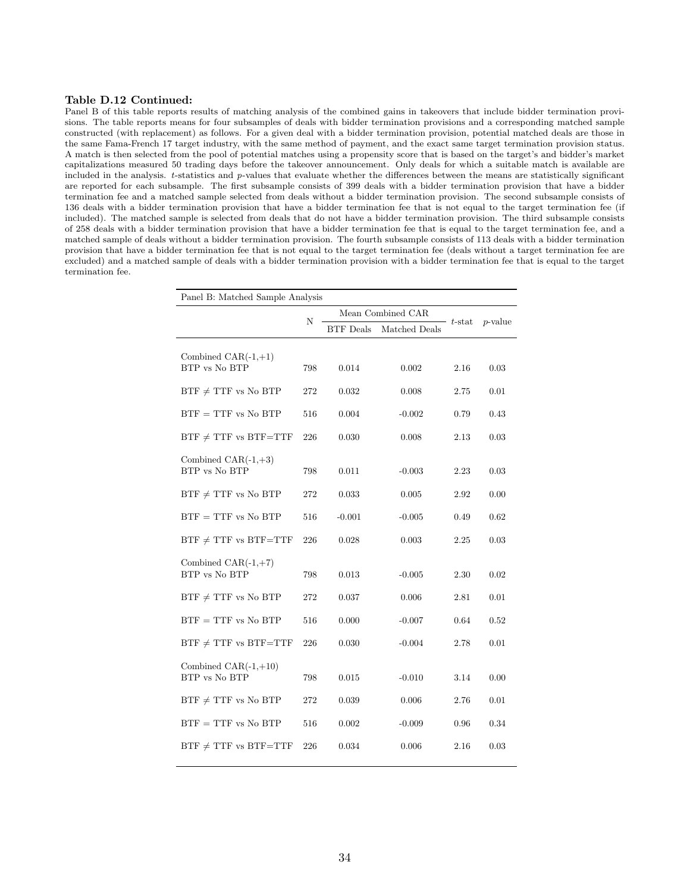**Table D.12 Continued:**
Panel B of this table reports results of matching analysis of the combined gains in takeovers that include bidder termination provisions. The table reports means for four subsamples of deals with bidder termination provisions and a corresponding matched sample constructed (with replacement) as follows. For a given deal with a bidder termination provision, potential matched deals are those in the same Fama-French 17 target industry, with the same method of payment, and the exact same target termination provision status. A match is then selected from the pool of potential matches using a propensity score that is based on the target's and bidder's market capitalizations measured 50 trading days before the takeover announcement. Only deals for which a suitable match is available are included in the analysis. $t$-statistics and $p$-values that evaluate whether the differences between the means are statistically significant are reported for each subsample. The first subsample consists of 399 deals with a bidder termination provision that have a bidder termination fee and a matched sample selected from deals without a bidder termination provision. The second subsample consists of 136 deals with a bidder termination provision that have a bidder termination fee that is not equal to the target termination fee (if included). The matched sample is selected from deals that do not have a bidder termination provision. The third subsample consists of 258 deals with a bidder termination provision that have a bidder termination fee that is equal to the target termination fee, and a matched sample of deals without a bidder termination provision. The fourth subsample consists of 113 deals with a bidder termination provision that have a bidder termination fee that is not equal to the target termination fee (deals without a target termination fee are excluded) and a matched sample of deals with a bidder termination provision with a bidder termination fee that is equal to the target termination fee.

| Panel B: Matched Sample Analysis | | | | | |
|---|---|---|---|---|---|
| | N | Mean Combined CAR | | $t$-stat | $p$-value |
| | | BTF Deals | Matched Deals | | |
| Combined CAR(-1,+1) | | | | | |
| BTP vs No BTP | 798 | 0.014 | 0.002 | 2.16 | 0.03 |
| BTF $\neq$ TTF vs No BTP | 272 | 0.032 | 0.008 | 2.75 | 0.01 |
| BTF = TTF vs No BTP | 516 | 0.004 | -0.002 | 0.79 | 0.43 |
| BTF $\neq$ TTF vs BTF=TTF | 226 | 0.030 | 0.008 | 2.13 | 0.03 |
| Combined CAR(-1,+3) | | | | | |
| BTP vs No BTP | 798 | 0.011 | -0.003 | 2.23 | 0.03 |
| BTF $\neq$ TTF vs No BTP | 272 | 0.033 | 0.005 | 2.92 | 0.00 |
| BTF = TTF vs No BTP | 516 | -0.001 | -0.005 | 0.49 | 0.62 |
| BTF $\neq$ TTF vs BTF=TTF | 226 | 0.028 | 0.003 | 2.25 | 0.03 |
| Combined CAR(-1,+7) | | | | | |
| BTP vs No BTP | 798 | 0.013 | -0.005 | 2.30 | 0.02 |
| BTF $\neq$ TTF vs No BTP | 272 | 0.037 | 0.006 | 2.81 | 0.01 |
| BTF = TTF vs No BTP | 516 | 0.000 | -0.007 | 0.64 | 0.52 |
| BTF $\neq$ TTF vs BTF=TTF | 226 | 0.030 | -0.004 | 2.78 | 0.01 |
| Combined CAR(-1,+10) | | | | | |
| BTP vs No BTP | 798 | 0.015 | -0.010 | 3.14 | 0.00 |
| BTF $\neq$ TTF vs No BTP | 272 | 0.039 | 0.006 | 2.76 | 0.01 |
| BTF = TTF vs No BTP | 516 | 0.002 | -0.009 | 0.96 | 0.34 |
| BTF $\neq$ TTF vs BTF=TTF | 226 | 0.034 | 0.006 | 2.16 | 0.03 |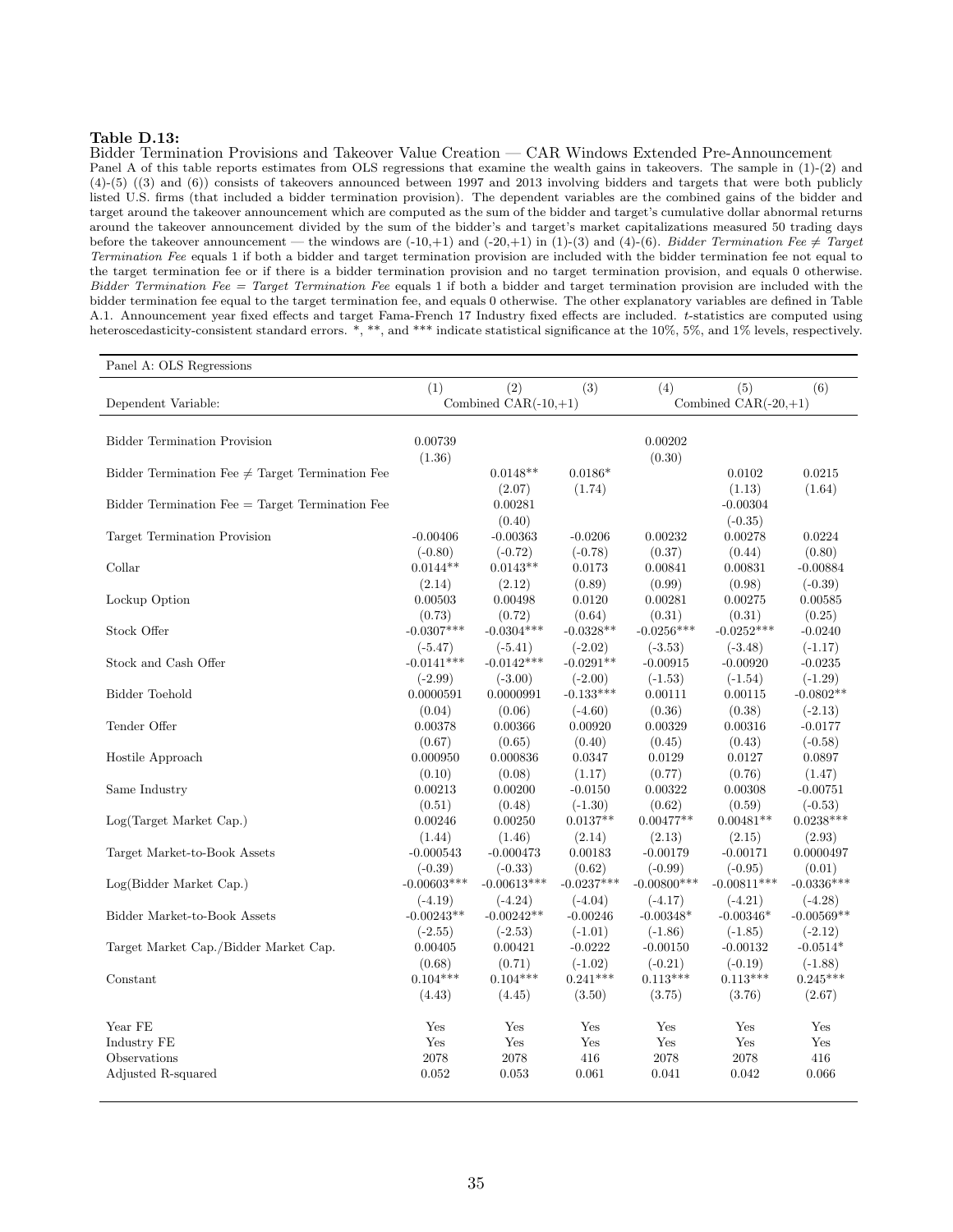**Table D.13:**

Bidder Termination Provisions and Takeover Value Creation — CAR Windows Extended Pre-Announcement

Panel A of this table reports estimates from OLS regressions that examine the wealth gains in takeovers. The sample in (1)-(2) and (4)-(5) ((3) and (6)) consists of takeovers announced between 1997 and 2013 involving bidders and targets that were both publicly listed U.S. firms (that included a bidder termination provision). The dependent variables are the combined gains of the bidder and target around the takeover announcement which are computed as the sum of the bidder and target's cumulative dollar abnormal returns around the takeover announcement divided by the sum of the bidder's and target's market capitalizations measured 50 trading days before the takeover announcement — the windows are (-10,+1) and (-20,+1) in (1)-(3) and (4)-(6). *Bidder Termination Fee ≠ Target Termination Fee* equals 1 if both a bidder and target termination provision are included with the bidder termination fee not equal to the target termination fee or if there is a bidder termination provision and no target termination provision, and equals 0 otherwise. *Bidder Termination Fee = Target Termination Fee* equals 1 if both a bidder and target termination provision are included with the bidder termination fee equal to the target termination fee, and equals 0 otherwise. The other explanatory variables are defined in Table A.1. Announcement year fixed effects and target Fama-French 17 Industry fixed effects are included. *t*-statistics are computed using heteroscedasticity-consistent standard errors. *, **, and *** indicate statistical significance at the 10%, 5%, and 1% levels, respectively.

| Panel A: OLS Regressions | | | | | | |
|---|---|---|---|---|---|---|
| | (1) | (2) | (3) | (4) | (5) | (6) |
| Dependent Variable: | Combined CAR(-10,+1) | | | Combined CAR(-20,+1) | | |
| Bidder Termination Provision | 0.00739 | | | 0.00202 | | |
| | (1.36) | | | (0.30) | | |
| Bidder Termination Fee ≠ Target Termination Fee | | 0.0148** | 0.0186* | | 0.0102 | 0.0215 |
| | | (2.07) | (1.74) | | (1.13) | (1.64) |
| Bidder Termination Fee = Target Termination Fee | | 0.00281 | | | -0.00304 | |
| | | (0.40) | | | (-0.35) | |
| Target Termination Provision | -0.00406 | -0.00363 | -0.0206 | 0.00232 | 0.00278 | 0.0224 |
| | (-0.80) | (-0.72) | (-0.78) | (0.37) | (0.44) | (0.80) |
| Collar | 0.0144** | 0.0143** | 0.0173 | 0.00841 | 0.00831 | -0.00884 |
| | (2.14) | (2.12) | (0.89) | (0.99) | (0.98) | (-0.39) |
| Lockup Option | 0.00503 | 0.00498 | 0.0120 | 0.00281 | 0.00275 | 0.00585 |
| | (0.73) | (0.72) | (0.64) | (0.31) | (0.31) | (0.25) |
| Stock Offer | -0.0307*** | -0.0304*** | -0.0328** | -0.0256*** | -0.0252*** | -0.0240 |
| | (-5.47) | (-5.41) | (-2.02) | (-3.53) | (-3.48) | (-1.17) |
| Stock and Cash Offer | -0.0141*** | -0.0142*** | -0.0291** | -0.00915 | -0.00920 | -0.0235 |
| | (-2.99) | (-3.00) | (-2.00) | (-1.53) | (-1.54) | (-1.29) |
| Bidder Toehold | 0.0000591 | 0.0000991 | -0.133*** | 0.00111 | 0.00115 | -0.0802** |
| | (0.04) | (0.06) | (-4.60) | (0.36) | (0.38) | (-2.13) |
| Tender Offer | 0.00378 | 0.00366 | 0.00920 | 0.00329 | 0.00316 | -0.0177 |
| | (0.67) | (0.65) | (0.40) | (0.45) | (0.43) | (-0.58) |
| Hostile Approach | 0.000950 | 0.000836 | 0.0347 | 0.0129 | 0.0127 | 0.0897 |
| | (0.10) | (0.08) | (1.17) | (0.77) | (0.76) | (1.47) |
| Same Industry | 0.00213 | 0.00200 | -0.0150 | 0.00322 | 0.00308 | -0.00751 |
| | (0.51) | (0.48) | (-1.30) | (0.62) | (0.59) | (-0.53) |
| Log(Target Market Cap.) | 0.00246 | 0.00250 | 0.0137** | 0.00477** | 0.00481** | 0.0238*** |
| | (1.44) | (1.46) | (2.14) | (2.13) | (2.15) | (2.93) |
| Target Market-to-Book Assets | -0.000543 | -0.000473 | 0.00183 | -0.00179 | -0.00171 | 0.0000497 |
| | (-0.39) | (-0.33) | (0.62) | (-0.99) | (-0.95) | (0.01) |
| Log(Bidder Market Cap.) | -0.00603*** | -0.00613*** | -0.0237*** | -0.00800*** | -0.00811*** | -0.0336*** |
| | (-4.19) | (-4.24) | (-4.04) | (-4.17) | (-4.21) | (-4.28) |
| Bidder Market-to-Book Assets | -0.00243** | -0.00242** | -0.00246 | -0.00348* | -0.00346* | -0.00569** |
| | (-2.55) | (-2.53) | (-1.01) | (-1.86) | (-1.85) | (-2.12) |
| Target Market Cap./Bidder Market Cap. | 0.00405 | 0.00421 | -0.0222 | -0.00150 | -0.00132 | -0.0514* |
| | (0.68) | (0.71) | (-1.02) | (-0.21) | (-0.19) | (-1.88) |
| Constant | 0.104*** | 0.104*** | 0.241*** | 0.113*** | 0.113*** | 0.245*** |
| | (4.43) | (4.45) | (3.50) | (3.75) | (3.76) | (2.67) |
| Year FE | Yes | Yes | Yes | Yes | Yes | Yes |
| Industry FE | Yes | Yes | Yes | Yes | Yes | Yes |
| Observations | 2078 | 2078 | 416 | 2078 | 2078 | 416 |
| Adjusted R-squared | 0.052 | 0.053 | 0.061 | 0.041 | 0.042 | 0.066 |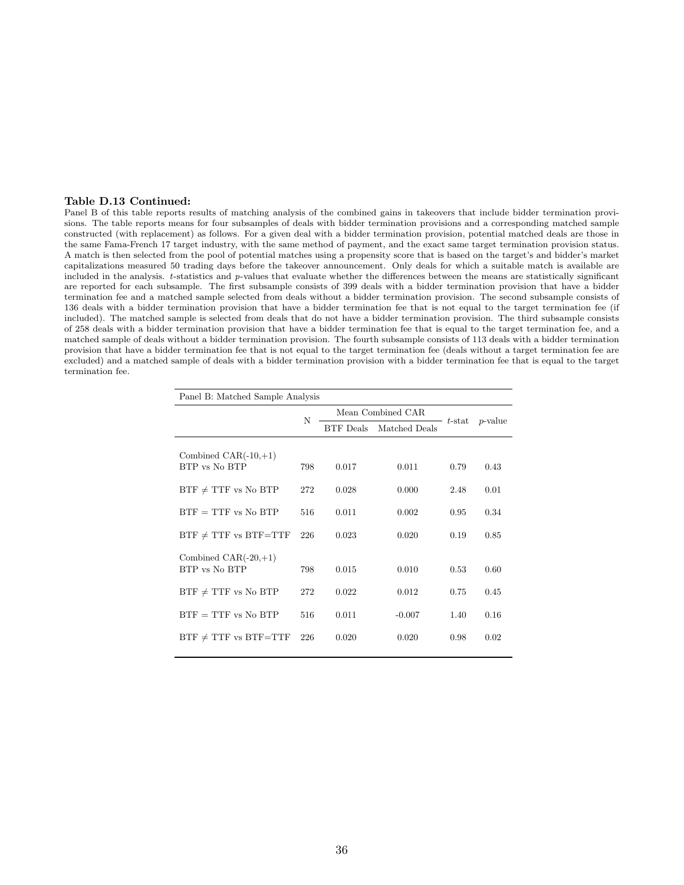**Table D.13 Continued:**

Panel B of this table reports results of matching analysis of the combined gains in takeovers that include bidder termination provisions. The table reports means for four subsamples of deals with bidder termination provisions and a corresponding matched sample constructed (with replacement) as follows. For a given deal with a bidder termination provision, potential matched deals are those in the same Fama-French 17 target industry, with the same method of payment, and the exact same target termination provision status. A match is then selected from the pool of potential matches using a propensity score that is based on the target's and bidder's market capitalizations measured 50 trading days before the takeover announcement. Only deals for which a suitable match is available are included in the analysis. *t*-statistics and *p*-values that evaluate whether the differences between the means are statistically significant are reported for each subsample. The first subsample consists of 399 deals with a bidder termination provision that have a bidder termination fee and a matched sample selected from deals without a bidder termination provision. The second subsample consists of 136 deals with a bidder termination provision that have a bidder termination fee that is not equal to the target termination fee (if included). The matched sample is selected from deals that do not have a bidder termination provision. The third subsample consists of 258 deals with a bidder termination provision that have a bidder termination fee that is equal to the target termination fee, and a matched sample of deals without a bidder termination provision. The fourth subsample consists of 113 deals with a bidder termination provision that have a bidder termination fee that is not equal to the target termination fee (deals without a target termination fee are excluded) and a matched sample of deals with a bidder termination provision with a bidder termination fee that is equal to the target termination fee.

Panel B: Matched Sample Analysis

| | N | Mean Combined CAR | | *t*-stat | *p*-value |
|---|---|---|---|---|---|
| | | BTF Deals | Matched Deals | | |
| Combined CAR(-10,+1) | | | | | |
| BTP vs No BTP | 798 | 0.017 | 0.011 | 0.79 | 0.43 |
| BTF ≠ TTF vs No BTP | 272 | 0.028 | 0.000 | 2.48 | 0.01 |
| BTF = TTF vs No BTP | 516 | 0.011 | 0.002 | 0.95 | 0.34 |
| BTF ≠ TTF vs BTF=TTF | 226 | 0.023 | 0.020 | 0.19 | 0.85 |
| Combined CAR(-20,+1) | | | | | |
| BTP vs No BTP | 798 | 0.015 | 0.010 | 0.53 | 0.60 |
| BTF ≠ TTF vs No BTP | 272 | 0.022 | 0.012 | 0.75 | 0.45 |
| BTF = TTF vs No BTP | 516 | 0.011 | -0.007 | 1.40 | 0.16 |
| BTF ≠ TTF vs BTF=TTF | 226 | 0.020 | 0.020 | 0.98 | 0.02 |